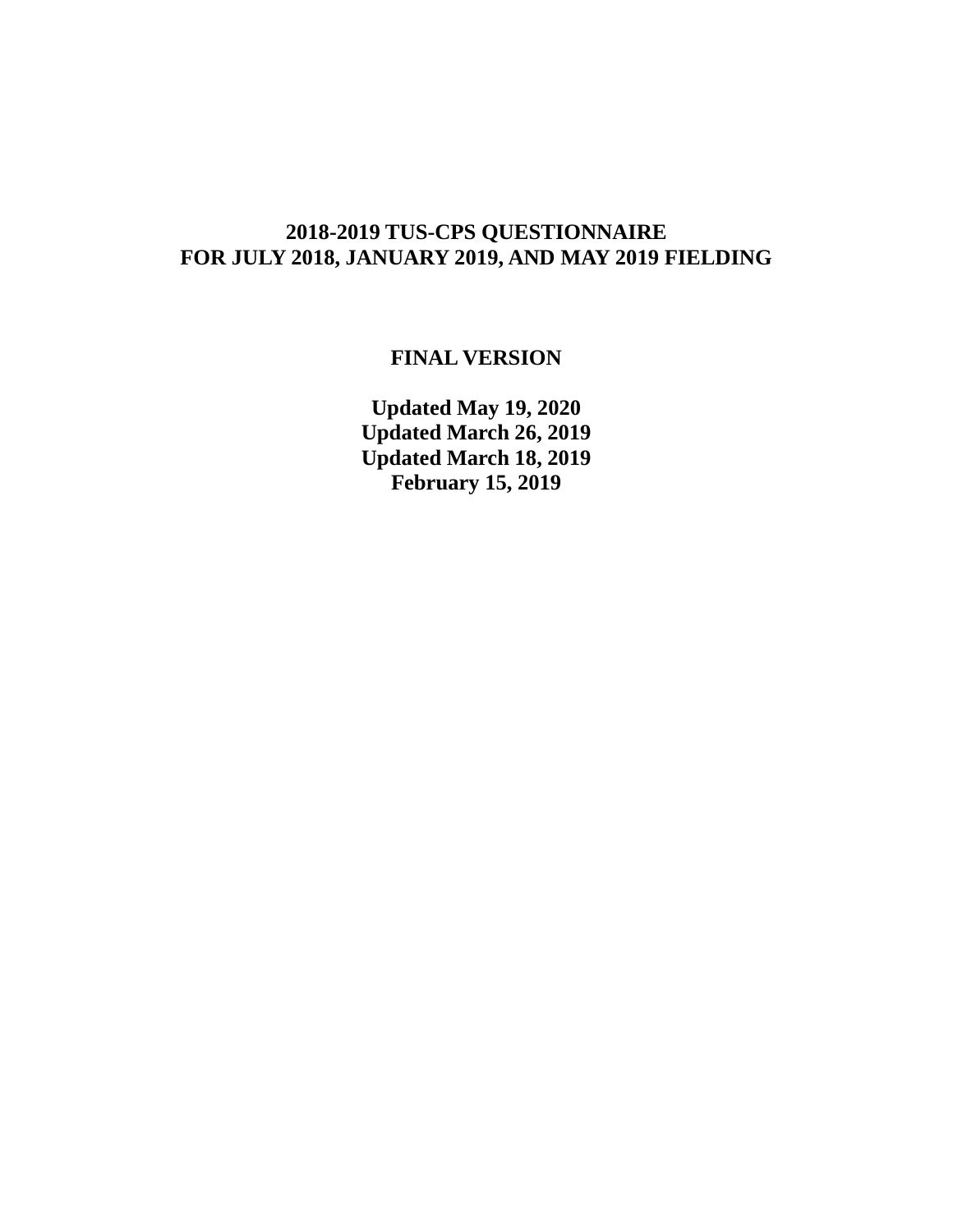# 2018-2019 TUS-CPS QUESTIONNAIRE
# FOR JULY 2018, JANUARY 2019, AND MAY 2019 FIELDING

**FINAL VERSION**

**Updated May 19, 2020**
**Updated March 26, 2019**
**Updated March 18, 2019**
**February 15, 2019**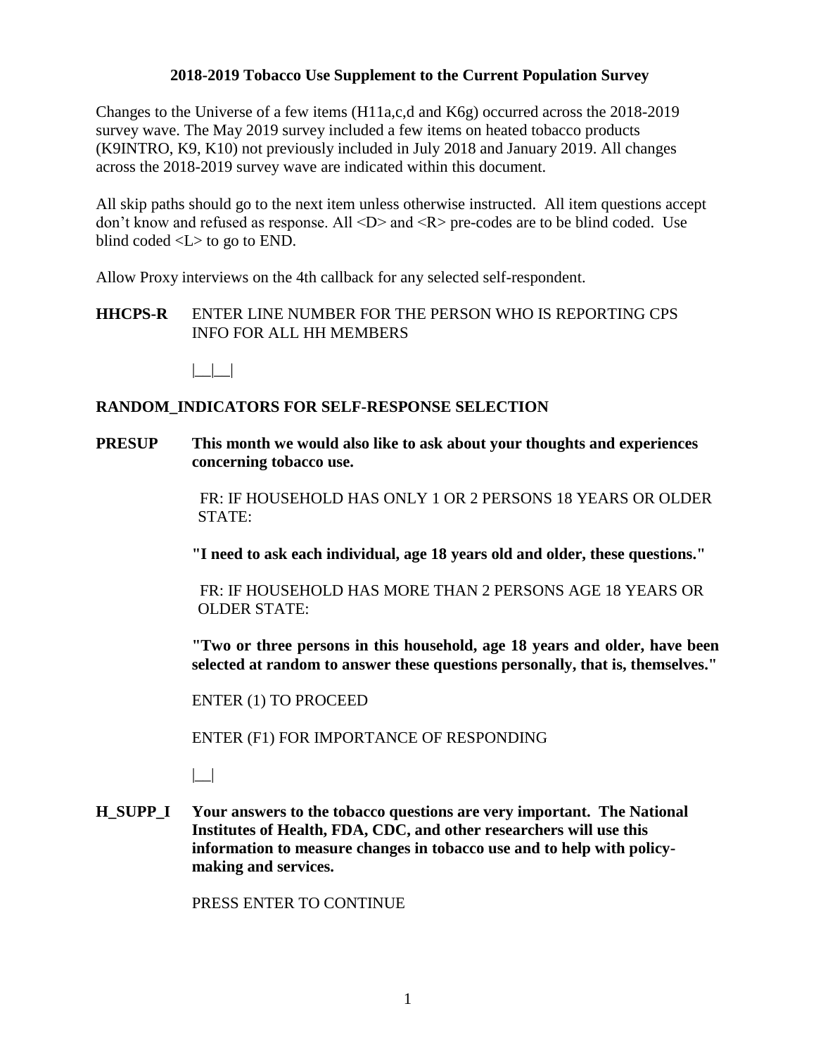**2018-2019 Tobacco Use Supplement to the Current Population Survey**

Changes to the Universe of a few items (H11a,c,d and K6g) occurred across the 2018-2019 survey wave. The May 2019 survey included a few items on heated tobacco products (K9INTRO, K9, K10) not previously included in July 2018 and January 2019. All changes across the 2018-2019 survey wave are indicated within this document.

All skip paths should go to the next item unless otherwise instructed. All item questions accept don't know and refused as response. All <D> and <R> pre-codes are to be blind coded. Use blind coded <L> to go to END.

Allow Proxy interviews on the 4th callback for any selected self-respondent.

**HHCPS-R** ENTER LINE NUMBER FOR THE PERSON WHO IS REPORTING CPS INFO FOR ALL HH MEMBERS

|__|__|

**RANDOM_INDICATORS FOR SELF-RESPONSE SELECTION**

**PRESUP** **This month we would also like to ask about your thoughts and experiences concerning tobacco use.**

FR: IF HOUSEHOLD HAS ONLY 1 OR 2 PERSONS 18 YEARS OR OLDER STATE:

**"I need to ask each individual, age 18 years old and older, these questions."**

FR: IF HOUSEHOLD HAS MORE THAN 2 PERSONS AGE 18 YEARS OR OLDER STATE:

**"Two or three persons in this household, age 18 years and older, have been selected at random to answer these questions personally, that is, themselves."**

ENTER (1) TO PROCEED

ENTER (F1) FOR IMPORTANCE OF RESPONDING

|__|

**H_SUPP_I** **Your answers to the tobacco questions are very important. The National Institutes of Health, FDA, CDC, and other researchers will use this information to measure changes in tobacco use and to help with policy-making and services.**

PRESS ENTER TO CONTINUE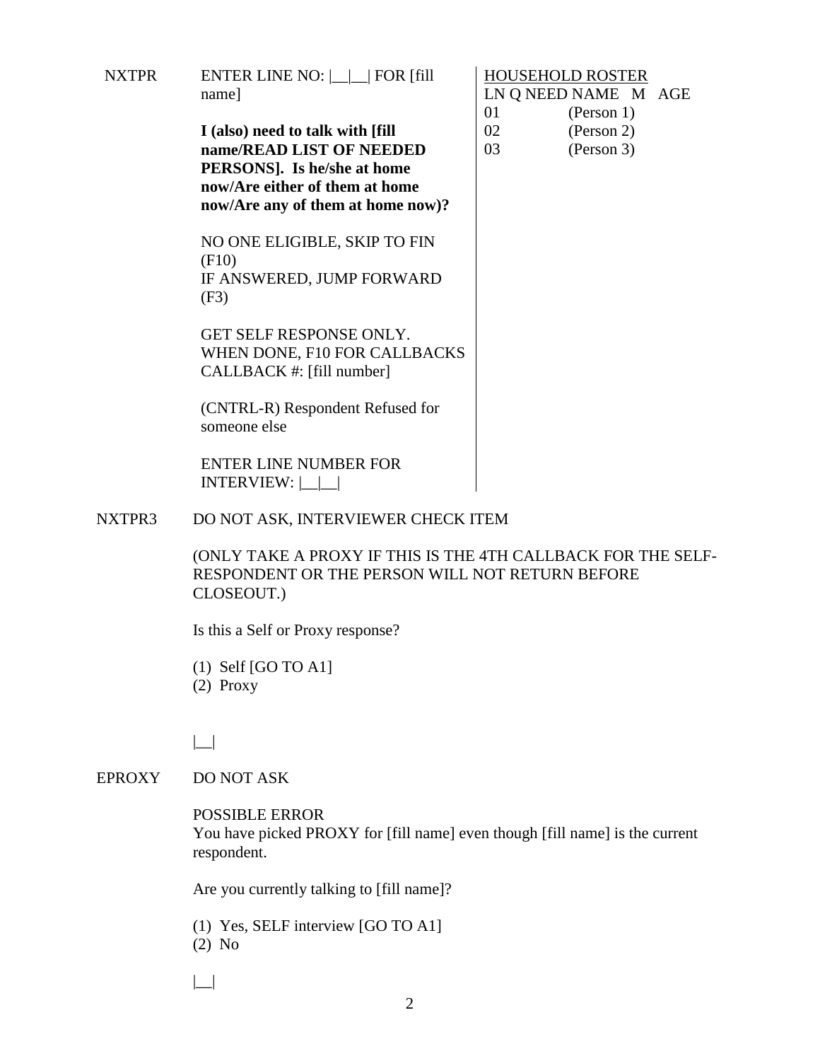NXTPR

ENTER LINE NO: |__|__| FOR [fill name]

**I (also) need to talk with [fill name/READ LIST OF NEEDED PERSONS]. Is he/she at home now/Are either of them at home now/Are any of them at home now)?**

NO ONE ELIGIBLE, SKIP TO FIN (F10)
IF ANSWERED, JUMP FORWARD (F3)

GET SELF RESPONSE ONLY.
WHEN DONE, F10 FOR CALLBACKS
CALLBACK #: [fill number]

(CNTRL-R) Respondent Refused for someone else

ENTER LINE NUMBER FOR INTERVIEW: |__|__|

HOUSEHOLD ROSTER

| LN | Q | NEED | NAME | M | AGE |
|---|---|---|---|---|---|
| 01 | | | (Person 1) | | |
| 02 | | | (Person 2) | | |
| 03 | | | (Person 3) | | |

NXTPR3

DO NOT ASK, INTERVIEWER CHECK ITEM

(ONLY TAKE A PROXY IF THIS IS THE 4TH CALLBACK FOR THE SELF-RESPONDENT OR THE PERSON WILL NOT RETURN BEFORE CLOSEOUT.)

Is this a Self or Proxy response?

(1) Self [GO TO A1]
(2) Proxy

|__|

EPROXY

DO NOT ASK

POSSIBLE ERROR
You have picked PROXY for [fill name] even though [fill name] is the current respondent.

Are you currently talking to [fill name]?

(1) Yes, SELF interview [GO TO A1]
(2) No

|__|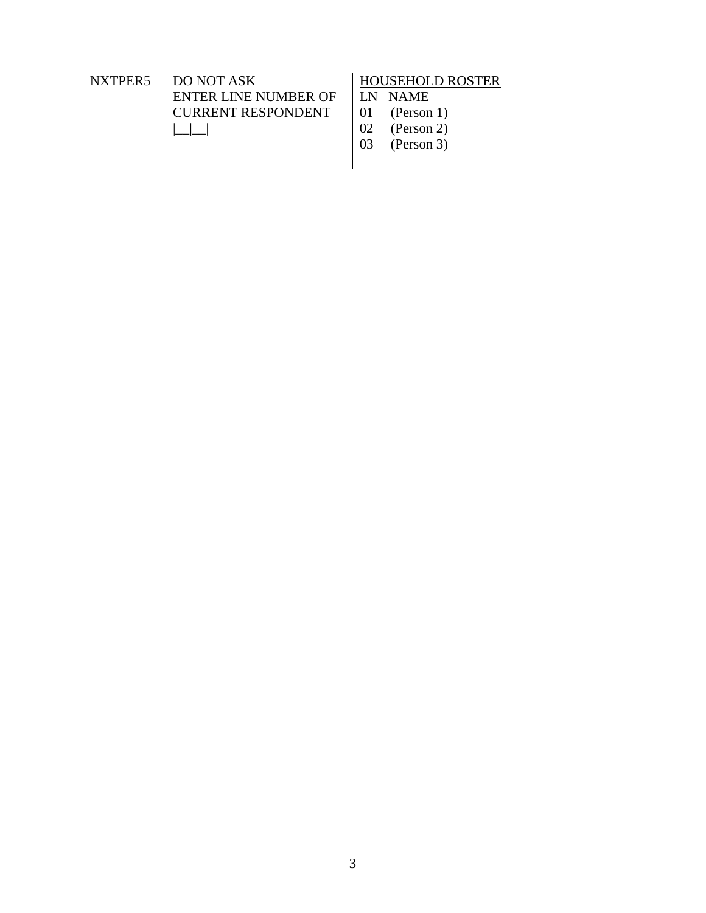| NXTPER5 | DO NOT ASK<br>ENTER LINE NUMBER OF<br>CURRENT RESPONDENT<br>\|__\|__\| | <u>HOUSEHOLD ROSTER</u><br>LN NAME<br>01 (Person 1)<br>02 (Person 2)<br>03 (Person 3) |
|---|---|---|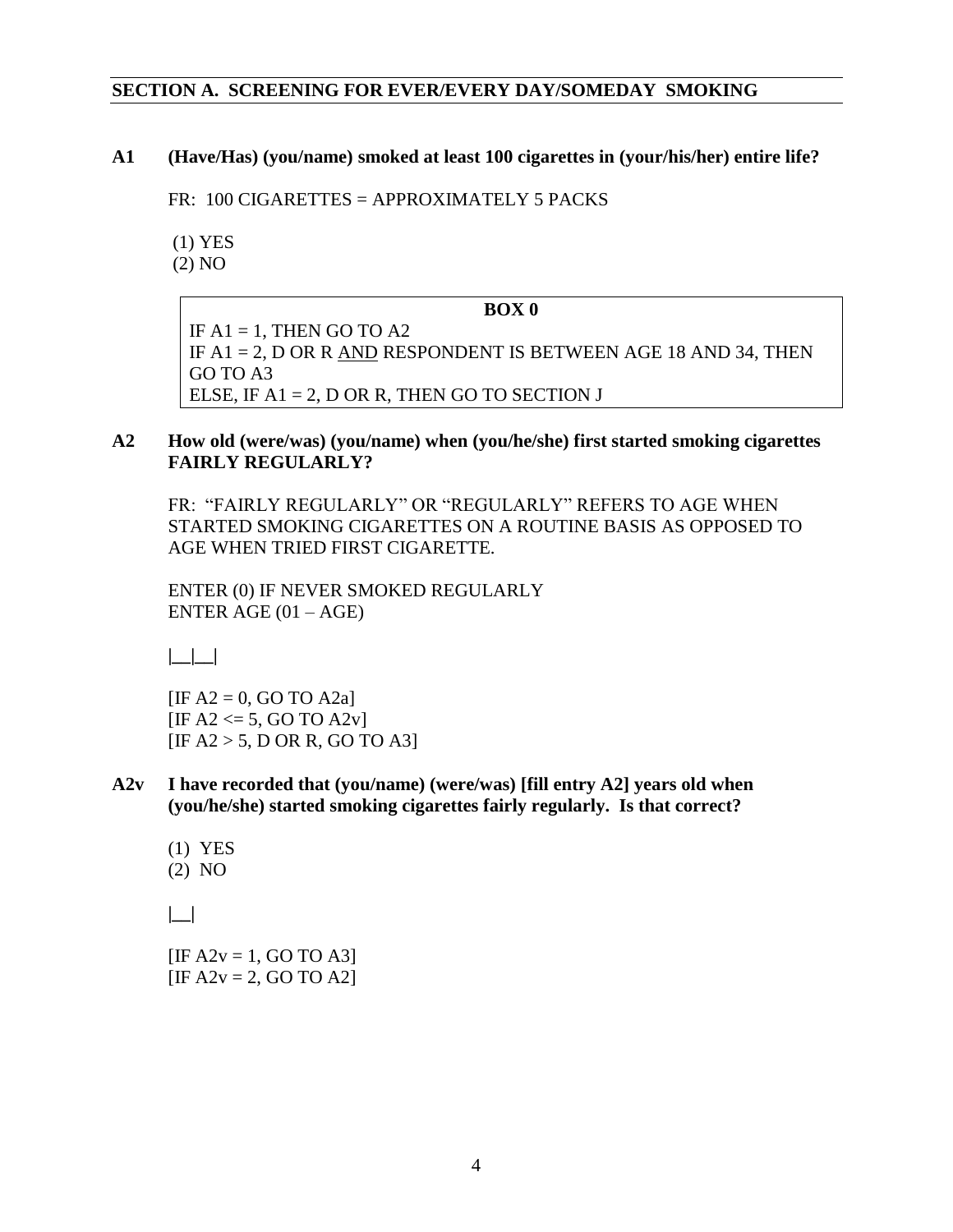## SECTION A. SCREENING FOR EVER/EVERY DAY/SOMEDAY SMOKING

**A1 (Have/Has) (you/name) smoked at least 100 cigarettes in (your/his/her) entire life?**

FR: 100 CIGARETTES = APPROXIMATELY 5 PACKS

(1) YES
(2) NO

| BOX 0 |
|---|
| IF A1 = 1, THEN GO TO A2<br>IF A1 = 2, D OR R <u>AND</u> RESPONDENT IS BETWEEN AGE 18 AND 34, THEN GO TO A3<br>ELSE, IF A1 = 2, D OR R, THEN GO TO SECTION J |

**A2 How old (were/was) (you/name) when (you/he/she) first started smoking cigarettes FAIRLY REGULARLY?**

FR: "FAIRLY REGULARLY" OR "REGULARLY" REFERS TO AGE WHEN STARTED SMOKING CIGARETTES ON A ROUTINE BASIS AS OPPOSED TO AGE WHEN TRIED FIRST CIGARETTE.

ENTER (0) IF NEVER SMOKED REGULARLY
ENTER AGE (01 – AGE)

|__|__|

[IF A2 = 0, GO TO A2a]
[IF A2 <= 5, GO TO A2v]
[IF A2 > 5, D OR R, GO TO A3]

**A2v I have recorded that (you/name) (were/was) [fill entry A2] years old when (you/he/she) started smoking cigarettes fairly regularly. Is that correct?**

(1) YES
(2) NO

|__|

[IF A2v = 1, GO TO A3]
[IF A2v = 2, GO TO A2]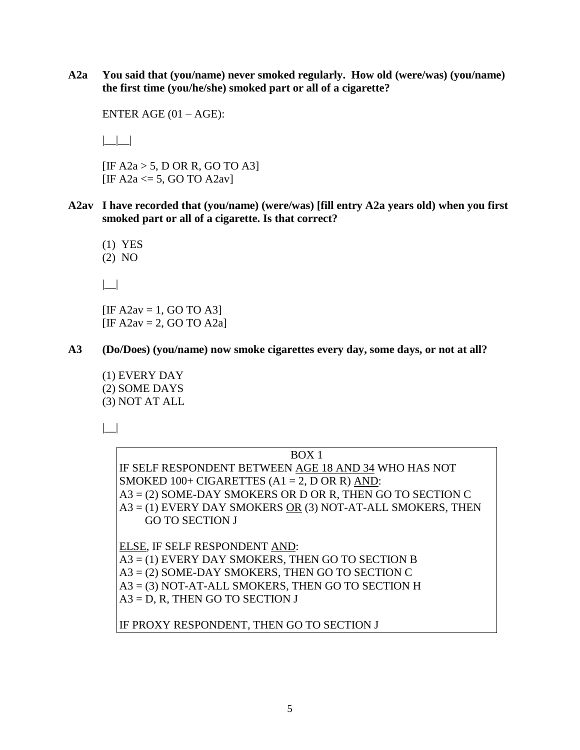**A2a You said that (you/name) never smoked regularly. How old (were/was) (you/name) the first time (you/he/she) smoked part or all of a cigarette?**

ENTER AGE (01 – AGE):

|__|__|

[IF A2a > 5, D OR R, GO TO A3]
[IF A2a <= 5, GO TO A2av]

**A2av I have recorded that (you/name) (were/was) [fill entry A2a years old) when you first smoked part or all of a cigarette. Is that correct?**

(1) YES
(2) NO

|__|

[IF A2av = 1, GO TO A3]
[IF A2av = 2, GO TO A2a]

**A3 (Do/Does) (you/name) now smoke cigarettes every day, some days, or not at all?**

(1) EVERY DAY
(2) SOME DAYS
(3) NOT AT ALL

|__|

BOX 1

IF SELF RESPONDENT BETWEEN AGE 18 AND 34 WHO HAS NOT SMOKED 100+ CIGARETTES (A1 = 2, D OR R) AND:
A3 = (2) SOME-DAY SMOKERS OR D OR R, THEN GO TO SECTION C
A3 = (1) EVERY DAY SMOKERS OR (3) NOT-AT-ALL SMOKERS, THEN GO TO SECTION J

ELSE, IF SELF RESPONDENT AND:
A3 = (1) EVERY DAY SMOKERS, THEN GO TO SECTION B
A3 = (2) SOME-DAY SMOKERS, THEN GO TO SECTION C
A3 = (3) NOT-AT-ALL SMOKERS, THEN GO TO SECTION H
A3 = D, R, THEN GO TO SECTION J

IF PROXY RESPONDENT, THEN GO TO SECTION J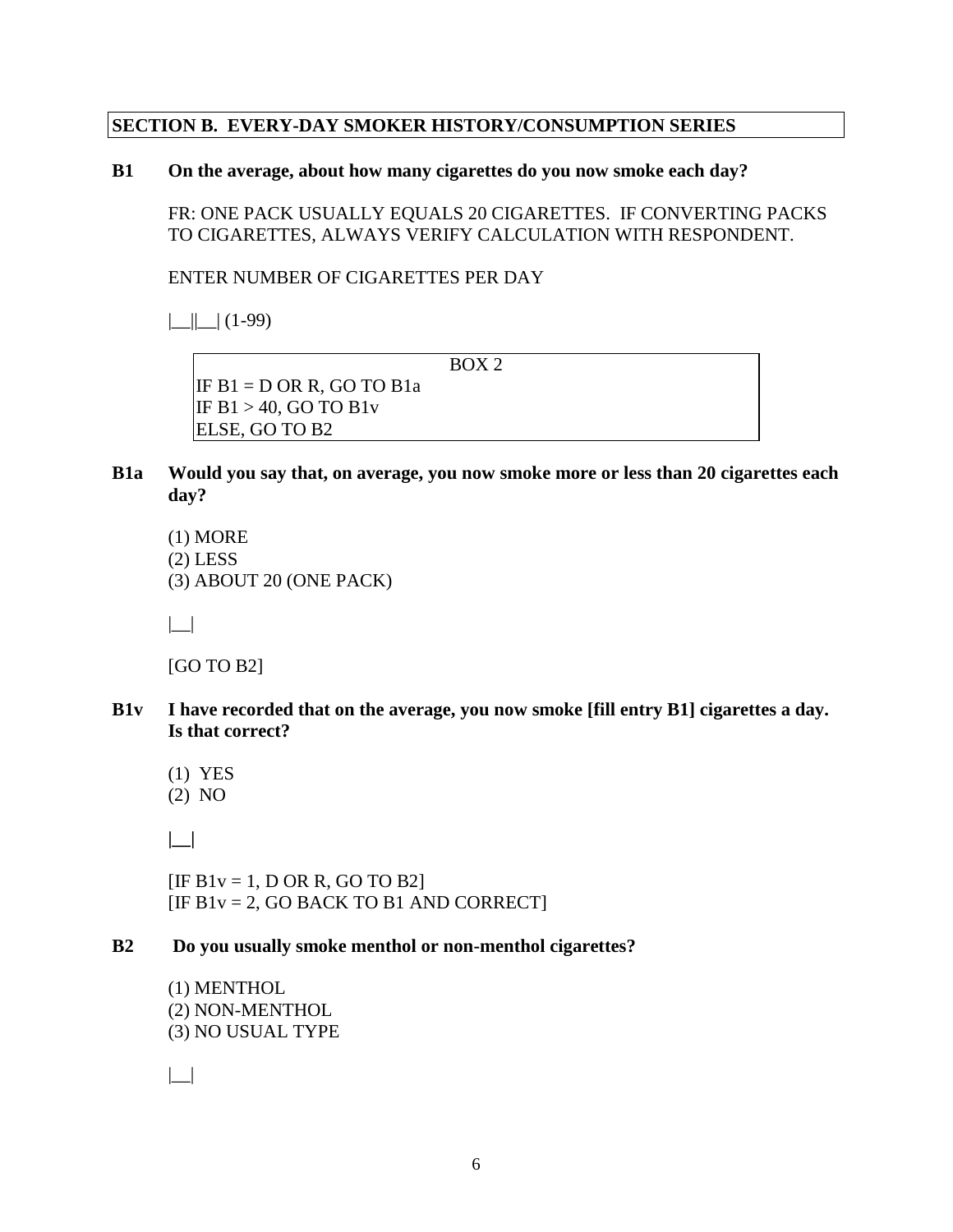## SECTION B. EVERY-DAY SMOKER HISTORY/CONSUMPTION SERIES

**B1 On the average, about how many cigarettes do you now smoke each day?**

FR: ONE PACK USUALLY EQUALS 20 CIGARETTES. IF CONVERTING PACKS TO CIGARETTES, ALWAYS VERIFY CALCULATION WITH RESPONDENT.

ENTER NUMBER OF CIGARETTES PER DAY

|__||__| (1-99)

| BOX 2 |
|---|
| IF B1 = D OR R, GO TO B1a |
| IF B1 > 40, GO TO B1v |
| ELSE, GO TO B2 |

**B1a Would you say that, on average, you now smoke more or less than 20 cigarettes each day?**

(1) MORE
(2) LESS
(3) ABOUT 20 (ONE PACK)

|__|

[GO TO B2]

**B1v I have recorded that on the average, you now smoke [fill entry B1] cigarettes a day. Is that correct?**

(1) YES
(2) NO

|__|

[IF B1v = 1, D OR R, GO TO B2]
[IF B1v = 2, GO BACK TO B1 AND CORRECT]

**B2 Do you usually smoke menthol or non-menthol cigarettes?**

(1) MENTHOL
(2) NON-MENTHOL
(3) NO USUAL TYPE

|__|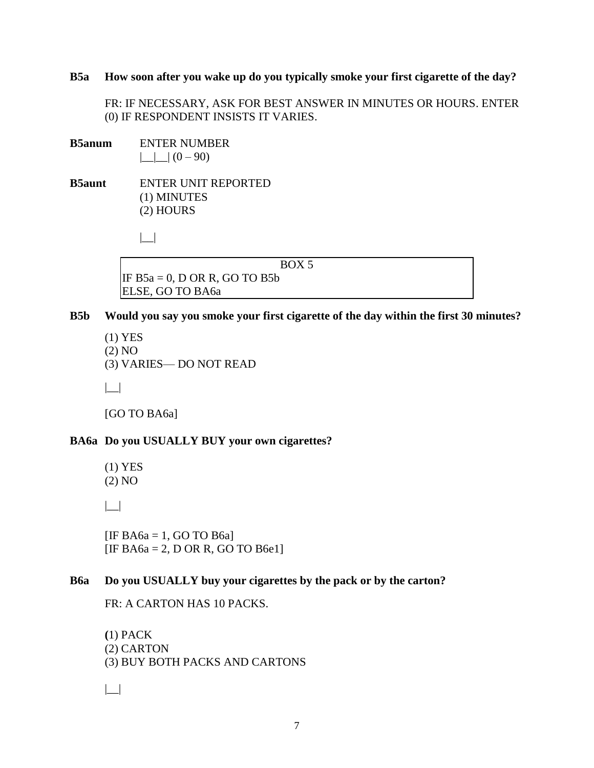**B5a How soon after you wake up do you typically smoke your first cigarette of the day?**

FR: IF NECESSARY, ASK FOR BEST ANSWER IN MINUTES OR HOURS. ENTER (0) IF RESPONDENT INSISTS IT VARIES.

**B5anum** ENTER NUMBER
|__|__| (0 – 90)

**B5aunt** ENTER UNIT REPORTED
(1) MINUTES
(2) HOURS

|__|

| BOX 5 |
|---|
| IF B5a = 0, D OR R, GO TO B5b<br>ELSE, GO TO BA6a |

**B5b Would you say you smoke your first cigarette of the day within the first 30 minutes?**

(1) YES
(2) NO
(3) VARIES— DO NOT READ

|__|

[GO TO BA6a]

**BA6a Do you USUALLY BUY your own cigarettes?**

(1) YES
(2) NO

|__|

[IF BA6a = 1, GO TO B6a]
[IF BA6a = 2, D OR R, GO TO B6e1]

**B6a Do you USUALLY buy your cigarettes by the pack or by the carton?**

FR: A CARTON HAS 10 PACKS.

(1) PACK
(2) CARTON
(3) BUY BOTH PACKS AND CARTONS

|__|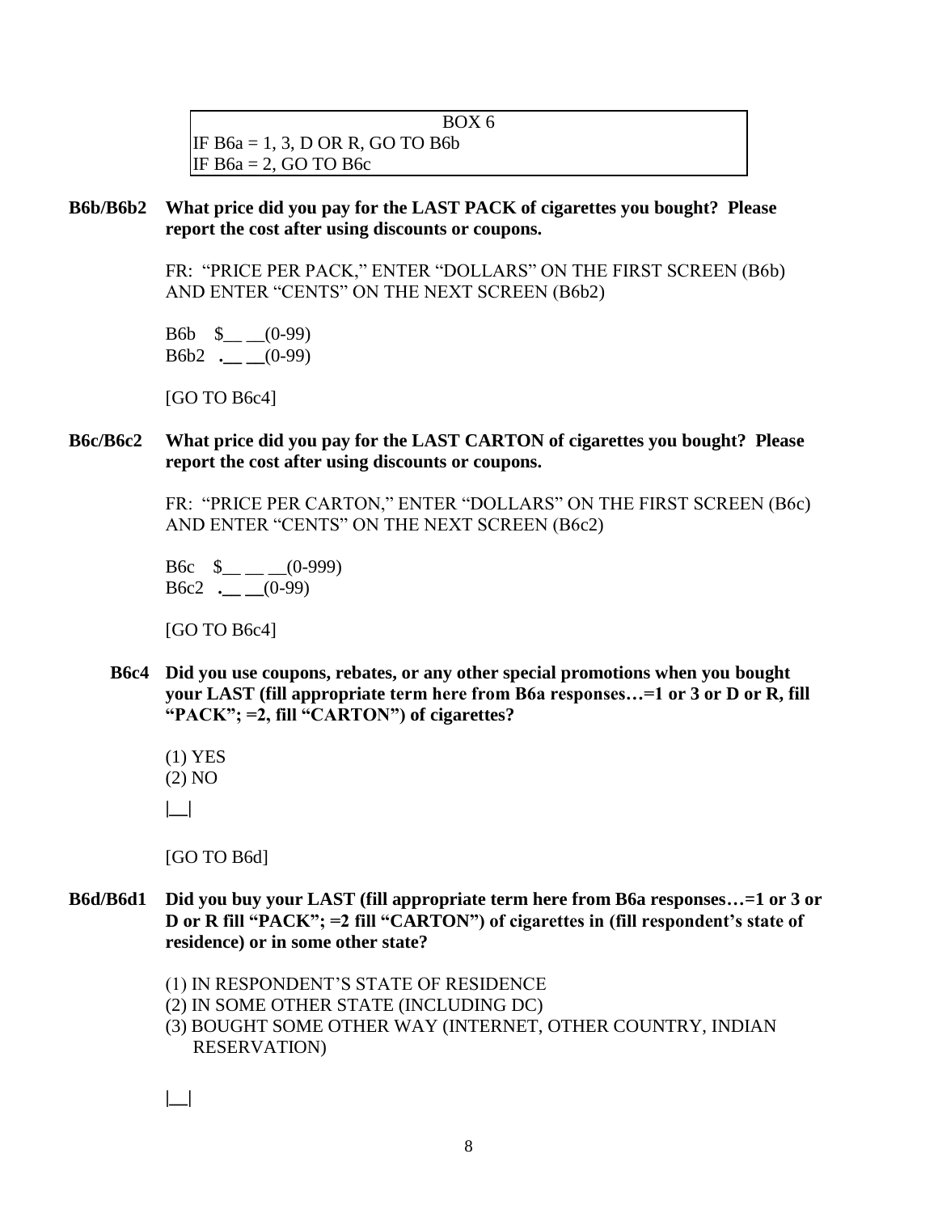| BOX 6 |
|---|
| IF B6a = 1, 3, D OR R, GO TO B6b |
| IF B6a = 2, GO TO B6c |

**B6b/B6b2 What price did you pay for the LAST PACK of cigarettes you bought? Please report the cost after using discounts or coupons.**

FR: "PRICE PER PACK," ENTER "DOLLARS" ON THE FIRST SCREEN (B6b) AND ENTER "CENTS" ON THE NEXT SCREEN (B6b2)

B6b $__ __(0-99)
B6b2 **.__ __**(0-99)

[GO TO B6c4]

**B6c/B6c2 What price did you pay for the LAST CARTON of cigarettes you bought? Please report the cost after using discounts or coupons.**

FR: "PRICE PER CARTON," ENTER "DOLLARS" ON THE FIRST SCREEN (B6c) AND ENTER "CENTS" ON THE NEXT SCREEN (B6c2)

B6c $__ __ __(0-999)
B6c2 **.__ __**(0-99)

[GO TO B6c4]

**B6c4 Did you use coupons, rebates, or any other special promotions when you bought your LAST (fill appropriate term here from B6a responses…=1 or 3 or D or R, fill "PACK"; =2, fill "CARTON") of cigarettes?**

(1) YES
(2) NO

|__|

[GO TO B6d]

**B6d/B6d1 Did you buy your LAST (fill appropriate term here from B6a responses…=1 or 3 or D or R fill "PACK"; =2 fill "CARTON") of cigarettes in (fill respondent's state of residence) or in some other state?**

(1) IN RESPONDENT'S STATE OF RESIDENCE
(2) IN SOME OTHER STATE (INCLUDING DC)
(3) BOUGHT SOME OTHER WAY (INTERNET, OTHER COUNTRY, INDIAN RESERVATION)

|__|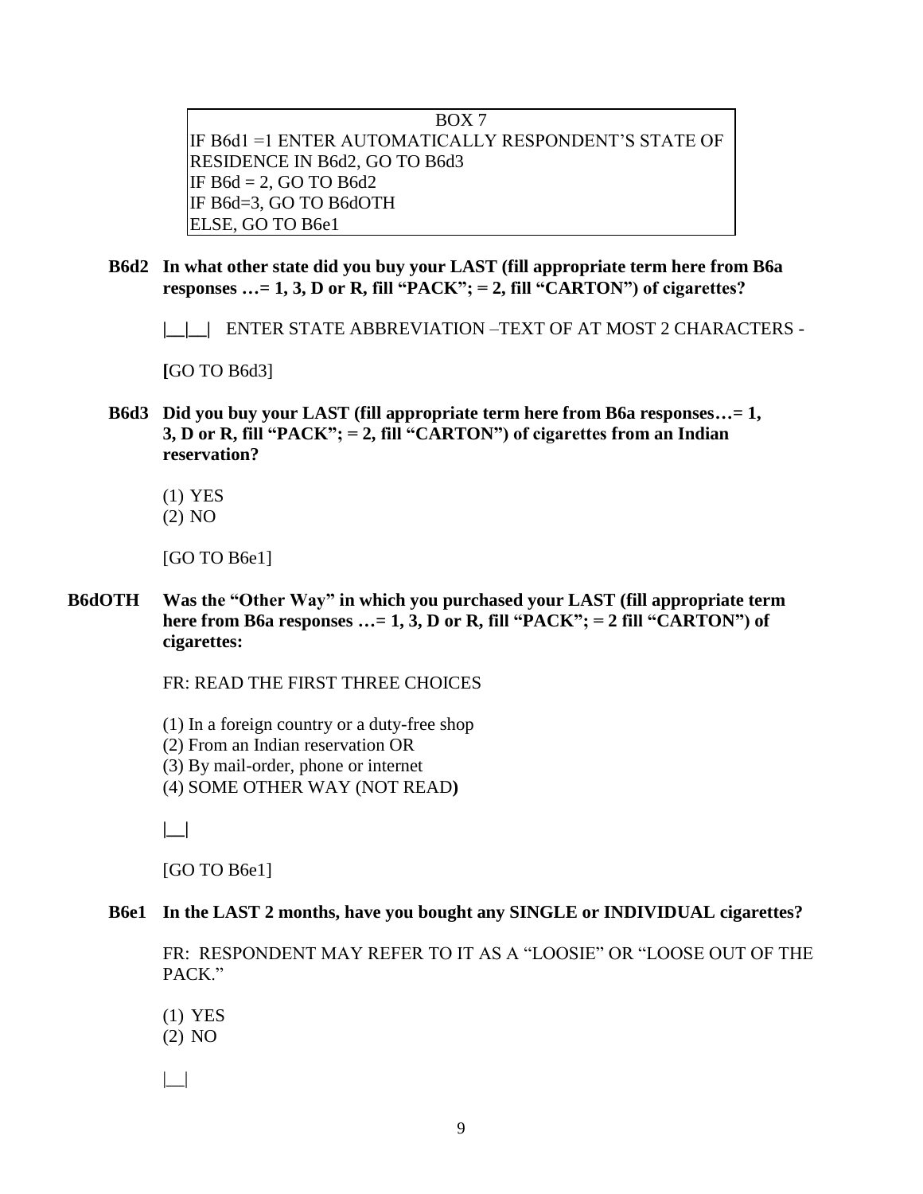| BOX 7 |
|---|
| IF B6d1 =1 ENTER AUTOMATICALLY RESPONDENT'S STATE OF RESIDENCE IN B6d2, GO TO B6d3<br>IF B6d = 2, GO TO B6d2<br>IF B6d=3, GO TO B6dOTH<br>ELSE, GO TO B6e1 |

**B6d2 In what other state did you buy your LAST (fill appropriate term here from B6a responses …= 1, 3, D or R, fill "PACK"; = 2, fill "CARTON") of cigarettes?**

|__|__| ENTER STATE ABBREVIATION –TEXT OF AT MOST 2 CHARACTERS -

[GO TO B6d3]

**B6d3 Did you buy your LAST (fill appropriate term here from B6a responses…= 1, 3, D or R, fill "PACK"; = 2, fill "CARTON") of cigarettes from an Indian reservation?**

(1) YES
(2) NO

[GO TO B6e1]

**B6dOTH Was the "Other Way" in which you purchased your LAST (fill appropriate term here from B6a responses …= 1, 3, D or R, fill "PACK"; = 2 fill "CARTON") of cigarettes:**

FR: READ THE FIRST THREE CHOICES

(1) In a foreign country or a duty-free shop
(2) From an Indian reservation OR
(3) By mail-order, phone or internet
(4) SOME OTHER WAY (NOT READ)

|__|

[GO TO B6e1]

**B6e1 In the LAST 2 months, have you bought any SINGLE or INDIVIDUAL cigarettes?**

FR: RESPONDENT MAY REFER TO IT AS A "LOOSIE" OR "LOOSE OUT OF THE PACK."

(1) YES
(2) NO

|__|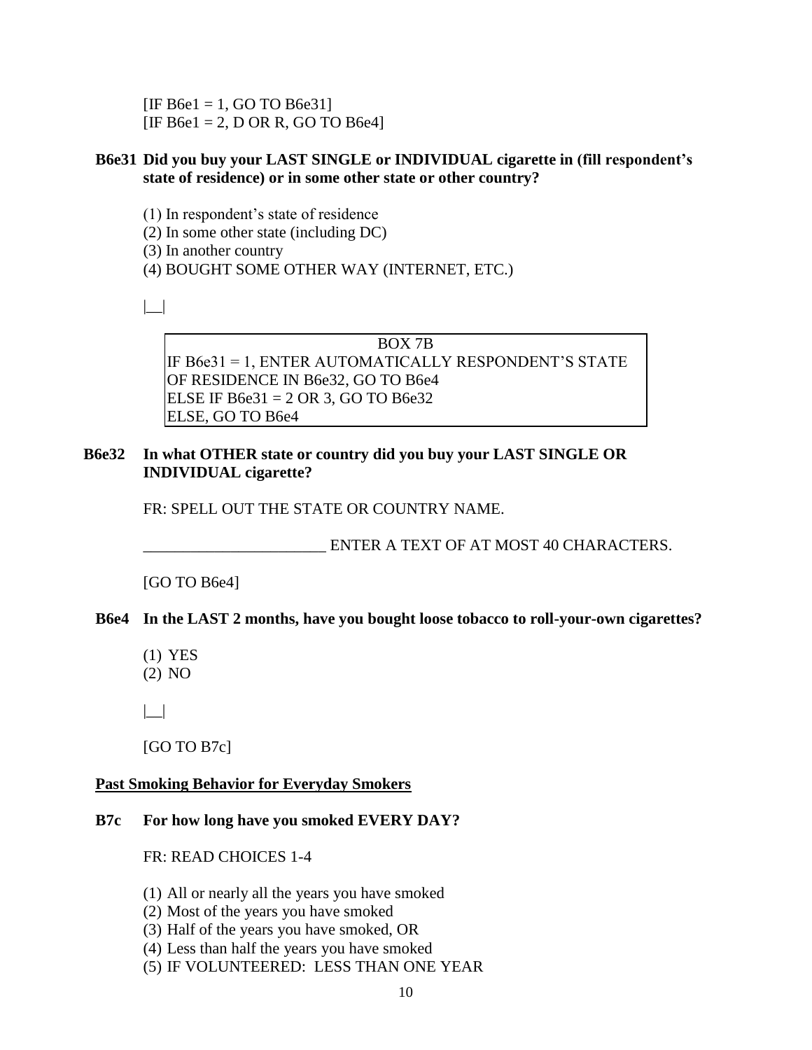[IF B6e1 = 1, GO TO B6e31]
[IF B6e1 = 2, D OR R, GO TO B6e4]

**B6e31 Did you buy your LAST SINGLE or INDIVIDUAL cigarette in (fill respondent's state of residence) or in some other state or other country?**

(1) In respondent's state of residence
(2) In some other state (including DC)
(3) In another country
(4) BOUGHT SOME OTHER WAY (INTERNET, ETC.)

|__|

| BOX 7B |
|---|
| IF B6e31 = 1, ENTER AUTOMATICALLY RESPONDENT'S STATE OF RESIDENCE IN B6e32, GO TO B6e4<br>ELSE IF B6e31 = 2 OR 3, GO TO B6e32<br>ELSE, GO TO B6e4 |

**B6e32 In what OTHER state or country did you buy your LAST SINGLE OR INDIVIDUAL cigarette?**

FR: SPELL OUT THE STATE OR COUNTRY NAME.

_______________________ ENTER A TEXT OF AT MOST 40 CHARACTERS.

[GO TO B6e4]

**B6e4 In the LAST 2 months, have you bought loose tobacco to roll-your-own cigarettes?**

(1) YES
(2) NO

|__|

[GO TO B7c]

**Past Smoking Behavior for Everyday Smokers**

**B7c For how long have you smoked EVERY DAY?**

FR: READ CHOICES 1-4

(1) All or nearly all the years you have smoked
(2) Most of the years you have smoked
(3) Half of the years you have smoked, OR
(4) Less than half the years you have smoked
(5) IF VOLUNTEERED: LESS THAN ONE YEAR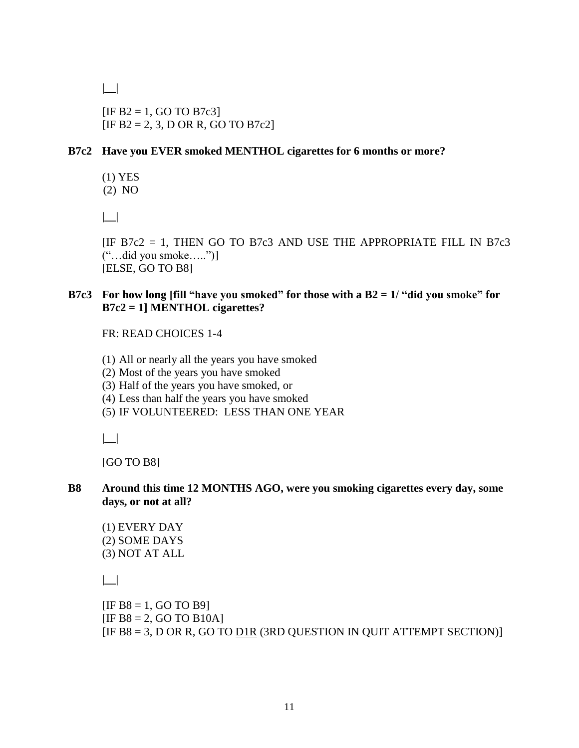|__|

[IF B2 = 1, GO TO B7c3]
[IF B2 = 2, 3, D OR R, GO TO B7c2]

**B7c2 Have you EVER smoked MENTHOL cigarettes for 6 months or more?**

(1) YES
(2) NO

|__|

[IF B7c2 = 1, THEN GO TO B7c3 AND USE THE APPROPRIATE FILL IN B7c3 ("…did you smoke…..")]
[ELSE, GO TO B8]

**B7c3 For how long [fill "have you smoked" for those with a B2 = 1/ "did you smoke" for B7c2 = 1] MENTHOL cigarettes?**

FR: READ CHOICES 1-4

(1) All or nearly all the years you have smoked
(2) Most of the years you have smoked
(3) Half of the years you have smoked, or
(4) Less than half the years you have smoked
(5) IF VOLUNTEERED: LESS THAN ONE YEAR

|__|

[GO TO B8]

**B8 Around this time 12 MONTHS AGO, were you smoking cigarettes every day, some days, or not at all?**

(1) EVERY DAY
(2) SOME DAYS
(3) NOT AT ALL

|__|

[IF B8 = 1, GO TO B9]
[IF B8 = 2, GO TO B10A]
[IF B8 = 3, D OR R, GO TO <u>D1R</u> (3RD QUESTION IN QUIT ATTEMPT SECTION)]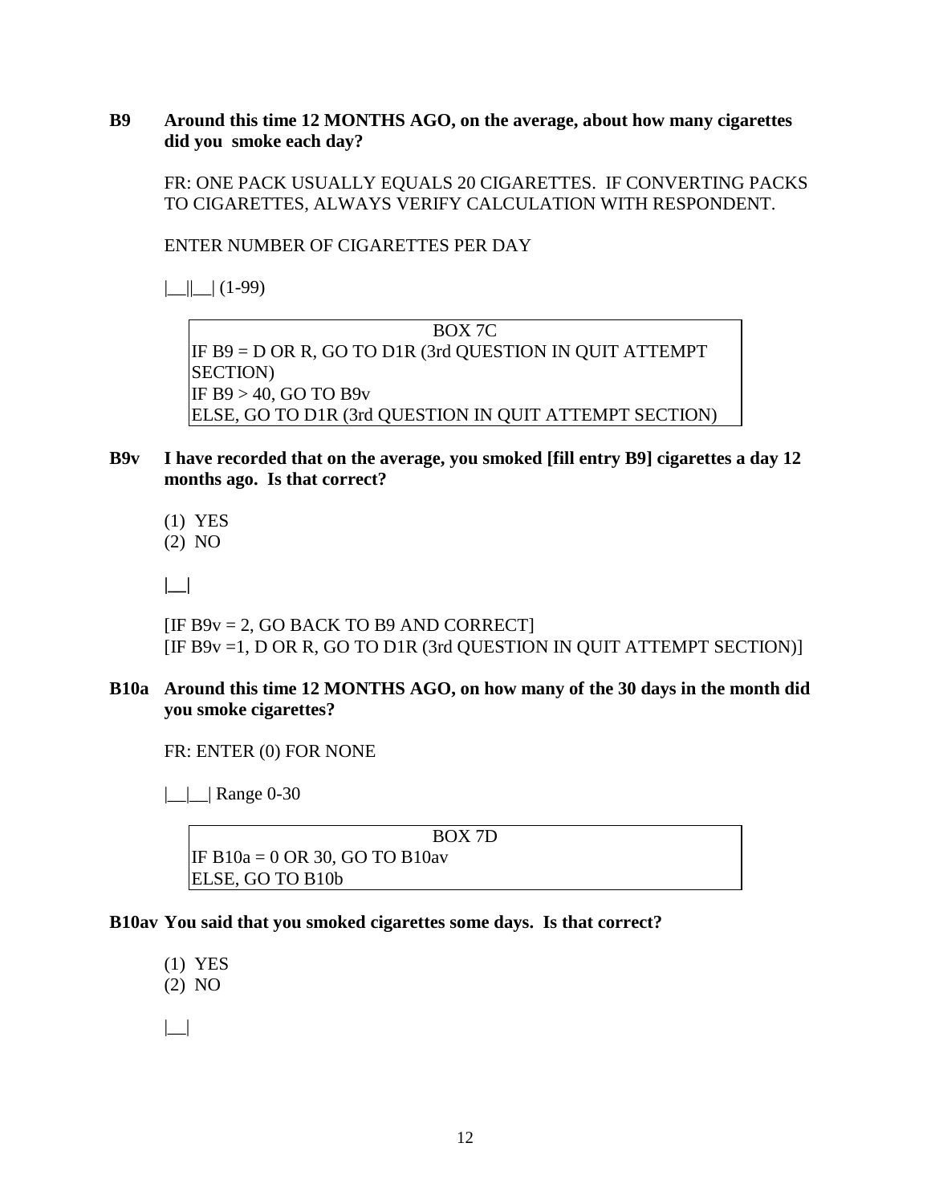**B9 Around this time 12 MONTHS AGO, on the average, about how many cigarettes did you smoke each day?**

FR: ONE PACK USUALLY EQUALS 20 CIGARETTES. IF CONVERTING PACKS TO CIGARETTES, ALWAYS VERIFY CALCULATION WITH RESPONDENT.

ENTER NUMBER OF CIGARETTES PER DAY

|__||__| (1-99)

| BOX 7C |
|---|
| IF B9 = D OR R, GO TO D1R (3rd QUESTION IN QUIT ATTEMPT SECTION) |
| IF B9 > 40, GO TO B9v |
| ELSE, GO TO D1R (3rd QUESTION IN QUIT ATTEMPT SECTION) |

**B9v I have recorded that on the average, you smoked [fill entry B9] cigarettes a day 12 months ago. Is that correct?**

(1) YES
(2) NO

|__|

[IF B9v = 2, GO BACK TO B9 AND CORRECT]
[IF B9v =1, D OR R, GO TO D1R (3rd QUESTION IN QUIT ATTEMPT SECTION)]

**B10a Around this time 12 MONTHS AGO, on how many of the 30 days in the month did you smoke cigarettes?**

FR: ENTER (0) FOR NONE

|__|__| Range 0-30

| BOX 7D |
|---|
| IF B10a = 0 OR 30, GO TO B10av |
| ELSE, GO TO B10b |

**B10av You said that you smoked cigarettes some days. Is that correct?**

(1) YES
(2) NO

|__|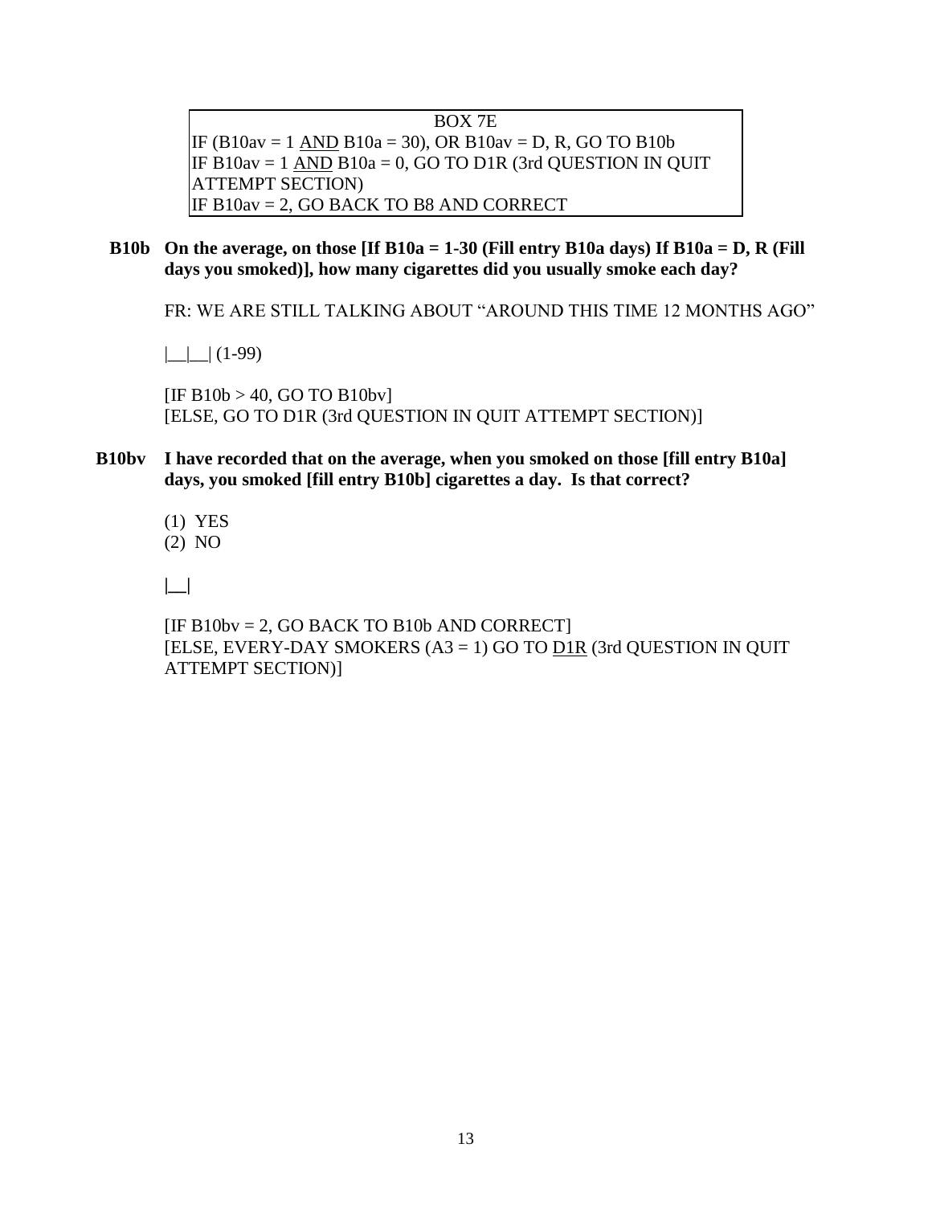| BOX 7E |
|---|
| IF (B10av = 1 <u>AND</u> B10a = 30), OR B10av = D, R, GO TO B10b |
| IF B10av = 1 <u>AND</u> B10a = 0, GO TO D1R (3rd QUESTION IN QUIT ATTEMPT SECTION) |
| IF B10av = 2, GO BACK TO B8 AND CORRECT |

**B10b On the average, on those [If B10a = 1-30 (Fill entry B10a days) If B10a = D, R (Fill days you smoked)], how many cigarettes did you usually smoke each day?**

FR: WE ARE STILL TALKING ABOUT "AROUND THIS TIME 12 MONTHS AGO"

|__|__| (1-99)

[IF B10b > 40, GO TO B10bv]
[ELSE, GO TO D1R (3rd QUESTION IN QUIT ATTEMPT SECTION)]

**B10bv I have recorded that on the average, when you smoked on those [fill entry B10a] days, you smoked [fill entry B10b] cigarettes a day. Is that correct?**

(1) YES
(2) NO

|__|

[IF B10bv = 2, GO BACK TO B10b AND CORRECT]
[ELSE, EVERY-DAY SMOKERS (A3 = 1) GO TO <u>D1R</u> (3rd QUESTION IN QUIT ATTEMPT SECTION)]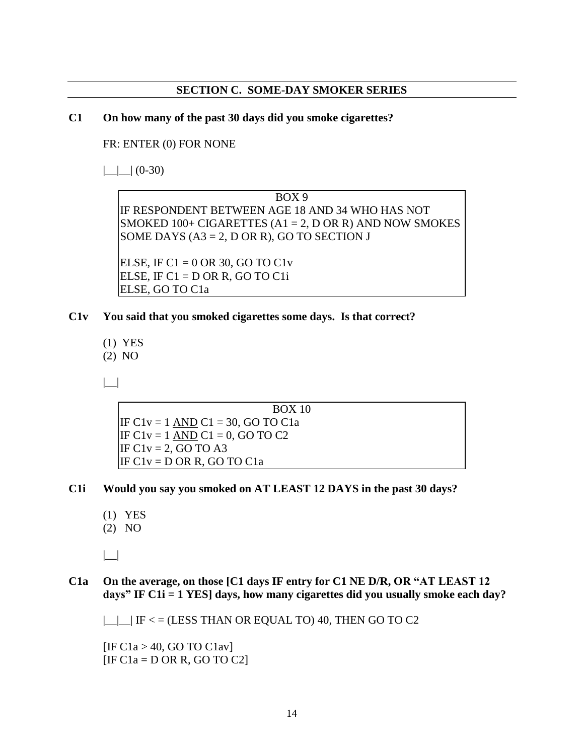## SECTION C. SOME-DAY SMOKER SERIES

**C1 On how many of the past 30 days did you smoke cigarettes?**

FR: ENTER (0) FOR NONE

|__|__| (0-30)

> BOX 9
>
> IF RESPONDENT BETWEEN AGE 18 AND 34 WHO HAS NOT SMOKED 100+ CIGARETTES (A1 = 2, D OR R) AND NOW SMOKES SOME DAYS (A3 = 2, D OR R), GO TO SECTION J
>
> ELSE, IF C1 = 0 OR 30, GO TO C1v
> ELSE, IF C1 = D OR R, GO TO C1i
> ELSE, GO TO C1a

**C1v You said that you smoked cigarettes some days. Is that correct?**

(1) YES
(2) NO

|__|

> BOX 10
>
> IF C1v = 1 <u>AND</u> C1 = 30, GO TO C1a
> IF C1v = 1 <u>AND</u> C1 = 0, GO TO C2
> IF C1v = 2, GO TO A3
> IF C1v = D OR R, GO TO C1a

**C1i Would you say you smoked on AT LEAST 12 DAYS in the past 30 days?**

(1) YES
(2) NO

|__|

**C1a On the average, on those [C1 days IF entry for C1 NE D/R, OR "AT LEAST 12 days" IF C1i = 1 YES] days, how many cigarettes did you usually smoke each day?**

|__|__| IF < = (LESS THAN OR EQUAL TO) 40, THEN GO TO C2

[IF C1a > 40, GO TO C1av]
[IF C1a = D OR R, GO TO C2]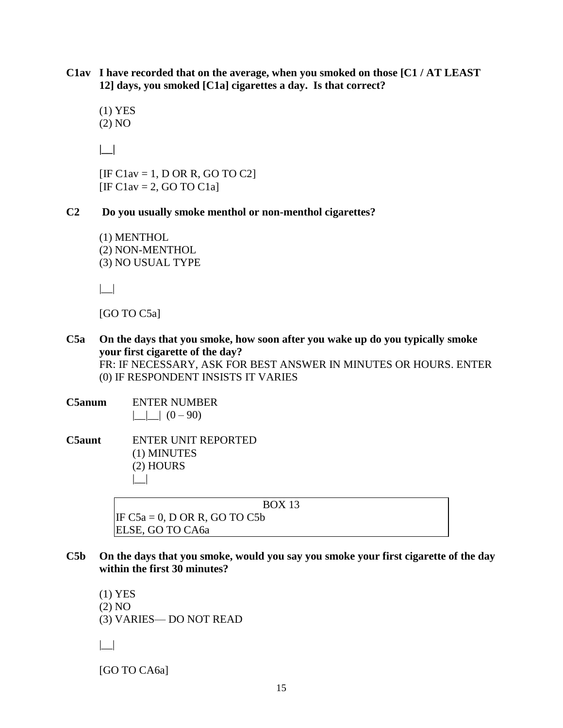**C1av I have recorded that on the average, when you smoked on those [C1 / AT LEAST 12] days, you smoked [C1a] cigarettes a day. Is that correct?**

(1) YES
(2) NO

|__|

[IF C1av = 1, D OR R, GO TO C2]
[IF C1av = 2, GO TO C1a]

**C2 Do you usually smoke menthol or non-menthol cigarettes?**

(1) MENTHOL
(2) NON-MENTHOL
(3) NO USUAL TYPE

|__|

[GO TO C5a]

**C5a On the days that you smoke, how soon after you wake up do you typically smoke your first cigarette of the day?**
FR: IF NECESSARY, ASK FOR BEST ANSWER IN MINUTES OR HOURS. ENTER (0) IF RESPONDENT INSISTS IT VARIES

**C5anum** ENTER NUMBER
|__|__| (0 – 90)

**C5aunt** ENTER UNIT REPORTED
(1) MINUTES
(2) HOURS
|__|

| BOX 13 |
|---|
| IF C5a = 0, D OR R, GO TO C5b<br>ELSE, GO TO CA6a |

**C5b On the days that you smoke, would you say you smoke your first cigarette of the day within the first 30 minutes?**

(1) YES
(2) NO
(3) VARIES— DO NOT READ

|__|

[GO TO CA6a]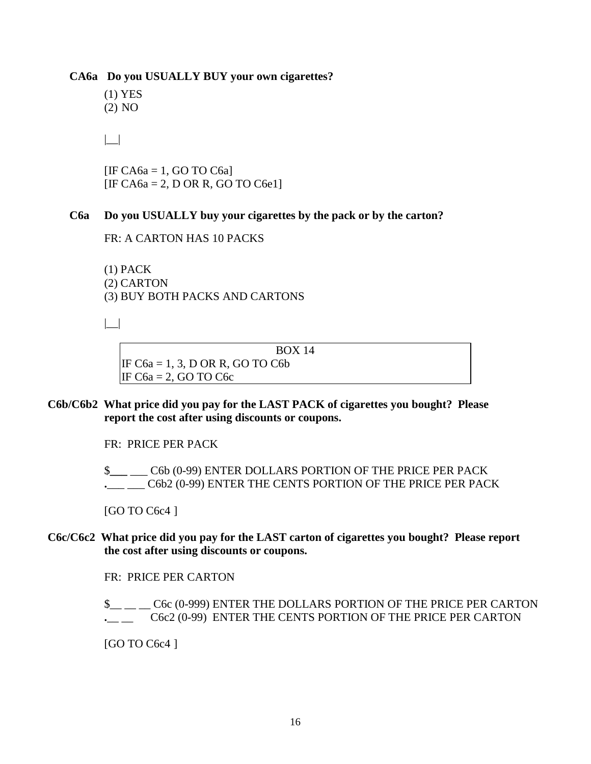**CA6a Do you USUALLY BUY your own cigarettes?**

(1) YES
(2) NO

|__|

[IF CA6a = 1, GO TO C6a]
[IF CA6a = 2, D OR R, GO TO C6e1]

**C6a Do you USUALLY buy your cigarettes by the pack or by the carton?**

FR: A CARTON HAS 10 PACKS

(1) PACK
(2) CARTON
(3) BUY BOTH PACKS AND CARTONS

|__|

| BOX 14 |
|---|
| IF C6a = 1, 3, D OR R, GO TO C6b |
| IF C6a = 2, GO TO C6c |

**C6b/C6b2 What price did you pay for the LAST PACK of cigarettes you bought? Please report the cost after using discounts or coupons.**

FR: PRICE PER PACK

$___ ___ C6b (0-99) ENTER DOLLARS PORTION OF THE PRICE PER PACK
.___ ___ C6b2 (0-99) ENTER THE CENTS PORTION OF THE PRICE PER PACK

[GO TO C6c4 ]

**C6c/C6c2 What price did you pay for the LAST carton of cigarettes you bought? Please report the cost after using discounts or coupons.**

FR: PRICE PER CARTON

$__ __ __ C6c (0-999) ENTER THE DOLLARS PORTION OF THE PRICE PER CARTON
.__ __ C6c2 (0-99) ENTER THE CENTS PORTION OF THE PRICE PER CARTON

[GO TO C6c4 ]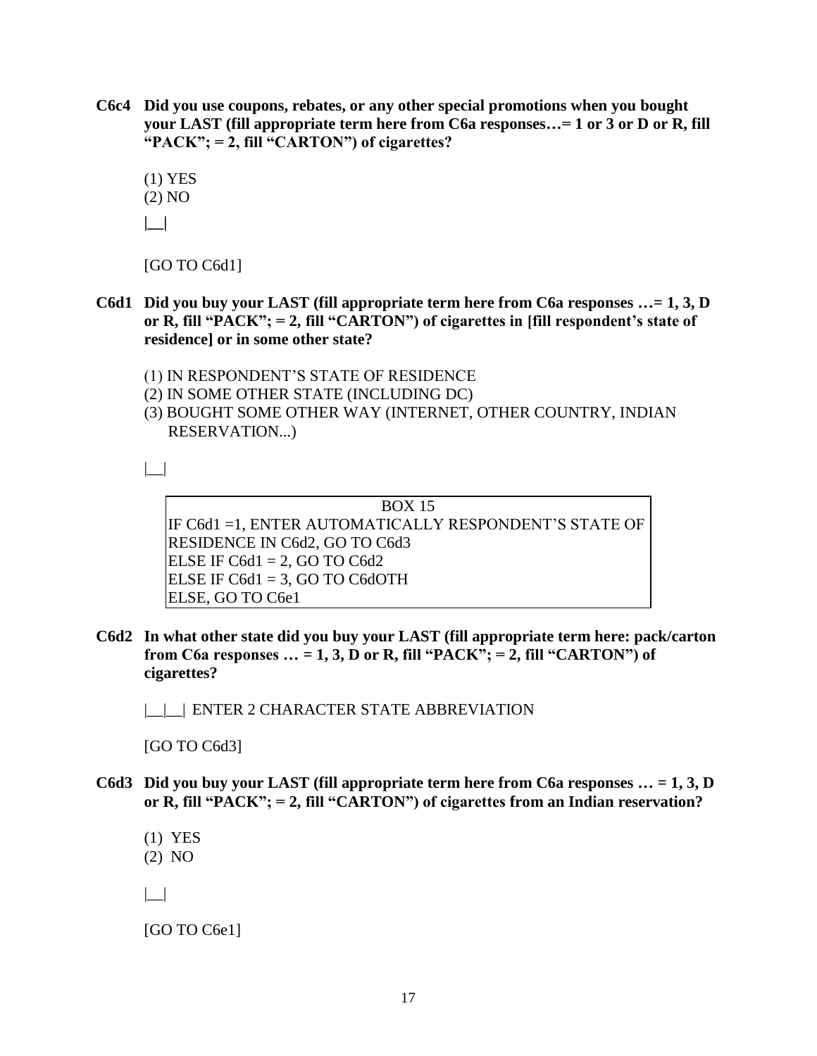**C6c4 Did you use coupons, rebates, or any other special promotions when you bought your LAST (fill appropriate term here from C6a responses…= 1 or 3 or D or R, fill "PACK"; = 2, fill "CARTON") of cigarettes?**

(1) YES
(2) NO

|__|

[GO TO C6d1]

**C6d1 Did you buy your LAST (fill appropriate term here from C6a responses …= 1, 3, D or R, fill "PACK"; = 2, fill "CARTON") of cigarettes in [fill respondent's state of residence] or in some other state?**

(1) IN RESPONDENT'S STATE OF RESIDENCE
(2) IN SOME OTHER STATE (INCLUDING DC)
(3) BOUGHT SOME OTHER WAY (INTERNET, OTHER COUNTRY, INDIAN RESERVATION...)

|__|

| BOX 15 |
|---|
| IF C6d1 =1, ENTER AUTOMATICALLY RESPONDENT'S STATE OF RESIDENCE IN C6d2, GO TO C6d3<br>ELSE IF C6d1 = 2, GO TO C6d2<br>ELSE IF C6d1 = 3, GO TO C6dOTH<br>ELSE, GO TO C6e1 |

**C6d2 In what other state did you buy your LAST (fill appropriate term here: pack/carton from C6a responses … = 1, 3, D or R, fill "PACK"; = 2, fill "CARTON") of cigarettes?**

|__|__| ENTER 2 CHARACTER STATE ABBREVIATION

[GO TO C6d3]

**C6d3 Did you buy your LAST (fill appropriate term here from C6a responses … = 1, 3, D or R, fill "PACK"; = 2, fill "CARTON") of cigarettes from an Indian reservation?**

(1) YES
(2) NO

|__|

[GO TO C6e1]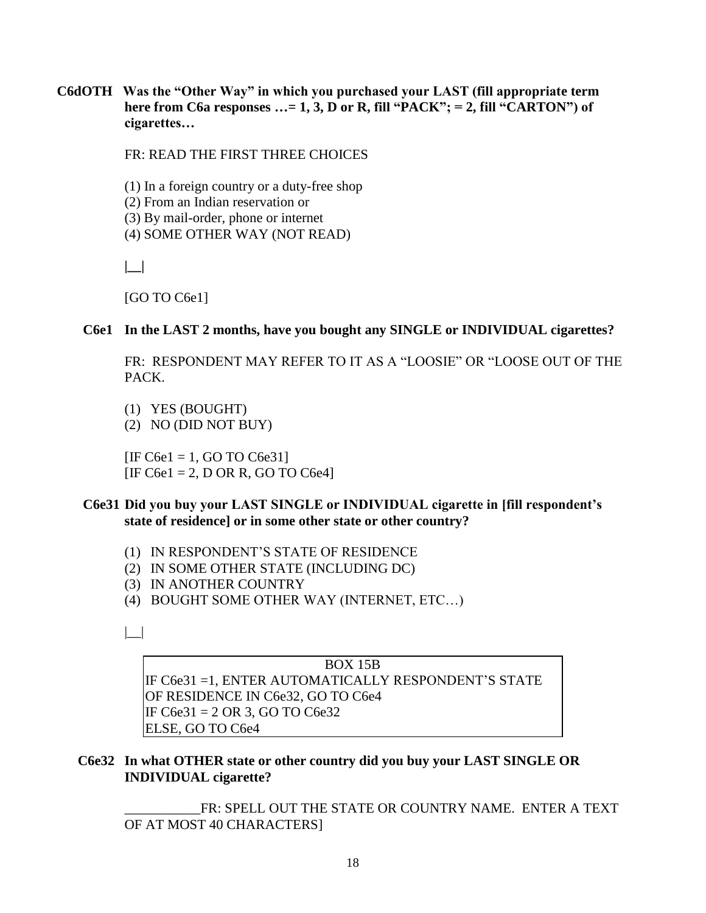**C6dOTH Was the "Other Way" in which you purchased your LAST (fill appropriate term here from C6a responses …= 1, 3, D or R, fill "PACK"; = 2, fill "CARTON") of cigarettes…**

FR: READ THE FIRST THREE CHOICES

(1) In a foreign country or a duty-free shop
(2) From an Indian reservation or
(3) By mail-order, phone or internet
(4) SOME OTHER WAY (NOT READ)

|__|

[GO TO C6e1]

**C6e1 In the LAST 2 months, have you bought any SINGLE or INDIVIDUAL cigarettes?**

FR: RESPONDENT MAY REFER TO IT AS A "LOOSIE" OR "LOOSE OUT OF THE PACK.

(1) YES (BOUGHT)
(2) NO (DID NOT BUY)

[IF C6e1 = 1, GO TO C6e31]
[IF C6e1 = 2, D OR R, GO TO C6e4]

**C6e31 Did you buy your LAST SINGLE or INDIVIDUAL cigarette in [fill respondent's state of residence] or in some other state or other country?**

(1) IN RESPONDENT'S STATE OF RESIDENCE
(2) IN SOME OTHER STATE (INCLUDING DC)
(3) IN ANOTHER COUNTRY
(4) BOUGHT SOME OTHER WAY (INTERNET, ETC…)

|__|

| BOX 15B |
|---|
| IF C6e31 =1, ENTER AUTOMATICALLY RESPONDENT'S STATE OF RESIDENCE IN C6e32, GO TO C6e4<br>IF C6e31 = 2 OR 3, GO TO C6e32<br>ELSE, GO TO C6e4 |

**C6e32 In what OTHER state or other country did you buy your LAST SINGLE OR INDIVIDUAL cigarette?**

___________FR: SPELL OUT THE STATE OR COUNTRY NAME. ENTER A TEXT OF AT MOST 40 CHARACTERS]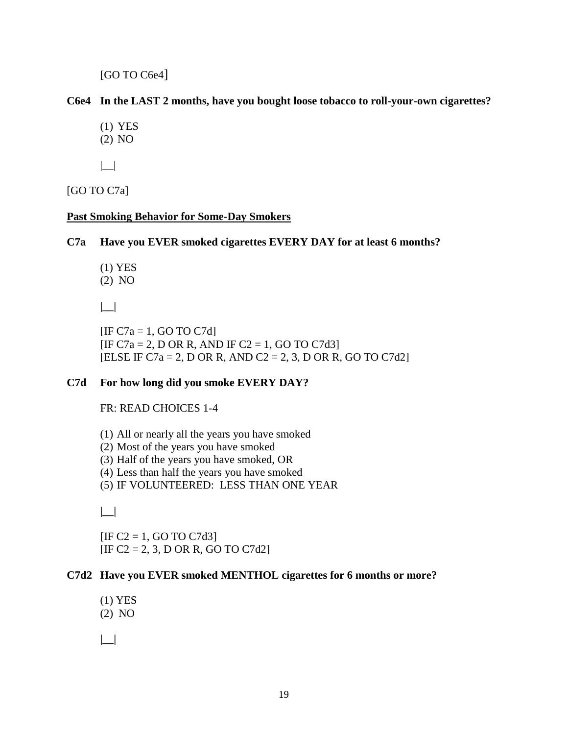[GO TO C6e4]

**C6e4 In the LAST 2 months, have you bought loose tobacco to roll-your-own cigarettes?**

(1) YES
(2) NO

|__|

[GO TO C7a]

__**Past Smoking Behavior for Some-Day Smokers**__

**C7a Have you EVER smoked cigarettes EVERY DAY for at least 6 months?**

(1) YES
(2) NO

|__|

[IF C7a = 1, GO TO C7d]
[IF C7a = 2, D OR R, AND IF C2 = 1, GO TO C7d3]
[ELSE IF C7a = 2, D OR R, AND C2 = 2, 3, D OR R, GO TO C7d2]

**C7d For how long did you smoke EVERY DAY?**

FR: READ CHOICES 1-4

(1) All or nearly all the years you have smoked
(2) Most of the years you have smoked
(3) Half of the years you have smoked, OR
(4) Less than half the years you have smoked
(5) IF VOLUNTEERED: LESS THAN ONE YEAR

|__|

[IF C2 = 1, GO TO C7d3]
[IF C2 = 2, 3, D OR R, GO TO C7d2]

**C7d2 Have you EVER smoked MENTHOL cigarettes for 6 months or more?**

(1) YES
(2) NO

|__|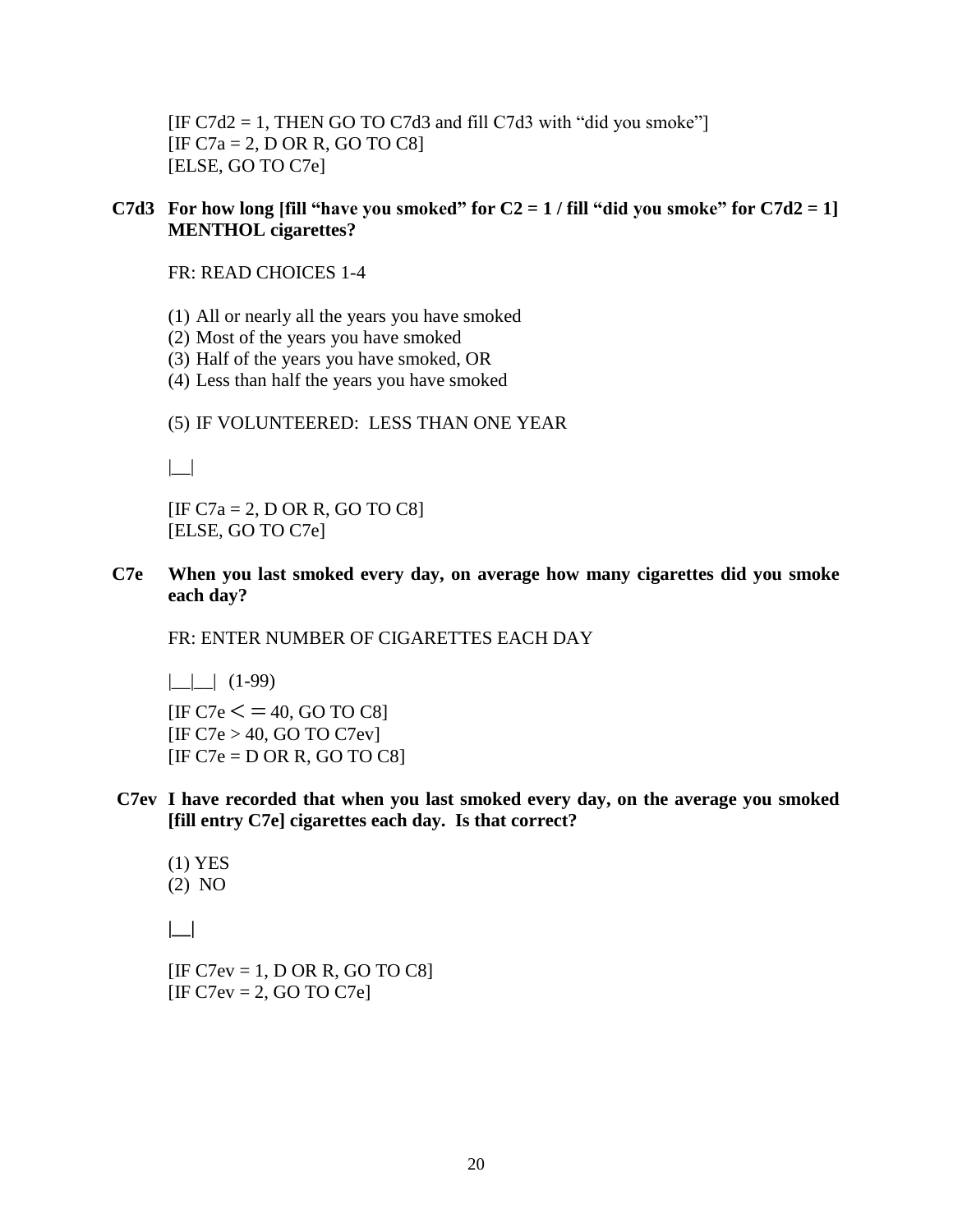[IF C7d2 = 1, THEN GO TO C7d3 and fill C7d3 with "did you smoke"]
[IF C7a = 2, D OR R, GO TO C8]
[ELSE, GO TO C7e]

**C7d3 For how long [fill "have you smoked" for C2 = 1 / fill "did you smoke" for C7d2 = 1] MENTHOL cigarettes?**

FR: READ CHOICES 1-4

(1) All or nearly all the years you have smoked
(2) Most of the years you have smoked
(3) Half of the years you have smoked, OR
(4) Less than half the years you have smoked

(5) IF VOLUNTEERED: LESS THAN ONE YEAR

|__|

[IF C7a = 2, D OR R, GO TO C8]
[ELSE, GO TO C7e]

**C7e When you last smoked every day, on average how many cigarettes did you smoke each day?**

FR: ENTER NUMBER OF CIGARETTES EACH DAY

|__|__| (1-99)

[IF C7e <= 40, GO TO C8]
[IF C7e > 40, GO TO C7ev]
[IF C7e = D OR R, GO TO C8]

**C7ev I have recorded that when you last smoked every day, on the average you smoked [fill entry C7e] cigarettes each day. Is that correct?**

(1) YES
(2) NO

|__|

[IF C7ev = 1, D OR R, GO TO C8]
[IF C7ev = 2, GO TO C7e]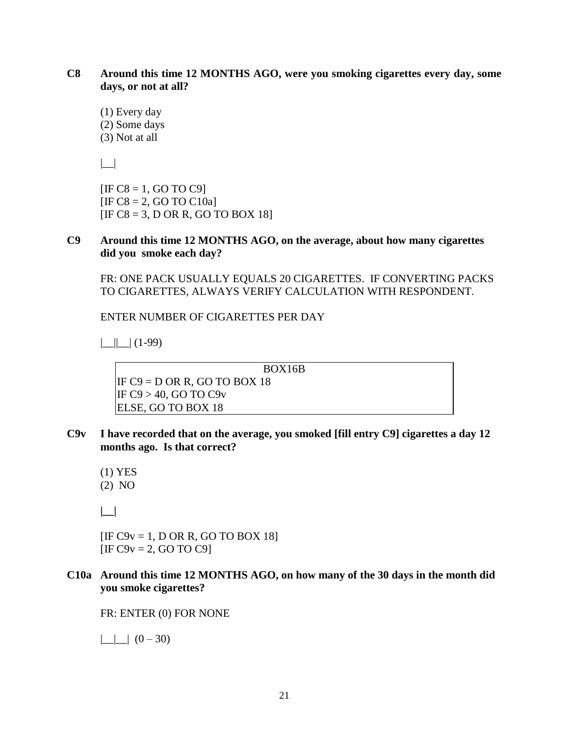**C8 Around this time 12 MONTHS AGO, were you smoking cigarettes every day, some days, or not at all?**

(1) Every day
(2) Some days
(3) Not at all

|__|

[IF C8 = 1, GO TO C9]
[IF C8 = 2, GO TO C10a]
[IF C8 = 3, D OR R, GO TO BOX 18]

**C9 Around this time 12 MONTHS AGO, on the average, about how many cigarettes did you smoke each day?**

FR: ONE PACK USUALLY EQUALS 20 CIGARETTES. IF CONVERTING PACKS TO CIGARETTES, ALWAYS VERIFY CALCULATION WITH RESPONDENT.

ENTER NUMBER OF CIGARETTES PER DAY

|__||__| (1-99)

| BOX16B |
|---|
| IF C9 = D OR R, GO TO BOX 18 |
| IF C9 > 40, GO TO C9v |
| ELSE, GO TO BOX 18 |

**C9v I have recorded that on the average, you smoked [fill entry C9] cigarettes a day 12 months ago. Is that correct?**

(1) YES
(2) NO

|__|

[IF C9v = 1, D OR R, GO TO BOX 18]
[IF C9v = 2, GO TO C9]

**C10a Around this time 12 MONTHS AGO, on how many of the 30 days in the month did you smoke cigarettes?**

FR: ENTER (0) FOR NONE

|__|__| (0 – 30)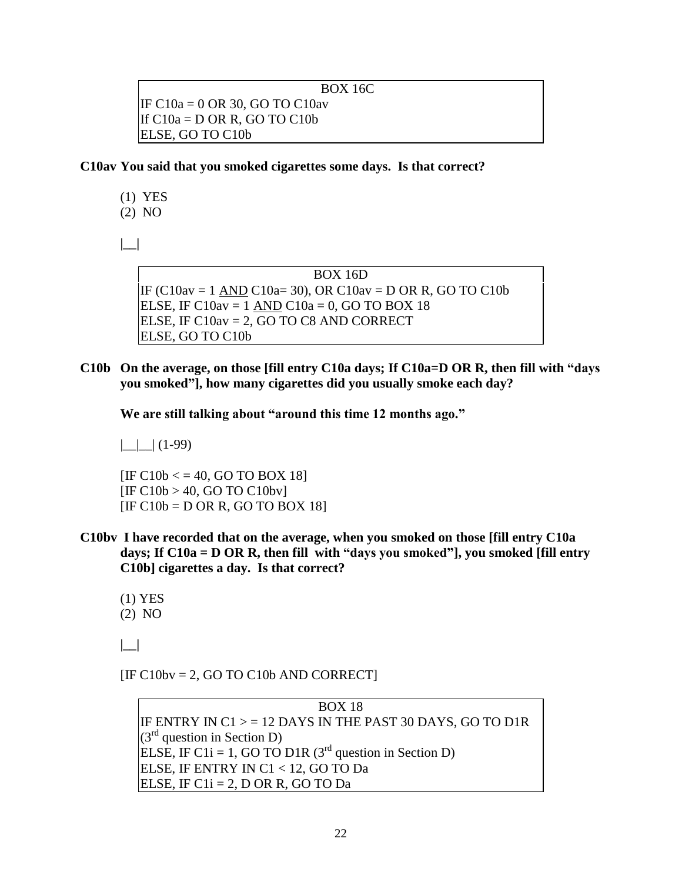| BOX 16C |
| --- |
| IF C10a = 0 OR 30, GO TO C10av |
| If C10a = D OR R, GO TO C10b |
| ELSE, GO TO C10b |

**C10av You said that you smoked cigarettes some days. Is that correct?**

(1) YES
(2) NO

|__|

| BOX 16D |
| --- |
| IF (C10av = 1 AND C10a= 30), OR C10av = D OR R, GO TO C10b |
| ELSE, IF C10av = 1 AND C10a = 0, GO TO BOX 18 |
| ELSE, IF C10av = 2, GO TO C8 AND CORRECT |
| ELSE, GO TO C10b |

**C10b On the average, on those [fill entry C10a days; If C10a=D OR R, then fill with "days you smoked"], how many cigarettes did you usually smoke each day?**

**We are still talking about "around this time 12 months ago."**

|__|__| (1-99)

[IF C10b < = 40, GO TO BOX 18]
[IF C10b > 40, GO TO C10bv]
[IF C10b = D OR R, GO TO BOX 18]

**C10bv I have recorded that on the average, when you smoked on those [fill entry C10a days; If C10a = D OR R, then fill with "days you smoked"], you smoked [fill entry C10b] cigarettes a day. Is that correct?**

(1) YES
(2) NO

|__|

[IF C10bv = 2, GO TO C10b AND CORRECT]

| BOX 18 |
| --- |
| IF ENTRY IN C1 > = 12 DAYS IN THE PAST 30 DAYS, GO TO D1R (3rd question in Section D) |
| ELSE, IF C1i = 1, GO TO D1R (3rd question in Section D) |
| ELSE, IF ENTRY IN C1 < 12, GO TO Da |
| ELSE, IF C1i = 2, D OR R, GO TO Da |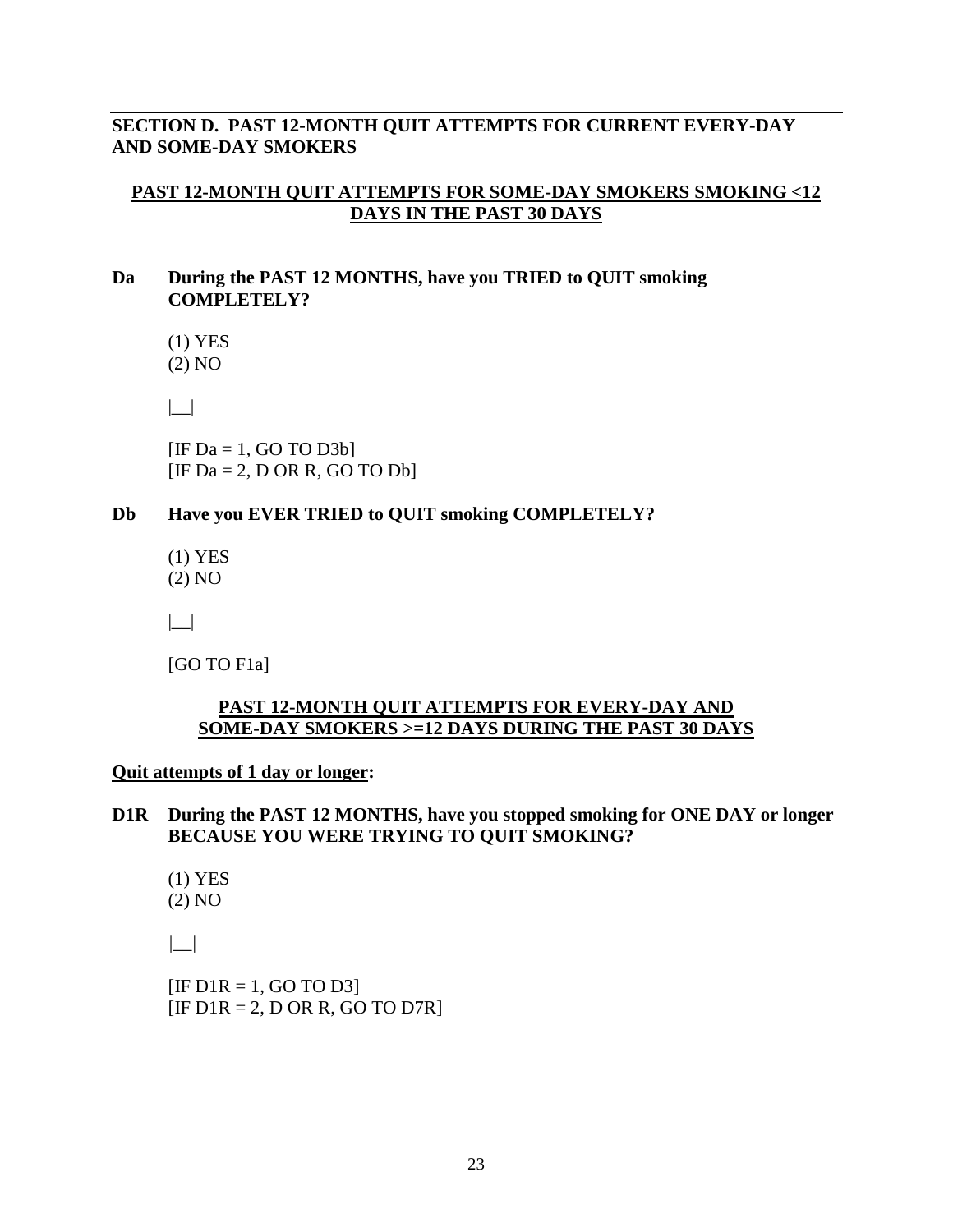## SECTION D. PAST 12-MONTH QUIT ATTEMPTS FOR CURRENT EVERY-DAY AND SOME-DAY SMOKERS

### PAST 12-MONTH QUIT ATTEMPTS FOR SOME-DAY SMOKERS SMOKING <12 DAYS IN THE PAST 30 DAYS

**Da During the PAST 12 MONTHS, have you TRIED to QUIT smoking COMPLETELY?**

(1) YES
(2) NO

|__|

[IF Da = 1, GO TO D3b]
[IF Da = 2, D OR R, GO TO Db]

**Db Have you EVER TRIED to QUIT smoking COMPLETELY?**

(1) YES
(2) NO

|__|

[GO TO F1a]

### PAST 12-MONTH QUIT ATTEMPTS FOR EVERY-DAY AND SOME-DAY SMOKERS >=12 DAYS DURING THE PAST 30 DAYS

**Quit attempts of 1 day or longer:**

**D1R During the PAST 12 MONTHS, have you stopped smoking for ONE DAY or longer BECAUSE YOU WERE TRYING TO QUIT SMOKING?**

(1) YES
(2) NO

|__|

[IF D1R = 1, GO TO D3]
[IF D1R = 2, D OR R, GO TO D7R]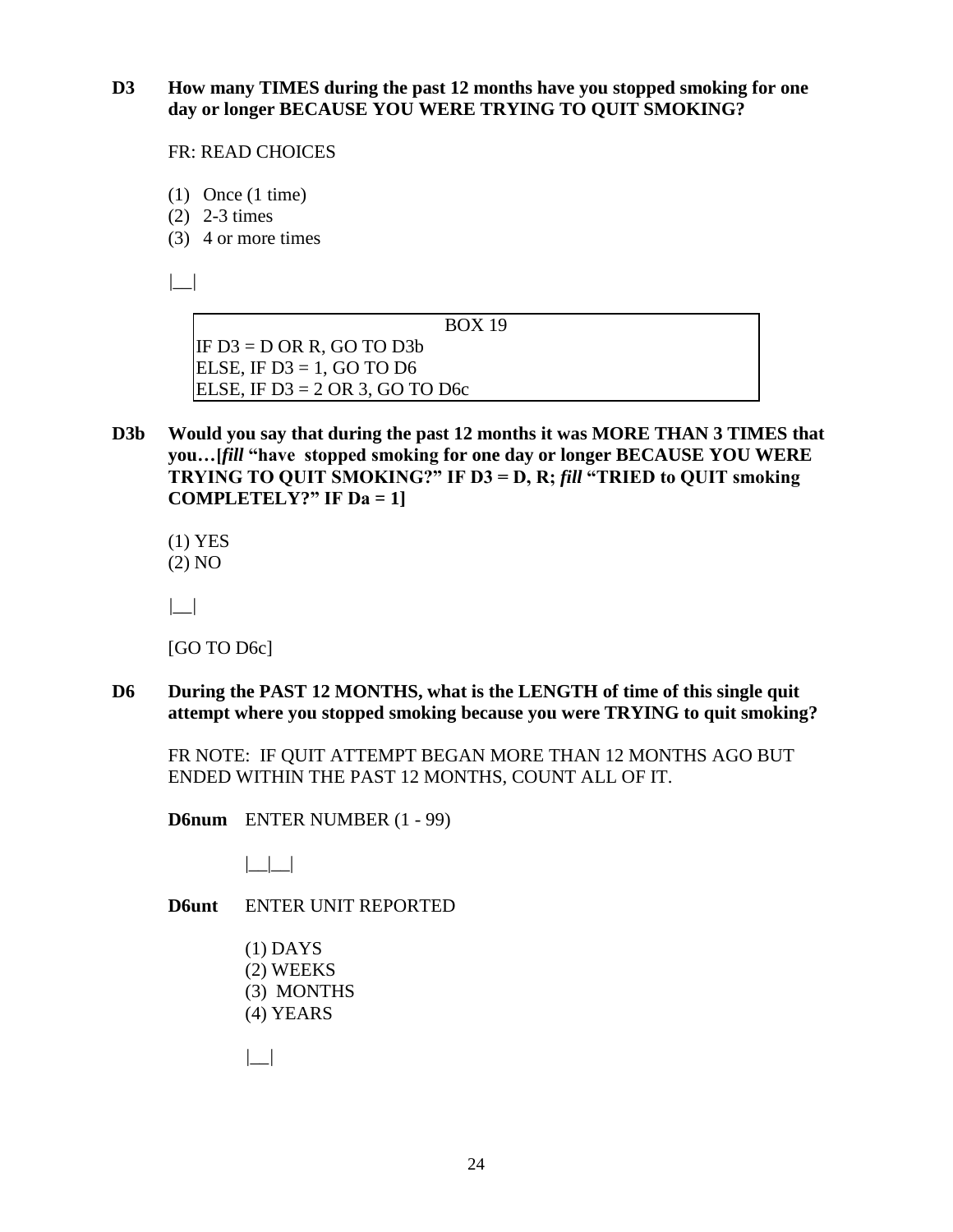**D3 How many TIMES during the past 12 months have you stopped smoking for one day or longer BECAUSE YOU WERE TRYING TO QUIT SMOKING?**

FR: READ CHOICES

(1) Once (1 time)
(2) 2-3 times
(3) 4 or more times

|__|

| BOX 19 |
|---|
| IF D3 = D OR R, GO TO D3b<br>ELSE, IF D3 = 1, GO TO D6<br>ELSE, IF D3 = 2 OR 3, GO TO D6c |

**D3b Would you say that during the past 12 months it was MORE THAN 3 TIMES that you…[*fill* "have stopped smoking for one day or longer BECAUSE YOU WERE TRYING TO QUIT SMOKING?" IF D3 = D, R; *fill* "TRIED to QUIT smoking COMPLETELY?" IF Da = 1]**

(1) YES
(2) NO

|__|

[GO TO D6c]

**D6 During the PAST 12 MONTHS, what is the LENGTH of time of this single quit attempt where you stopped smoking because you were TRYING to quit smoking?**

FR NOTE: IF QUIT ATTEMPT BEGAN MORE THAN 12 MONTHS AGO BUT ENDED WITHIN THE PAST 12 MONTHS, COUNT ALL OF IT.

**D6num** ENTER NUMBER (1 - 99)

|__|__|

**D6unt** ENTER UNIT REPORTED

(1) DAYS
(2) WEEKS
(3) MONTHS
(4) YEARS

|__|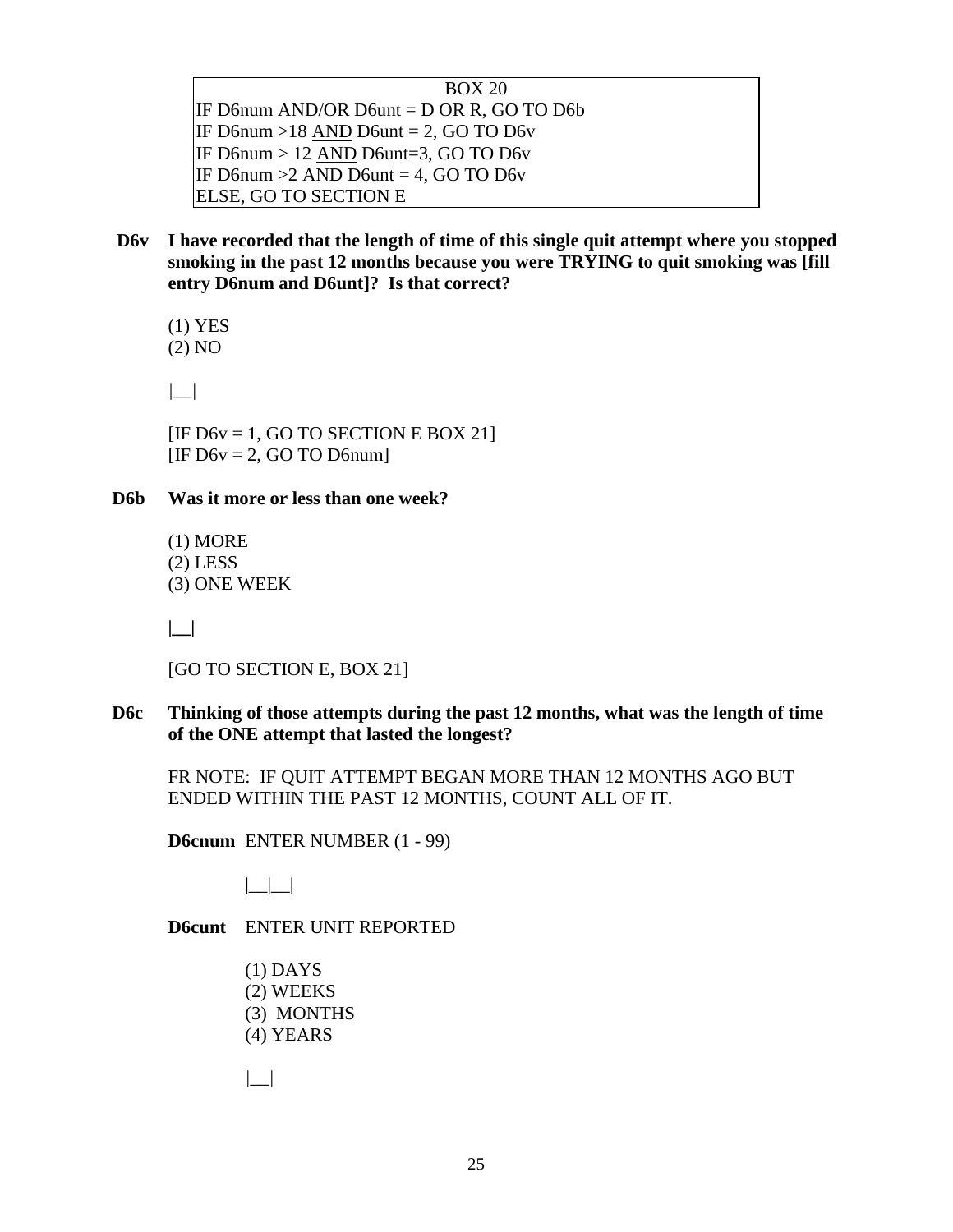| BOX 20 |
|---|
| IF D6num AND/OR D6unt = D OR R, GO TO D6b<br>IF D6num >18 AND D6unt = 2, GO TO D6v<br>IF D6num > 12 AND D6unt=3, GO TO D6v<br>IF D6num >2 AND D6unt = 4, GO TO D6v<br>ELSE, GO TO SECTION E |

**D6v I have recorded that the length of time of this single quit attempt where you stopped smoking in the past 12 months because you were TRYING to quit smoking was [fill entry D6num and D6unt]? Is that correct?**

(1) YES
(2) NO

|__|

[IF D6v = 1, GO TO SECTION E BOX 21]
[IF D6v = 2, GO TO D6num]

**D6b Was it more or less than one week?**

(1) MORE
(2) LESS
(3) ONE WEEK

|__|

[GO TO SECTION E, BOX 21]

**D6c Thinking of those attempts during the past 12 months, what was the length of time of the ONE attempt that lasted the longest?**

FR NOTE: IF QUIT ATTEMPT BEGAN MORE THAN 12 MONTHS AGO BUT ENDED WITHIN THE PAST 12 MONTHS, COUNT ALL OF IT.

**D6cnum** ENTER NUMBER (1 - 99)

|__|__|

**D6cunt** ENTER UNIT REPORTED

(1) DAYS
(2) WEEKS
(3) MONTHS
(4) YEARS

|__|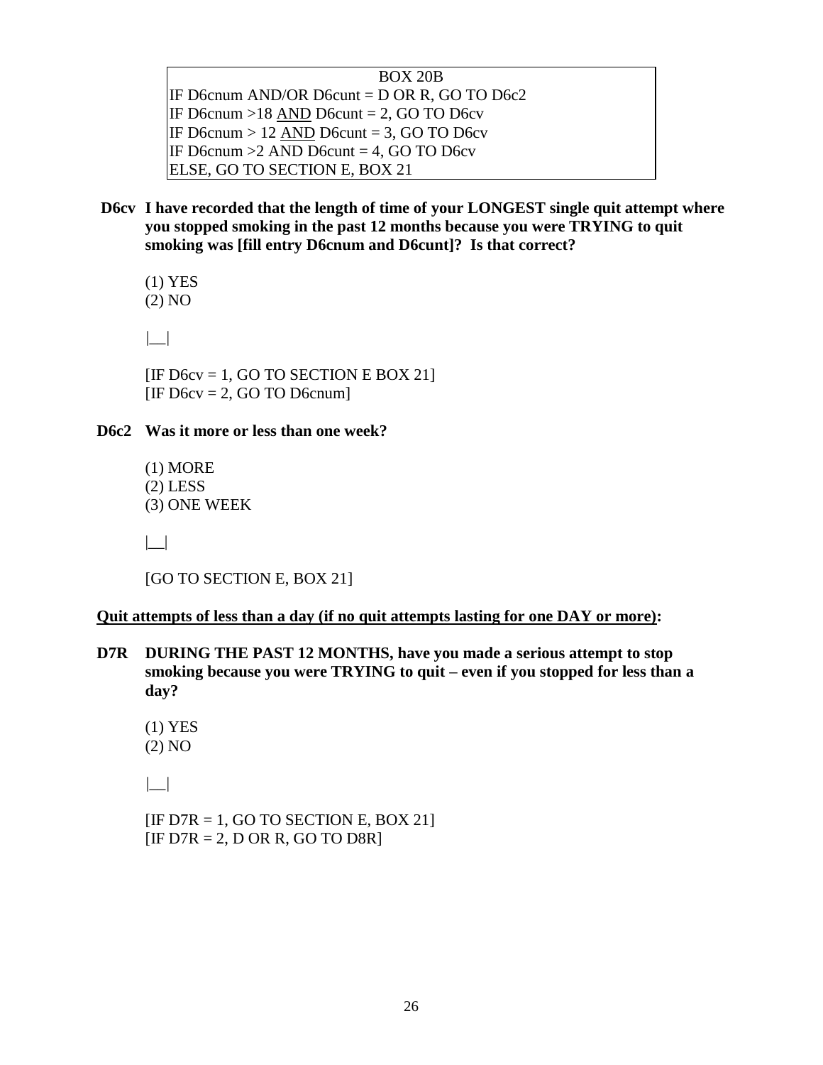| BOX 20B |
|---|
| IF D6cnum AND/OR D6cunt = D OR R, GO TO D6c2 |
| IF D6cnum >18 AND D6cunt = 2, GO TO D6cv |
| IF D6cnum > 12 AND D6cunt = 3, GO TO D6cv |
| IF D6cnum >2 AND D6cunt = 4, GO TO D6cv |
| ELSE, GO TO SECTION E, BOX 21 |

**D6cv I have recorded that the length of time of your LONGEST single quit attempt where you stopped smoking in the past 12 months because you were TRYING to quit smoking was [fill entry D6cnum and D6cunt]? Is that correct?**

(1) YES
(2) NO

|__|

[IF D6cv = 1, GO TO SECTION E BOX 21]
[IF D6cv = 2, GO TO D6cnum]

**D6c2 Was it more or less than one week?**

(1) MORE
(2) LESS
(3) ONE WEEK

|__|

[GO TO SECTION E, BOX 21]

**Quit attempts of less than a day (if no quit attempts lasting for one DAY or more):**

**D7R DURING THE PAST 12 MONTHS, have you made a serious attempt to stop smoking because you were TRYING to quit – even if you stopped for less than a day?**

(1) YES
(2) NO

|__|

[IF D7R = 1, GO TO SECTION E, BOX 21]
[IF D7R = 2, D OR R, GO TO D8R]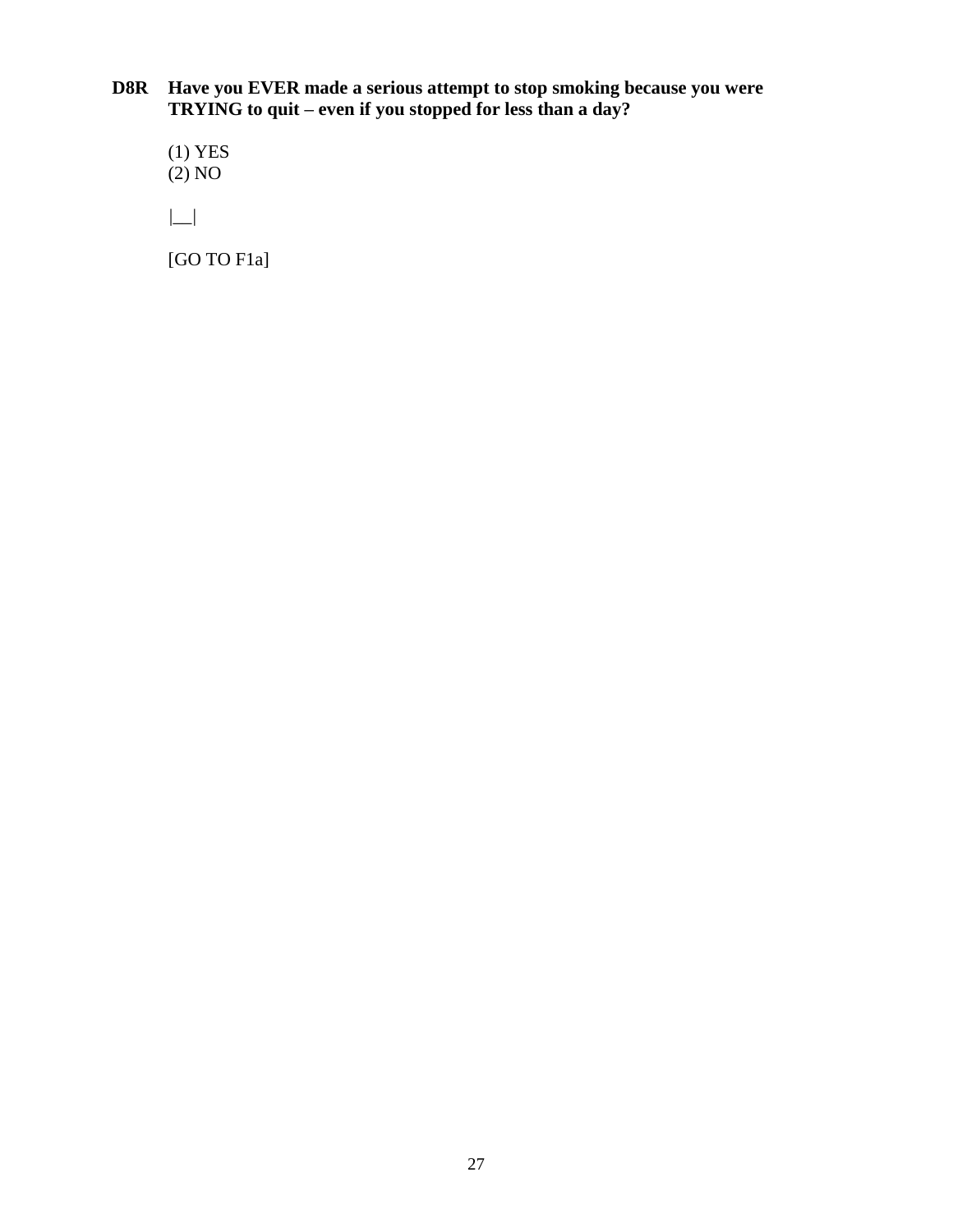**D8R Have you EVER made a serious attempt to stop smoking because you were TRYING to quit – even if you stopped for less than a day?**

(1) YES
(2) NO

|__|

[GO TO F1a]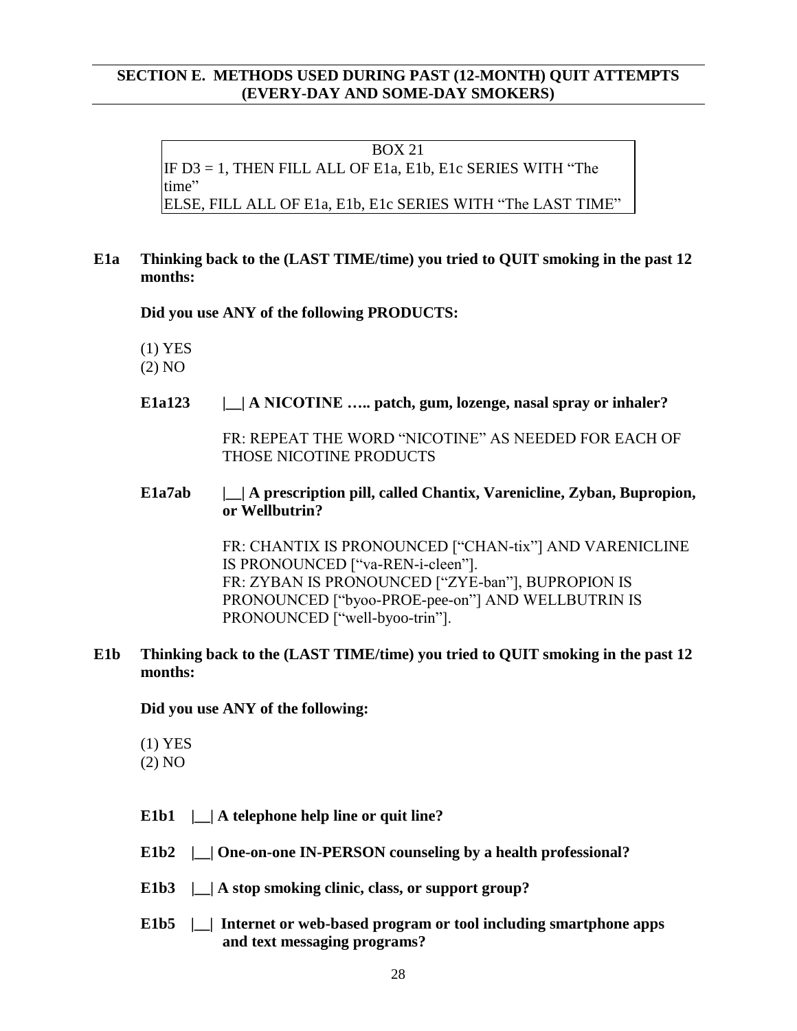## SECTION E. METHODS USED DURING PAST (12-MONTH) QUIT ATTEMPTS (EVERY-DAY AND SOME-DAY SMOKERS)

| BOX 21 |
|---|
| IF D3 = 1, THEN FILL ALL OF E1a, E1b, E1c SERIES WITH "The time" |
| ELSE, FILL ALL OF E1a, E1b, E1c SERIES WITH "The LAST TIME" |

**E1a Thinking back to the (LAST TIME/time) you tried to QUIT smoking in the past 12 months:**

**Did you use ANY of the following PRODUCTS:**

(1) YES
(2) NO

**E1a123 |__| A NICOTINE ….. patch, gum, lozenge, nasal spray or inhaler?**

FR: REPEAT THE WORD "NICOTINE" AS NEEDED FOR EACH OF THOSE NICOTINE PRODUCTS

**E1a7ab |__| A prescription pill, called Chantix, Varenicline, Zyban, Bupropion, or Wellbutrin?**

FR: CHANTIX IS PRONOUNCED ["CHAN-tix"] AND VARENICLINE IS PRONOUNCED ["va-REN-i-cleen"].
FR: ZYBAN IS PRONOUNCED ["ZYE-ban"], BUPROPION IS PRONOUNCED ["byoo-PROE-pee-on"] AND WELLBUTRIN IS PRONOUNCED ["well-byoo-trin"].

**E1b Thinking back to the (LAST TIME/time) you tried to QUIT smoking in the past 12 months:**

**Did you use ANY of the following:**

(1) YES
(2) NO

**E1b1 |__| A telephone help line or quit line?**

**E1b2 |__| One-on-one IN-PERSON counseling by a health professional?**

**E1b3 |__| A stop smoking clinic, class, or support group?**

**E1b5 |__| Internet or web-based program or tool including smartphone apps and text messaging programs?**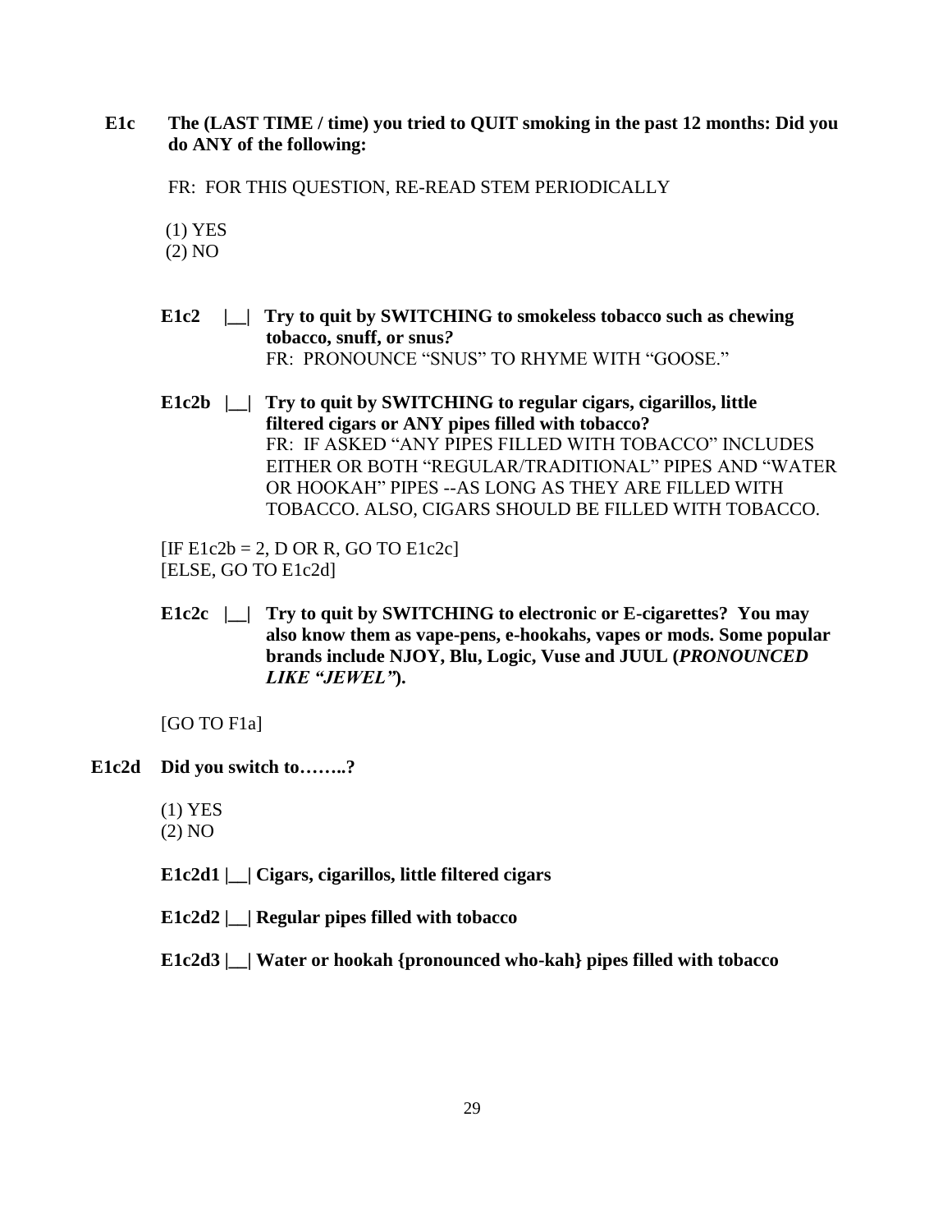**E1c The (LAST TIME / time) you tried to QUIT smoking in the past 12 months: Did you do ANY of the following:**

FR: FOR THIS QUESTION, RE-READ STEM PERIODICALLY

(1) YES
(2) NO

**E1c2 |__| Try to quit by SWITCHING to smokeless tobacco such as chewing tobacco, snuff, or snus?**
FR: PRONOUNCE "SNUS" TO RHYME WITH "GOOSE."

**E1c2b |__| Try to quit by SWITCHING to regular cigars, cigarillos, little filtered cigars or ANY pipes filled with tobacco?**
FR: IF ASKED "ANY PIPES FILLED WITH TOBACCO" INCLUDES EITHER OR BOTH "REGULAR/TRADITIONAL" PIPES AND "WATER OR HOOKAH" PIPES --AS LONG AS THEY ARE FILLED WITH TOBACCO. ALSO, CIGARS SHOULD BE FILLED WITH TOBACCO.

[IF E1c2b = 2, D OR R, GO TO E1c2c]
[ELSE, GO TO E1c2d]

**E1c2c |__| Try to quit by SWITCHING to electronic or E-cigarettes? You may also know them as vape-pens, e-hookahs, vapes or mods. Some popular brands include NJOY, Blu, Logic, Vuse and JUUL (*PRONOUNCED LIKE "JEWEL"*).**

[GO TO F1a]

**E1c2d Did you switch to……..?**

(1) YES
(2) NO

**E1c2d1 |__| Cigars, cigarillos, little filtered cigars**

**E1c2d2 |__| Regular pipes filled with tobacco**

**E1c2d3 |__| Water or hookah {pronounced who-kah} pipes filled with tobacco**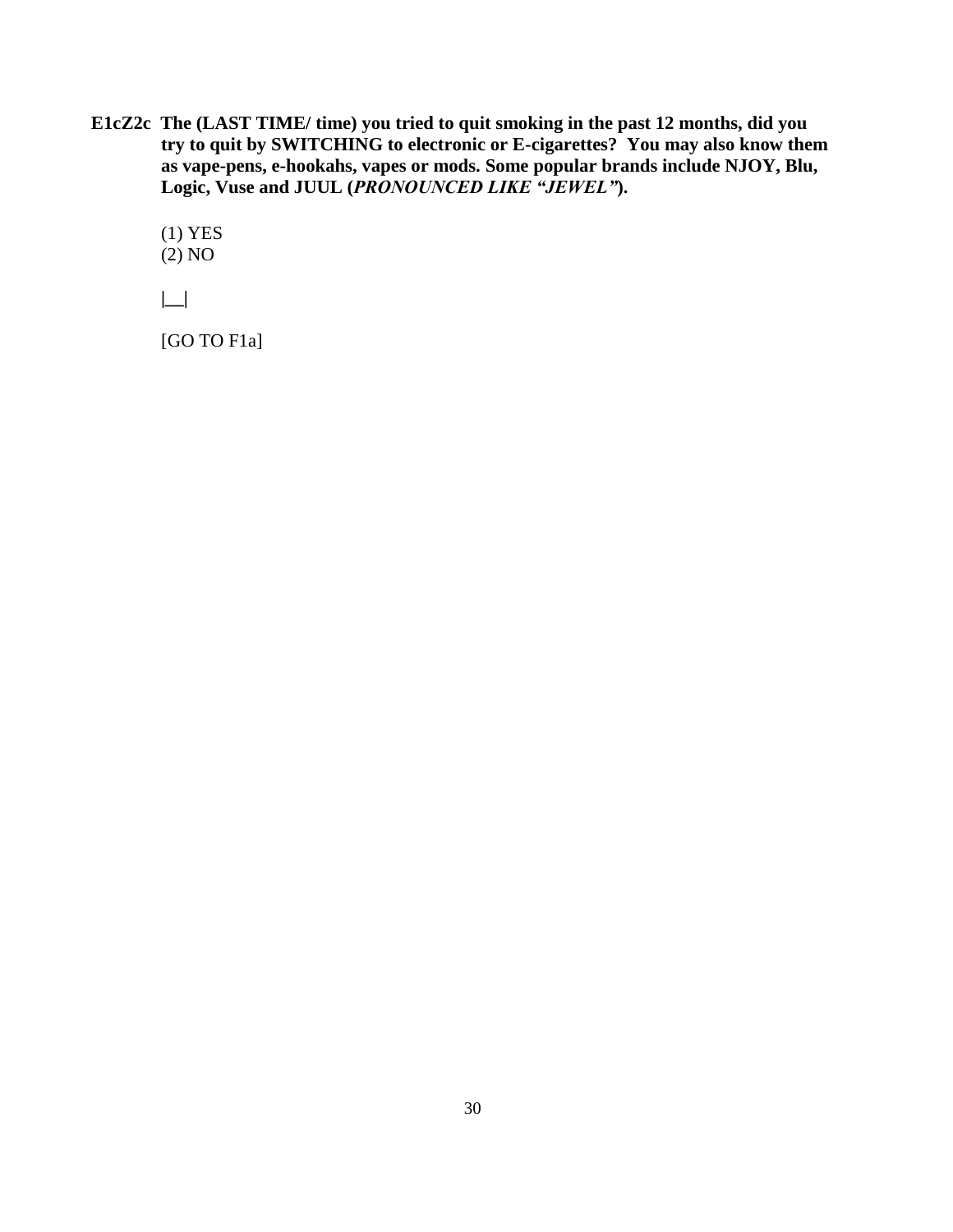**E1cZ2c The (LAST TIME/ time) you tried to quit smoking in the past 12 months, did you try to quit by SWITCHING to electronic or E-cigarettes? You may also know them as vape-pens, e-hookahs, vapes or mods. Some popular brands include NJOY, Blu, Logic, Vuse and JUUL (*PRONOUNCED LIKE "JEWEL"*).**

(1) YES
(2) NO

|__|

[GO TO F1a]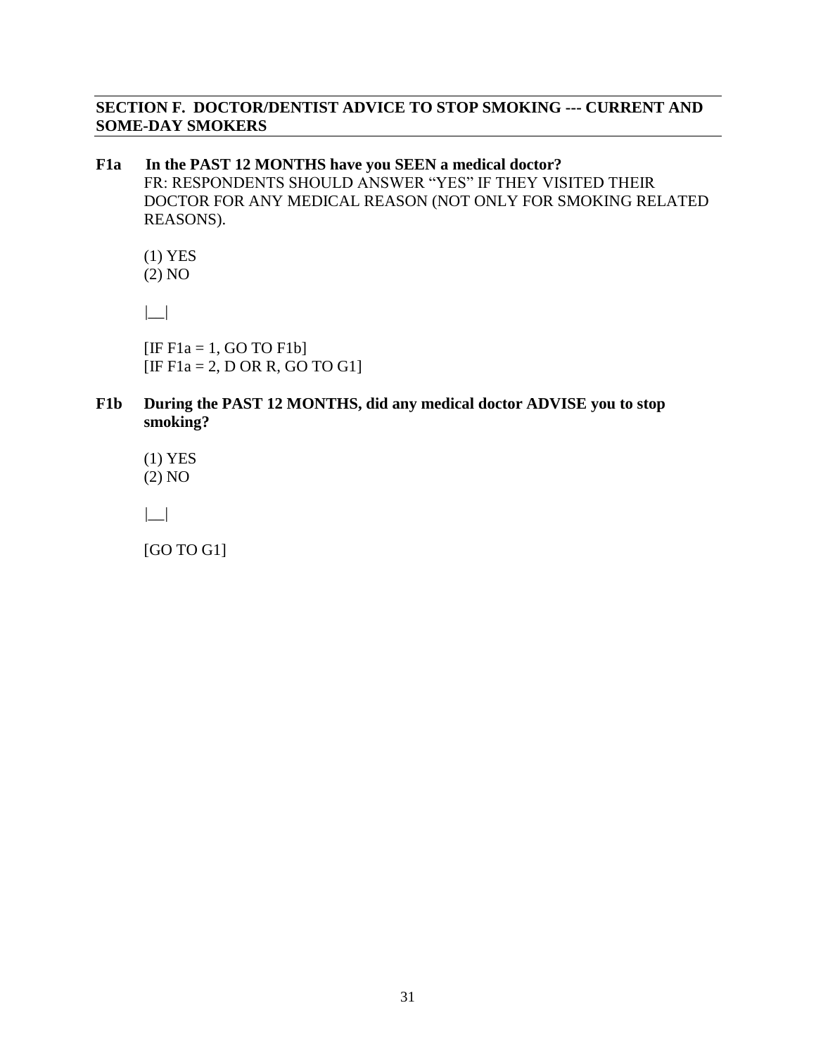## SECTION F. DOCTOR/DENTIST ADVICE TO STOP SMOKING --- CURRENT AND SOME-DAY SMOKERS

**F1a In the PAST 12 MONTHS have you SEEN a medical doctor?**

FR: RESPONDENTS SHOULD ANSWER "YES" IF THEY VISITED THEIR DOCTOR FOR ANY MEDICAL REASON (NOT ONLY FOR SMOKING RELATED REASONS).

(1) YES
(2) NO

|__|

[IF F1a = 1, GO TO F1b]
[IF F1a = 2, D OR R, GO TO G1]

**F1b During the PAST 12 MONTHS, did any medical doctor ADVISE you to stop smoking?**

(1) YES
(2) NO

|__|

[GO TO G1]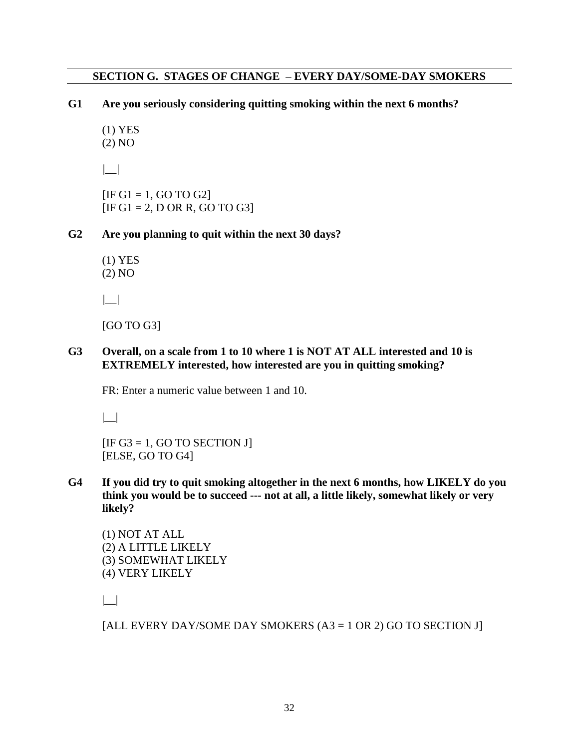## SECTION G. STAGES OF CHANGE – EVERY DAY/SOME-DAY SMOKERS

**G1 Are you seriously considering quitting smoking within the next 6 months?**

(1) YES
(2) NO

|__|

[IF G1 = 1, GO TO G2]
[IF G1 = 2, D OR R, GO TO G3]

**G2 Are you planning to quit within the next 30 days?**

(1) YES
(2) NO

|__|

[GO TO G3]

**G3 Overall, on a scale from 1 to 10 where 1 is NOT AT ALL interested and 10 is EXTREMELY interested, how interested are you in quitting smoking?**

FR: Enter a numeric value between 1 and 10.

|__|

[IF G3 = 1, GO TO SECTION J]
[ELSE, GO TO G4]

**G4 If you did try to quit smoking altogether in the next 6 months, how LIKELY do you think you would be to succeed --- not at all, a little likely, somewhat likely or very likely?**

(1) NOT AT ALL
(2) A LITTLE LIKELY
(3) SOMEWHAT LIKELY
(4) VERY LIKELY

|__|

[ALL EVERY DAY/SOME DAY SMOKERS (A3 = 1 OR 2) GO TO SECTION J]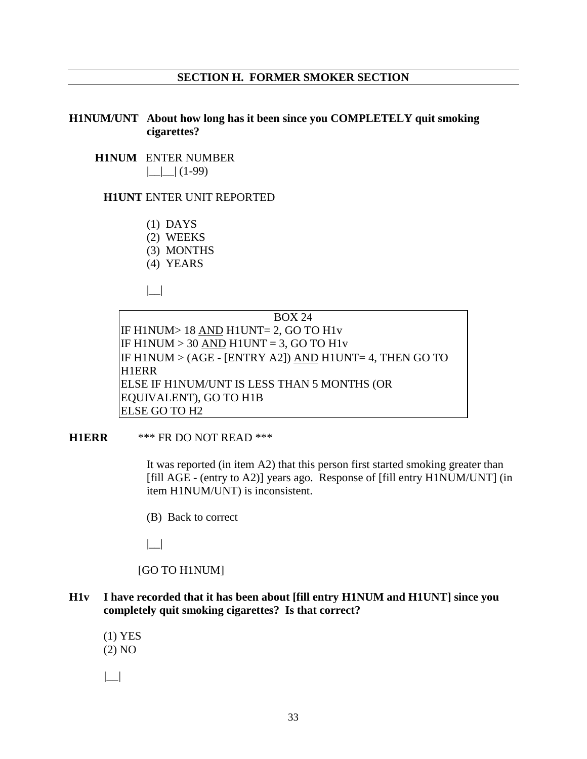## SECTION H. FORMER SMOKER SECTION

**H1NUM/UNT About how long has it been since you COMPLETELY quit smoking cigarettes?**

**H1NUM** ENTER NUMBER

|__|__| (1-99)

**H1UNT** ENTER UNIT REPORTED

(1) DAYS
(2) WEEKS
(3) MONTHS
(4) YEARS

|__|

BOX 24

IF H1NUM> 18 AND H1UNT= 2, GO TO H1v
IF H1NUM > 30 AND H1UNT = 3, GO TO H1v
IF H1NUM > (AGE - [ENTRY A2]) AND H1UNT= 4, THEN GO TO H1ERR
ELSE IF H1NUM/UNT IS LESS THAN 5 MONTHS (OR EQUIVALENT), GO TO H1B
ELSE GO TO H2

**H1ERR** *** FR DO NOT READ ***

It was reported (in item A2) that this person first started smoking greater than [fill AGE - (entry to A2)] years ago. Response of [fill entry H1NUM/UNT] (in item H1NUM/UNT) is inconsistent.

(B) Back to correct

|__|

[GO TO H1NUM]

**H1v I have recorded that it has been about [fill entry H1NUM and H1UNT] since you completely quit smoking cigarettes? Is that correct?**

(1) YES
(2) NO

|__|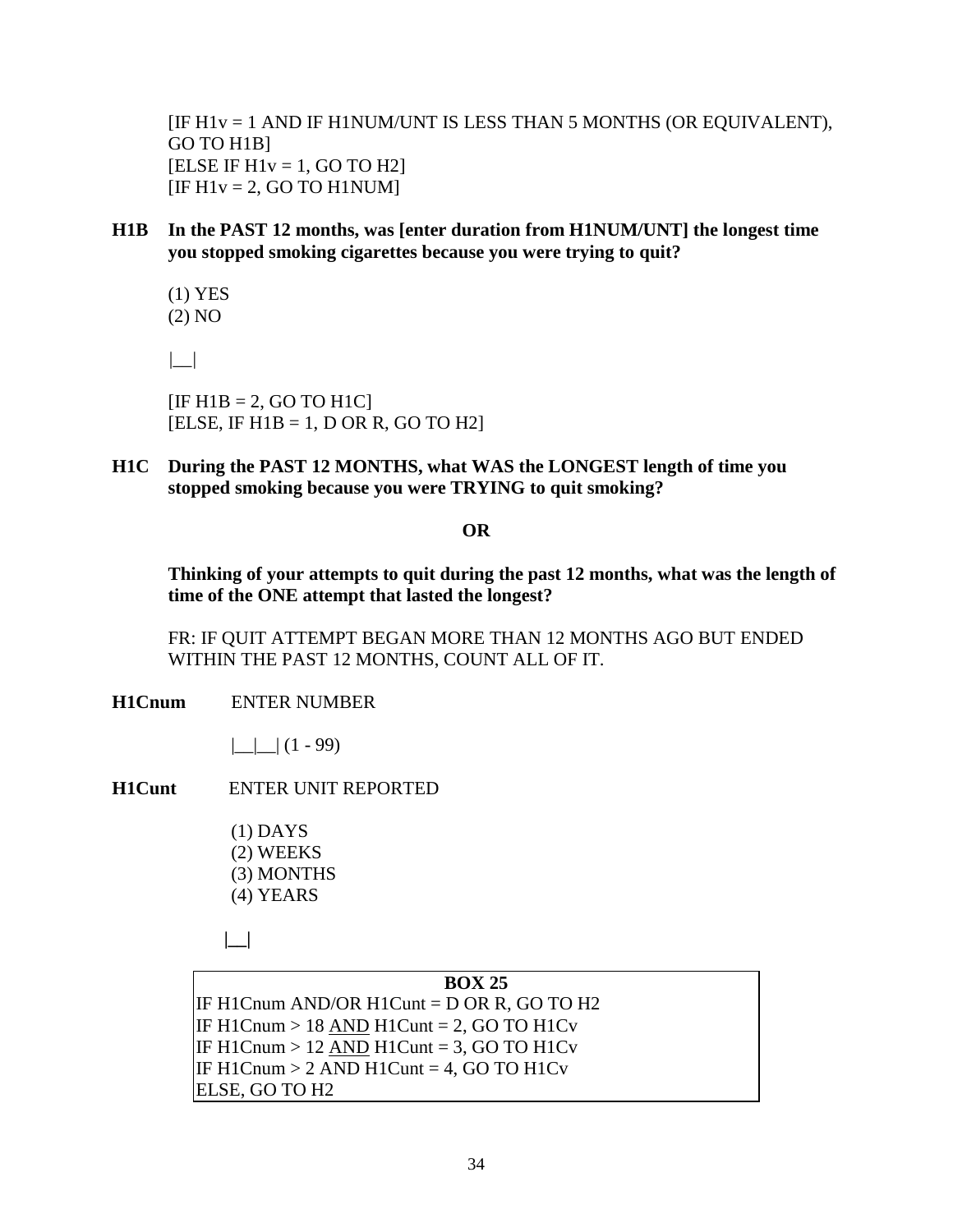[IF H1v = 1 AND IF H1NUM/UNT IS LESS THAN 5 MONTHS (OR EQUIVALENT), GO TO H1B]
[ELSE IF H1v = 1, GO TO H2]
[IF H1v = 2, GO TO H1NUM]

**H1B In the PAST 12 months, was [enter duration from H1NUM/UNT] the longest time you stopped smoking cigarettes because you were trying to quit?**

(1) YES
(2) NO

|__|

[IF H1B = 2, GO TO H1C]
[ELSE, IF H1B = 1, D OR R, GO TO H2]

**H1C During the PAST 12 MONTHS, what WAS the LONGEST length of time you stopped smoking because you were TRYING to quit smoking?**

**OR**

**Thinking of your attempts to quit during the past 12 months, what was the length of time of the ONE attempt that lasted the longest?**

FR: IF QUIT ATTEMPT BEGAN MORE THAN 12 MONTHS AGO BUT ENDED WITHIN THE PAST 12 MONTHS, COUNT ALL OF IT.

**H1Cnum** ENTER NUMBER

|__|__| (1 - 99)

**H1Cunt** ENTER UNIT REPORTED

(1) DAYS
(2) WEEKS
(3) MONTHS
(4) YEARS

|__|

| **BOX 25** |
|---|
| IF H1Cnum AND/OR H1Cunt = D OR R, GO TO H2 |
| IF H1Cnum > 18 AND H1Cunt = 2, GO TO H1Cv |
| IF H1Cnum > 12 AND H1Cunt = 3, GO TO H1Cv |
| IF H1Cnum > 2 AND H1Cunt = 4, GO TO H1Cv |
| ELSE, GO TO H2 |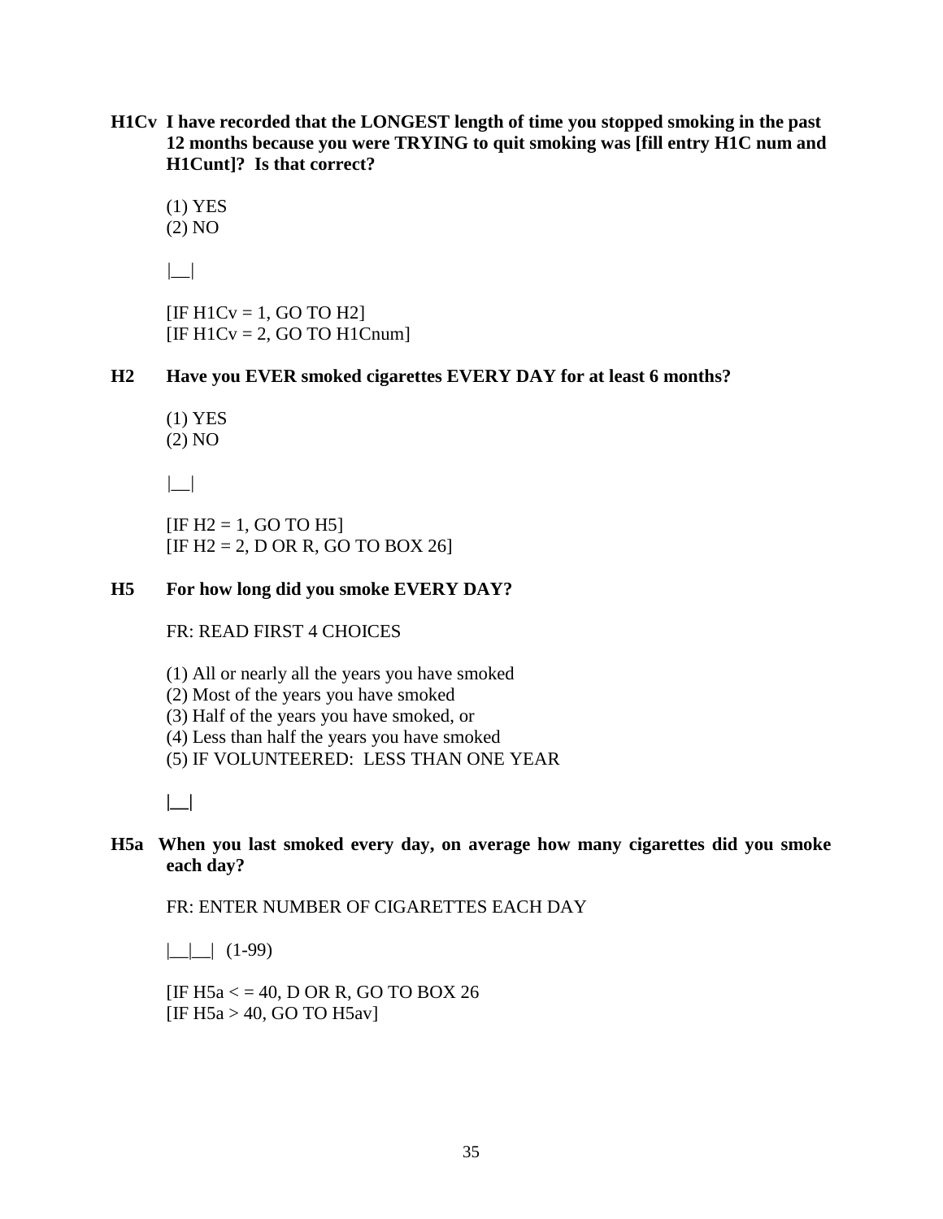**H1Cv I have recorded that the LONGEST length of time you stopped smoking in the past 12 months because you were TRYING to quit smoking was [fill entry H1C num and H1Cunt]? Is that correct?**

(1) YES
(2) NO

|__|

[IF H1Cv = 1, GO TO H2]
[IF H1Cv = 2, GO TO H1Cnum]

**H2 Have you EVER smoked cigarettes EVERY DAY for at least 6 months?**

(1) YES
(2) NO

|__|

[IF H2 = 1, GO TO H5]
[IF H2 = 2, D OR R, GO TO BOX 26]

**H5 For how long did you smoke EVERY DAY?**

FR: READ FIRST 4 CHOICES

(1) All or nearly all the years you have smoked
(2) Most of the years you have smoked
(3) Half of the years you have smoked, or
(4) Less than half the years you have smoked
(5) IF VOLUNTEERED: LESS THAN ONE YEAR

**|__|**

**H5a When you last smoked every day, on average how many cigarettes did you smoke each day?**

FR: ENTER NUMBER OF CIGARETTES EACH DAY

|__|__| (1-99)

[IF H5a < = 40, D OR R, GO TO BOX 26
[IF H5a > 40, GO TO H5av]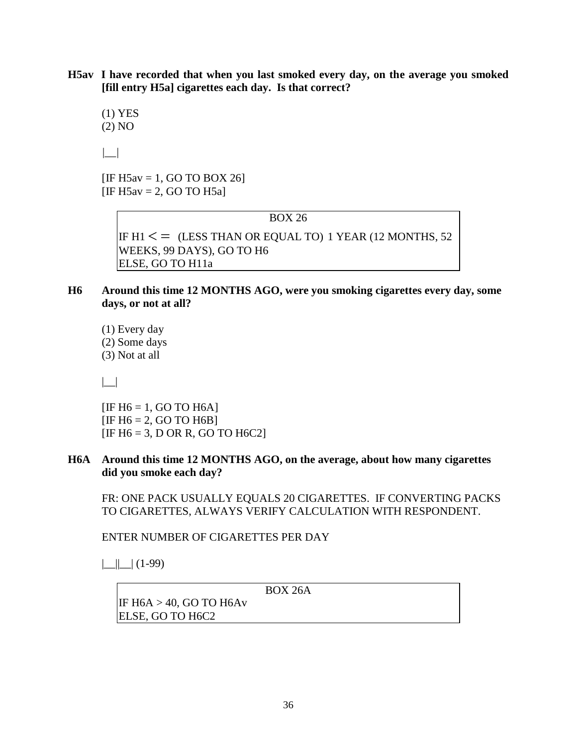**H5av I have recorded that when you last smoked every day, on the average you smoked [fill entry H5a] cigarettes each day. Is that correct?**

(1) YES
(2) NO

|__|

[IF H5av = 1, GO TO BOX 26]
[IF H5av = 2, GO TO H5a]

| BOX 26 |
|---|
| IF H1 <= (LESS THAN OR EQUAL TO) 1 YEAR (12 MONTHS, 52 WEEKS, 99 DAYS), GO TO H6<br>ELSE, GO TO H11a |

**H6 Around this time 12 MONTHS AGO, were you smoking cigarettes every day, some days, or not at all?**

(1) Every day
(2) Some days
(3) Not at all

|__|

[IF H6 = 1, GO TO H6A]
[IF H6 = 2, GO TO H6B]
[IF H6 = 3, D OR R, GO TO H6C2]

**H6A Around this time 12 MONTHS AGO, on the average, about how many cigarettes did you smoke each day?**

FR: ONE PACK USUALLY EQUALS 20 CIGARETTES. IF CONVERTING PACKS TO CIGARETTES, ALWAYS VERIFY CALCULATION WITH RESPONDENT.

ENTER NUMBER OF CIGARETTES PER DAY

|__||__| (1-99)

| BOX 26A |
|---|
| IF H6A > 40, GO TO H6Av<br>ELSE, GO TO H6C2 |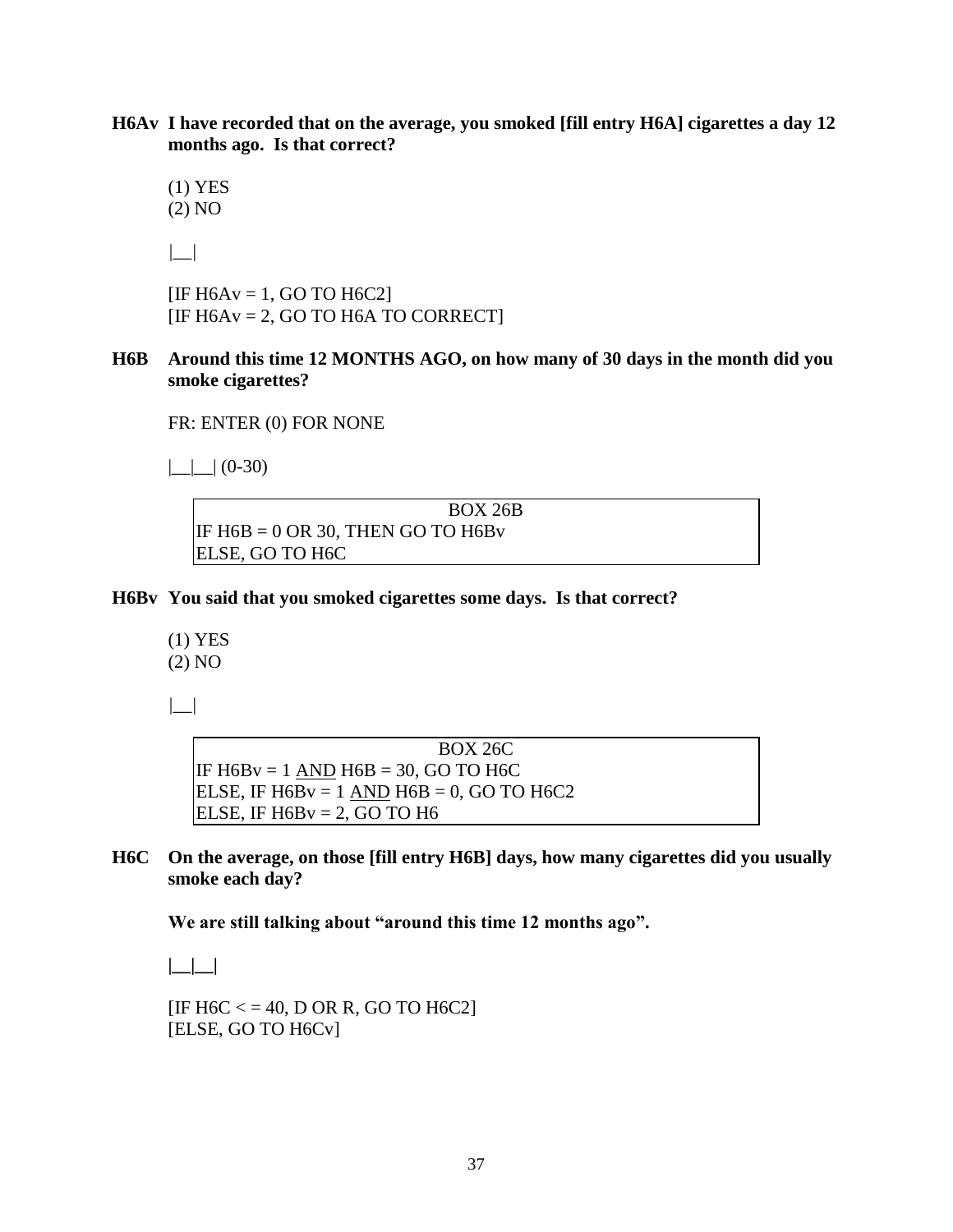**H6Av I have recorded that on the average, you smoked [fill entry H6A] cigarettes a day 12 months ago. Is that correct?**

(1) YES
(2) NO

|__|

[IF H6Av = 1, GO TO H6C2]
[IF H6Av = 2, GO TO H6A TO CORRECT]

**H6B Around this time 12 MONTHS AGO, on how many of 30 days in the month did you smoke cigarettes?**

FR: ENTER (0) FOR NONE

|__|__| (0-30)

| BOX 26B |
|---|
| IF H6B = 0 OR 30, THEN GO TO H6Bv |
| ELSE, GO TO H6C |

**H6Bv You said that you smoked cigarettes some days. Is that correct?**

(1) YES
(2) NO

|__|

| BOX 26C |
|---|
| IF H6Bv = 1 <u>AND</u> H6B = 30, GO TO H6C |
| ELSE, IF H6Bv = 1 <u>AND</u> H6B = 0, GO TO H6C2 |
| ELSE, IF H6Bv = 2, GO TO H6 |

**H6C On the average, on those [fill entry H6B] days, how many cigarettes did you usually smoke each day?**

**We are still talking about "around this time 12 months ago".**

**|__|__|**

[IF H6C < = 40, D OR R, GO TO H6C2]
[ELSE, GO TO H6Cv]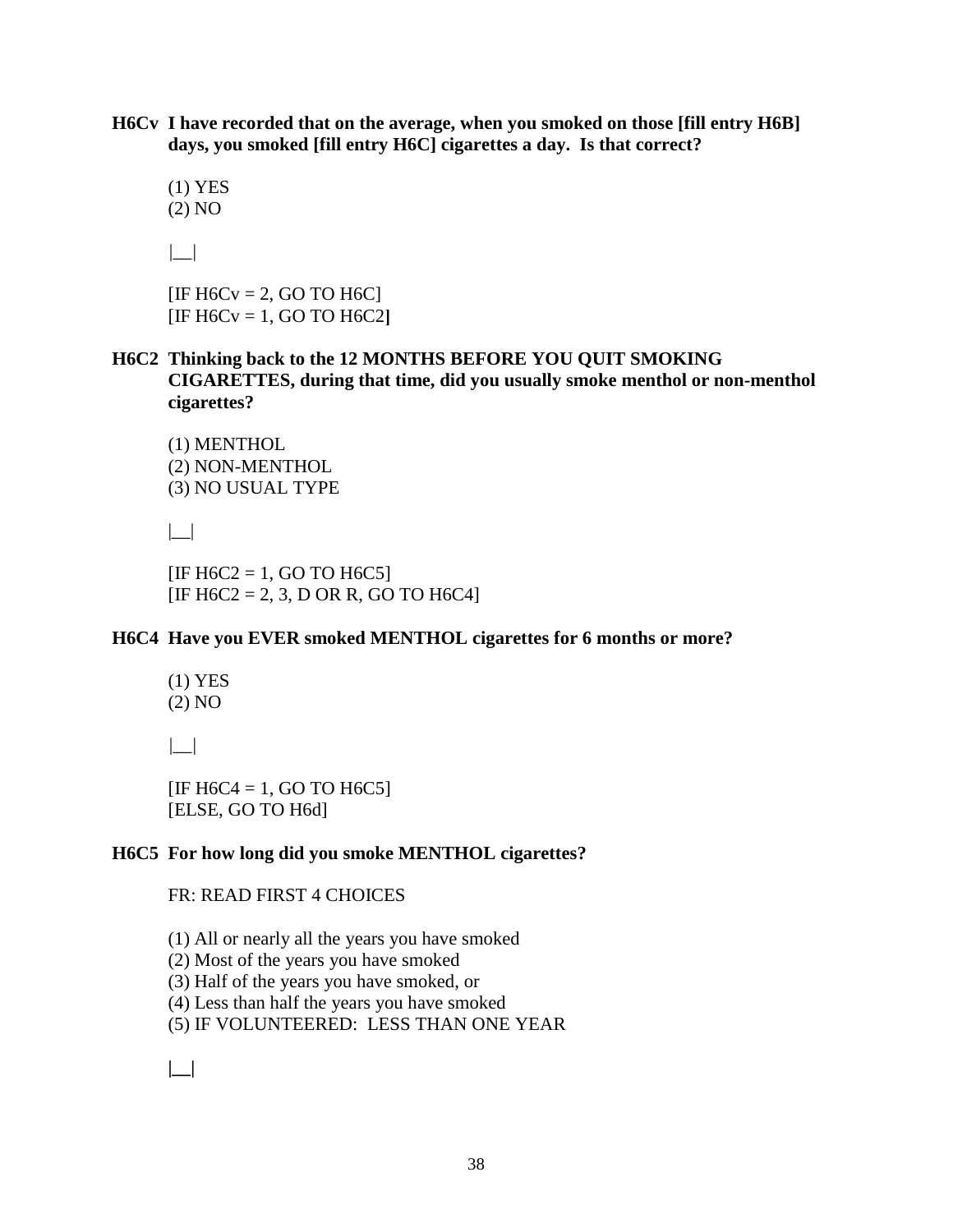**H6Cv I have recorded that on the average, when you smoked on those [fill entry H6B] days, you smoked [fill entry H6C] cigarettes a day. Is that correct?**

(1) YES
(2) NO

|__|

[IF H6Cv = 2, GO TO H6C]
[IF H6Cv = 1, GO TO H6C2]

**H6C2 Thinking back to the 12 MONTHS BEFORE YOU QUIT SMOKING CIGARETTES, during that time, did you usually smoke menthol or non-menthol cigarettes?**

(1) MENTHOL
(2) NON-MENTHOL
(3) NO USUAL TYPE

|__|

[IF H6C2 = 1, GO TO H6C5]
[IF H6C2 = 2, 3, D OR R, GO TO H6C4]

**H6C4 Have you EVER smoked MENTHOL cigarettes for 6 months or more?**

(1) YES
(2) NO

|__|

[IF H6C4 = 1, GO TO H6C5]
[ELSE, GO TO H6d]

**H6C5 For how long did you smoke MENTHOL cigarettes?**

FR: READ FIRST 4 CHOICES

(1) All or nearly all the years you have smoked
(2) Most of the years you have smoked
(3) Half of the years you have smoked, or
(4) Less than half the years you have smoked
(5) IF VOLUNTEERED: LESS THAN ONE YEAR

|__|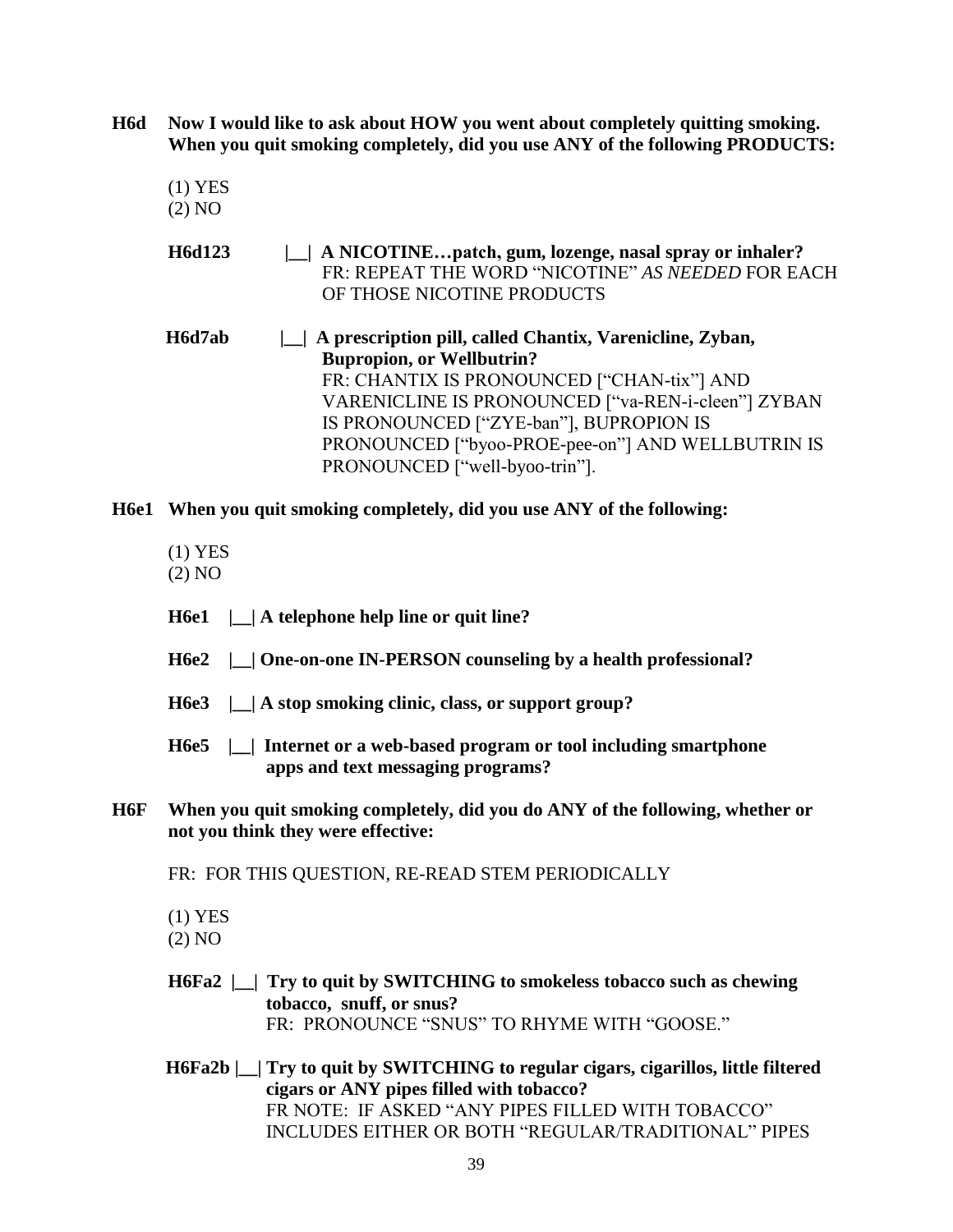**H6d Now I would like to ask about HOW you went about completely quitting smoking. When you quit smoking completely, did you use ANY of the following PRODUCTS:**

(1) YES
(2) NO

**H6d123** |__| **A NICOTINE…patch, gum, lozenge, nasal spray or inhaler?**
FR: REPEAT THE WORD "NICOTINE" *AS NEEDED* FOR EACH OF THOSE NICOTINE PRODUCTS

**H6d7ab** |__| **A prescription pill, called Chantix, Varenicline, Zyban, Bupropion, or Wellbutrin?**
FR: CHANTIX IS PRONOUNCED ["CHAN-tix"] AND VARENICLINE IS PRONOUNCED ["va-REN-i-cleen"] ZYBAN IS PRONOUNCED ["ZYE-ban"], BUPROPION IS PRONOUNCED ["byoo-PROE-pee-on"] AND WELLBUTRIN IS PRONOUNCED ["well-byoo-trin"].

**H6e1 When you quit smoking completely, did you use ANY of the following:**

(1) YES
(2) NO

**H6e1** |__| **A telephone help line or quit line?**

**H6e2** |__| **One-on-one IN-PERSON counseling by a health professional?**

**H6e3** |__| **A stop smoking clinic, class, or support group?**

**H6e5** |__| **Internet or a web-based program or tool including smartphone apps and text messaging programs?**

**H6F When you quit smoking completely, did you do ANY of the following, whether or not you think they were effective:**

FR: FOR THIS QUESTION, RE-READ STEM PERIODICALLY

(1) YES
(2) NO

**H6Fa2** |__| **Try to quit by SWITCHING to smokeless tobacco such as chewing tobacco, snuff, or snus?**
FR: PRONOUNCE "SNUS" TO RHYME WITH "GOOSE."

**H6Fa2b** |__| **Try to quit by SWITCHING to regular cigars, cigarillos, little filtered cigars or ANY pipes filled with tobacco?**
FR NOTE: IF ASKED "ANY PIPES FILLED WITH TOBACCO" INCLUDES EITHER OR BOTH "REGULAR/TRADITIONAL" PIPES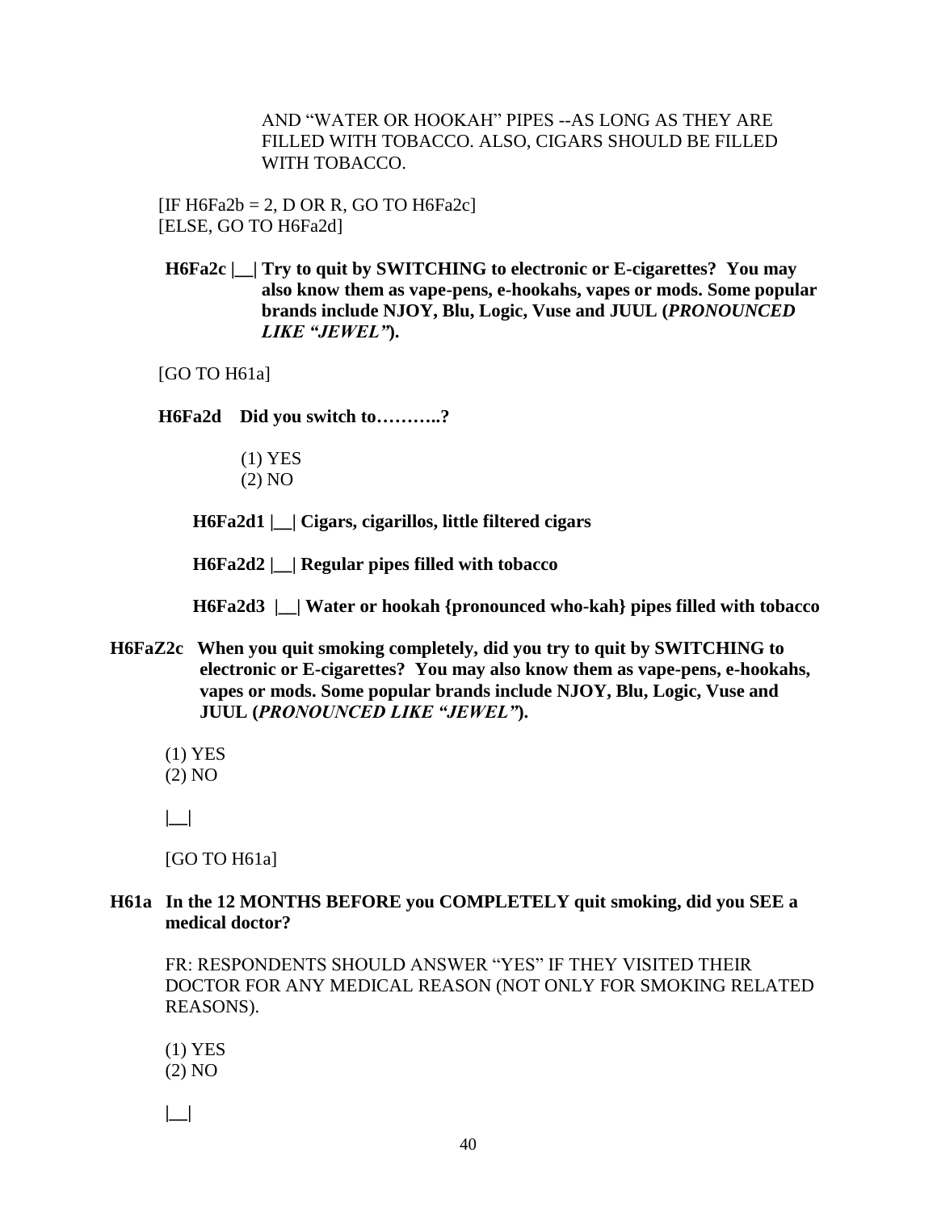AND “WATER OR HOOKAH” PIPES --AS LONG AS THEY ARE FILLED WITH TOBACCO. ALSO, CIGARS SHOULD BE FILLED WITH TOBACCO.

[IF H6Fa2b = 2, D OR R, GO TO H6Fa2c]
[ELSE, GO TO H6Fa2d]

**H6Fa2c |__| Try to quit by SWITCHING to electronic or E-cigarettes? You may also know them as vape-pens, e-hookahs, vapes or mods. Some popular brands include NJOY, Blu, Logic, Vuse and JUUL (*PRONOUNCED LIKE “JEWEL”*).**

[GO TO H61a]

**H6Fa2d Did you switch to………..?**

(1) YES
(2) NO

**H6Fa2d1 |__| Cigars, cigarillos, little filtered cigars**

**H6Fa2d2 |__| Regular pipes filled with tobacco**

**H6Fa2d3 |__| Water or hookah {pronounced who-kah} pipes filled with tobacco**

**H6FaZ2c When you quit smoking completely, did you try to quit by SWITCHING to electronic or E-cigarettes? You may also know them as vape-pens, e-hookahs, vapes or mods. Some popular brands include NJOY, Blu, Logic, Vuse and JUUL (*PRONOUNCED LIKE “JEWEL”*).**

(1) YES
(2) NO

|__|

[GO TO H61a]

**H61a In the 12 MONTHS BEFORE you COMPLETELY quit smoking, did you SEE a medical doctor?**

FR: RESPONDENTS SHOULD ANSWER “YES” IF THEY VISITED THEIR DOCTOR FOR ANY MEDICAL REASON (NOT ONLY FOR SMOKING RELATED REASONS).

(1) YES
(2) NO

|__|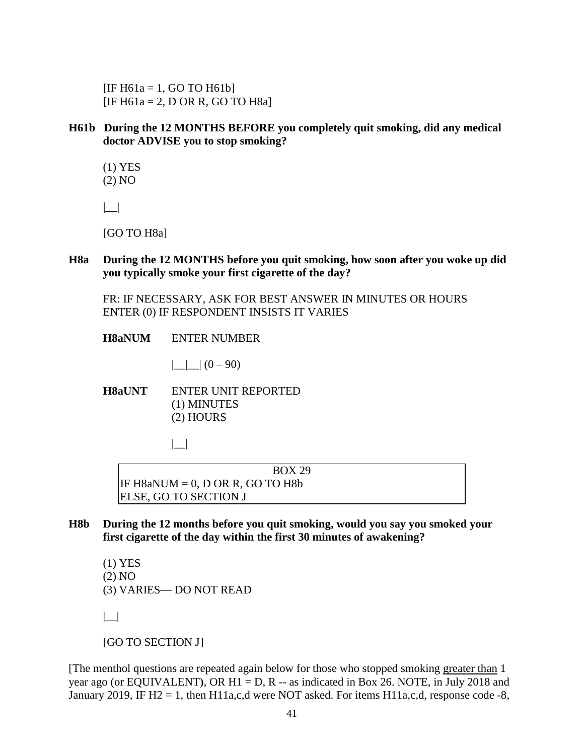[IF H61a = 1, GO TO H61b]
[IF H61a = 2, D OR R, GO TO H8a]

**H61b During the 12 MONTHS BEFORE you completely quit smoking, did any medical doctor ADVISE you to stop smoking?**

(1) YES
(2) NO

|__|

[GO TO H8a]

**H8a During the 12 MONTHS before you quit smoking, how soon after you woke up did you typically smoke your first cigarette of the day?**

FR: IF NECESSARY, ASK FOR BEST ANSWER IN MINUTES OR HOURS
ENTER (0) IF RESPONDENT INSISTS IT VARIES

**H8aNUM** ENTER NUMBER

|__|__| (0 – 90)

**H8aUNT** ENTER UNIT REPORTED
(1) MINUTES
(2) HOURS

|__|

| BOX 29 |
|---|
| IF H8aNUM = 0, D OR R, GO TO H8b<br>ELSE, GO TO SECTION J |

**H8b During the 12 months before you quit smoking, would you say you smoked your first cigarette of the day within the first 30 minutes of awakening?**

(1) YES
(2) NO
(3) VARIES— DO NOT READ

|__|

[GO TO SECTION J]

[The menthol questions are repeated again below for those who stopped smoking greater than 1 year ago (or EQUIVALENT), OR H1 = D, R -- as indicated in Box 26. NOTE, in July 2018 and January 2019, IF H2 = 1, then H11a,c,d were NOT asked. For items H11a,c,d, response code -8,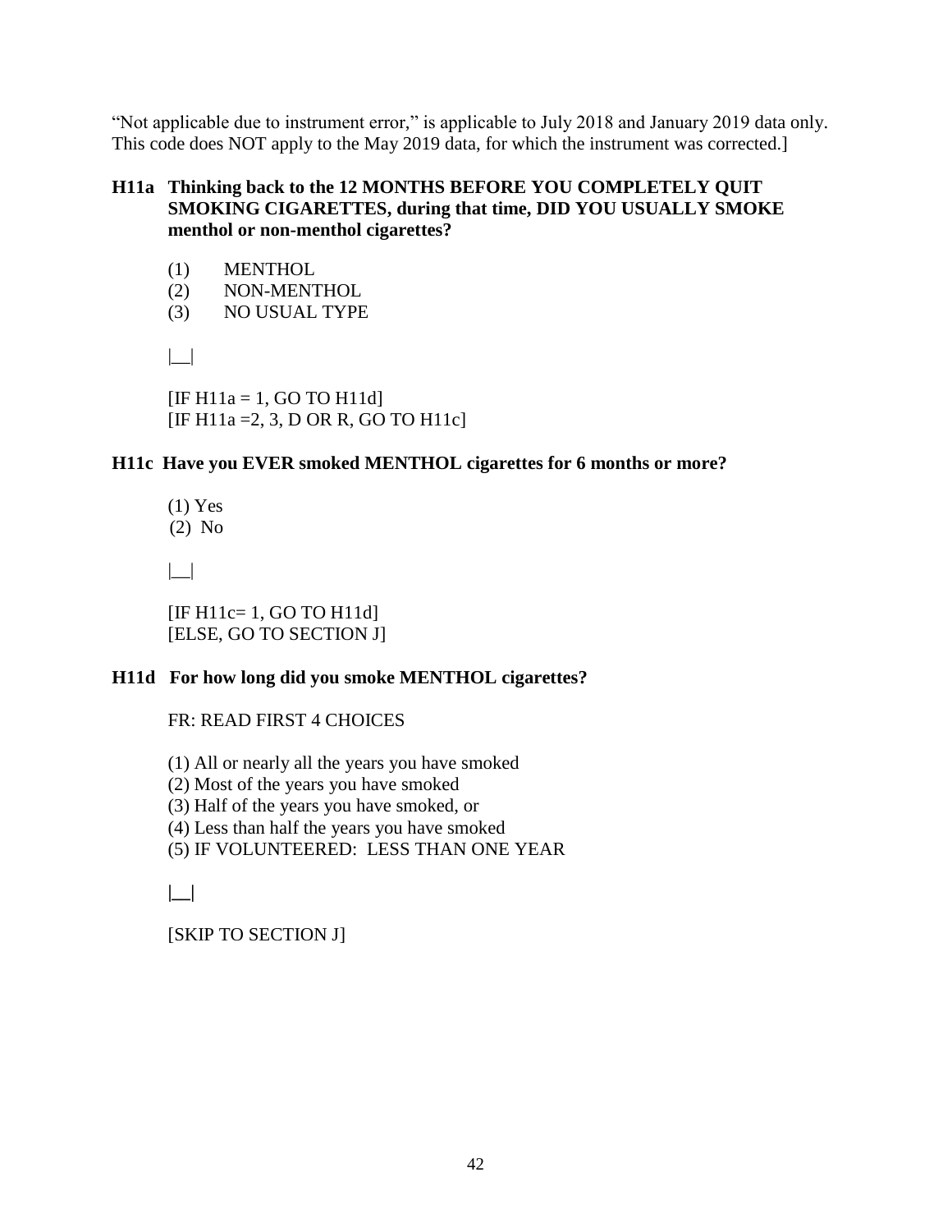"Not applicable due to instrument error," is applicable to July 2018 and January 2019 data only. This code does NOT apply to the May 2019 data, for which the instrument was corrected.]

**H11a Thinking back to the 12 MONTHS BEFORE YOU COMPLETELY QUIT SMOKING CIGARETTES, during that time, DID YOU USUALLY SMOKE menthol or non-menthol cigarettes?**

(1) MENTHOL
(2) NON-MENTHOL
(3) NO USUAL TYPE

|__|

[IF H11a = 1, GO TO H11d]
[IF H11a =2, 3, D OR R, GO TO H11c]

**H11c Have you EVER smoked MENTHOL cigarettes for 6 months or more?**

(1) Yes
(2) No

|__|

[IF H11c= 1, GO TO H11d]
[ELSE, GO TO SECTION J]

**H11d For how long did you smoke MENTHOL cigarettes?**

FR: READ FIRST 4 CHOICES

(1) All or nearly all the years you have smoked
(2) Most of the years you have smoked
(3) Half of the years you have smoked, or
(4) Less than half the years you have smoked
(5) IF VOLUNTEERED: LESS THAN ONE YEAR

**|__|**

[SKIP TO SECTION J]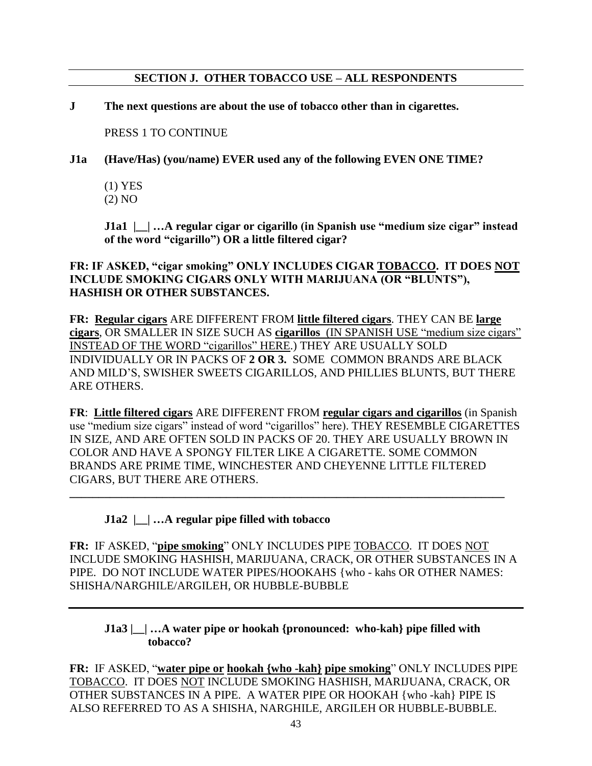## SECTION J. OTHER TOBACCO USE – ALL RESPONDENTS

**J The next questions are about the use of tobacco other than in cigarettes.**

PRESS 1 TO CONTINUE

**J1a (Have/Has) (you/name) EVER used any of the following EVEN ONE TIME?**

(1) YES
(2) NO

**J1a1 |__| …A regular cigar or cigarillo (in Spanish use "medium size cigar" instead of the word "cigarillo") OR a little filtered cigar?**

**FR: IF ASKED, "cigar smoking" ONLY INCLUDES CIGAR <u>TOBACCO</u>. IT DOES <u>NOT</u> INCLUDE SMOKING CIGARS ONLY WITH MARIJUANA (OR "BLUNTS"), HASHISH OR OTHER SUBSTANCES.**

**FR: <u>Regular cigars</u>** ARE DIFFERENT FROM **<u>little filtered cigars</u>**. THEY CAN BE **<u>large cigars</u>**, OR SMALLER IN SIZE SUCH AS **<u>cigarillos</u>** <u>(IN SPANISH USE "medium size cigars" INSTEAD OF THE WORD "cigarillos" HERE</u>.) THEY ARE USUALLY SOLD INDIVIDUALLY OR IN PACKS OF **2 OR 3.** SOME COMMON BRANDS ARE BLACK AND MILD'S, SWISHER SWEETS CIGARILLOS, AND PHILLIES BLUNTS, BUT THERE ARE OTHERS.

**FR**: **<u>Little filtered cigars</u>** ARE DIFFERENT FROM **<u>regular cigars and cigarillos</u>** (in Spanish use "medium size cigars" instead of word "cigarillos" here). THEY RESEMBLE CIGARETTES IN SIZE, AND ARE OFTEN SOLD IN PACKS OF 20. THEY ARE USUALLY BROWN IN COLOR AND HAVE A SPONGY FILTER LIKE A CIGARETTE. SOME COMMON BRANDS ARE PRIME TIME, WINCHESTER AND CHEYENNE LITTLE FILTERED CIGARS, BUT THERE ARE OTHERS.

---

**J1a2 |__| …A regular pipe filled with tobacco**

**FR:** IF ASKED, "**<u>pipe smoking</u>**" ONLY INCLUDES PIPE <u>TOBACCO</u>. IT DOES <u>NOT</u> INCLUDE SMOKING HASHISH, MARIJUANA, CRACK, OR OTHER SUBSTANCES IN A PIPE. DO NOT INCLUDE WATER PIPES/HOOKAHS {who - kahs OR OTHER NAMES: SHISHA/NARGHILE/ARGILEH, OR HUBBLE-BUBBLE

---

**J1a3 |__| …A water pipe or hookah {pronounced: who-kah} pipe filled with tobacco?**

**FR:** IF ASKED, "**<u>water pipe or</u> <u>hookah {who -kah}</u> <u>pipe smoking</u>**" ONLY INCLUDES PIPE <u>TOBACCO</u>. IT DOES <u>NOT</u> INCLUDE SMOKING HASHISH, MARIJUANA, CRACK, OR OTHER SUBSTANCES IN A PIPE. A WATER PIPE OR HOOKAH {who -kah} PIPE IS ALSO REFERRED TO AS A SHISHA, NARGHILE, ARGILEH OR HUBBLE-BUBBLE.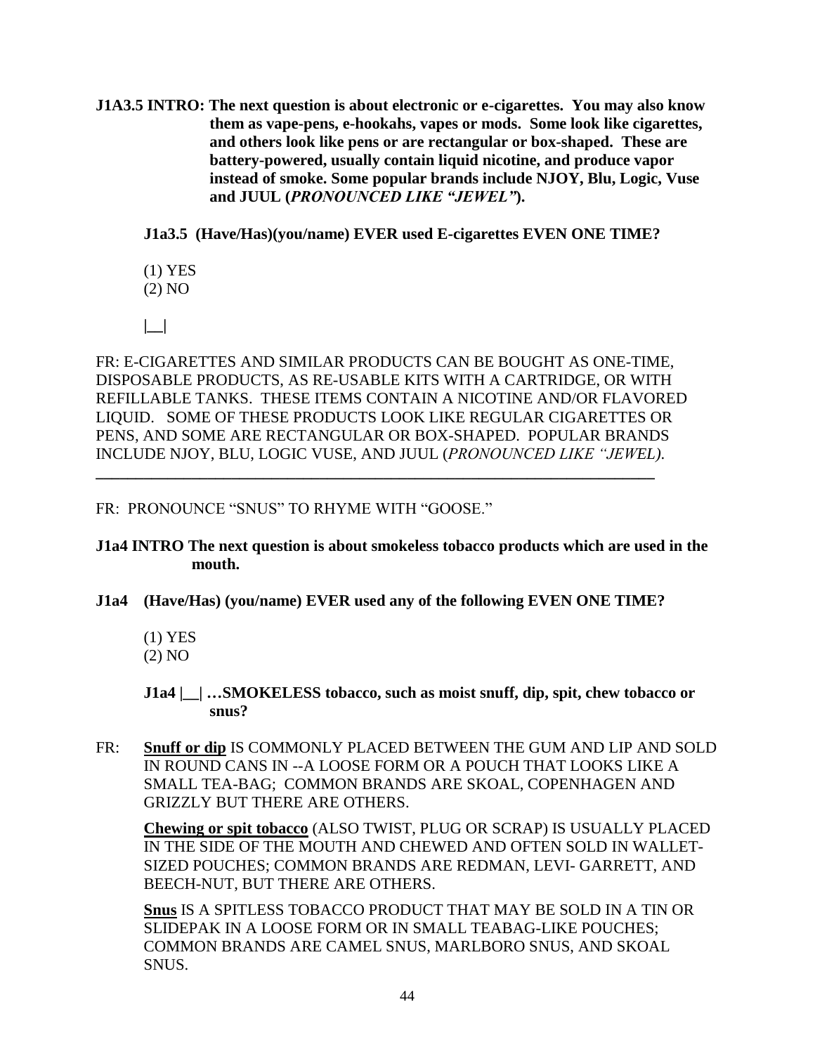**J1A3.5 INTRO: The next question is about electronic or e-cigarettes. You may also know them as vape-pens, e-hookahs, vapes or mods. Some look like cigarettes, and others look like pens or are rectangular or box-shaped. These are battery-powered, usually contain liquid nicotine, and produce vapor instead of smoke. Some popular brands include NJOY, Blu, Logic, Vuse and JUUL (*PRONOUNCED LIKE "JEWEL"*).**

**J1a3.5 (Have/Has)(you/name) EVER used E-cigarettes EVEN ONE TIME?**

(1) YES
(2) NO

|__|

FR: E-CIGARETTES AND SIMILAR PRODUCTS CAN BE BOUGHT AS ONE-TIME, DISPOSABLE PRODUCTS, AS RE-USABLE KITS WITH A CARTRIDGE, OR WITH REFILLABLE TANKS. THESE ITEMS CONTAIN A NICOTINE AND/OR FLAVORED LIQUID. SOME OF THESE PRODUCTS LOOK LIKE REGULAR CIGARETTES OR PENS, AND SOME ARE RECTANGULAR OR BOX-SHAPED. POPULAR BRANDS INCLUDE NJOY, BLU, LOGIC VUSE, AND JUUL (*PRONOUNCED LIKE "JEWEL).*

---

FR: PRONOUNCE "SNUS" TO RHYME WITH "GOOSE."

**J1a4 INTRO The next question is about smokeless tobacco products which are used in the mouth.**

**J1a4 (Have/Has) (you/name) EVER used any of the following EVEN ONE TIME?**

(1) YES
(2) NO

**J1a4 |__| …SMOKELESS tobacco, such as moist snuff, dip, spit, chew tobacco or snus?**

FR: **Snuff or dip** IS COMMONLY PLACED BETWEEN THE GUM AND LIP AND SOLD IN ROUND CANS IN --A LOOSE FORM OR A POUCH THAT LOOKS LIKE A SMALL TEA-BAG; COMMON BRANDS ARE SKOAL, COPENHAGEN AND GRIZZLY BUT THERE ARE OTHERS.

**Chewing or spit tobacco** (ALSO TWIST, PLUG OR SCRAP) IS USUALLY PLACED IN THE SIDE OF THE MOUTH AND CHEWED AND OFTEN SOLD IN WALLET-SIZED POUCHES; COMMON BRANDS ARE REDMAN, LEVI- GARRETT, AND BEECH-NUT, BUT THERE ARE OTHERS.

**Snus** IS A SPITLESS TOBACCO PRODUCT THAT MAY BE SOLD IN A TIN OR SLIDEPAK IN A LOOSE FORM OR IN SMALL TEABAG-LIKE POUCHES; COMMON BRANDS ARE CAMEL SNUS, MARLBORO SNUS, AND SKOAL SNUS.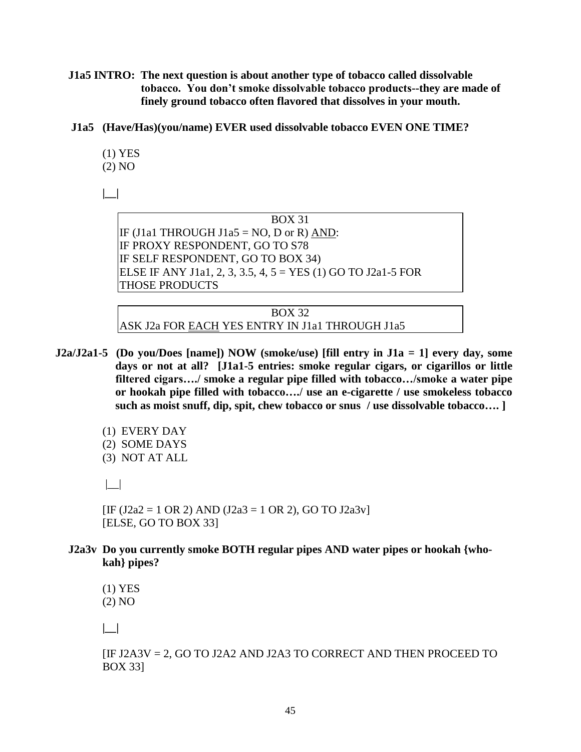**J1a5 INTRO: The next question is about another type of tobacco called dissolvable tobacco. You don't smoke dissolvable tobacco products--they are made of finely ground tobacco often flavored that dissolves in your mouth.**

**J1a5 (Have/Has)(you/name) EVER used dissolvable tobacco EVEN ONE TIME?**

(1) YES
(2) NO

|__|

| BOX 31 |
|---|
| IF (J1a1 THROUGH J1a5 = NO, D or R) AND: |
| IF PROXY RESPONDENT, GO TO S78 |
| IF SELF RESPONDENT, GO TO BOX 34) |
| ELSE IF ANY J1a1, 2, 3, 3.5, 4, 5 = YES (1) GO TO J2a1-5 FOR THOSE PRODUCTS |

| BOX 32 |
|---|
| ASK J2a FOR EACH YES ENTRY IN J1a1 THROUGH J1a5 |

**J2a/J2a1-5 (Do you/Does [name]) NOW (smoke/use) [fill entry in J1a = 1] every day, some days or not at all? [J1a1-5 entries: smoke regular cigars, or cigarillos or little filtered cigars…./ smoke a regular pipe filled with tobacco…/smoke a water pipe or hookah pipe filled with tobacco…./ use an e-cigarette / use smokeless tobacco such as moist snuff, dip, spit, chew tobacco or snus / use dissolvable tobacco…. ]**

(1) EVERY DAY
(2) SOME DAYS
(3) NOT AT ALL

|__|

[IF (J2a2 = 1 OR 2) AND (J2a3 = 1 OR 2), GO TO J2a3v]
[ELSE, GO TO BOX 33]

**J2a3v Do you currently smoke BOTH regular pipes AND water pipes or hookah {who-kah} pipes?**

(1) YES
(2) NO

|__|

[IF J2A3V = 2, GO TO J2A2 AND J2A3 TO CORRECT AND THEN PROCEED TO BOX 33]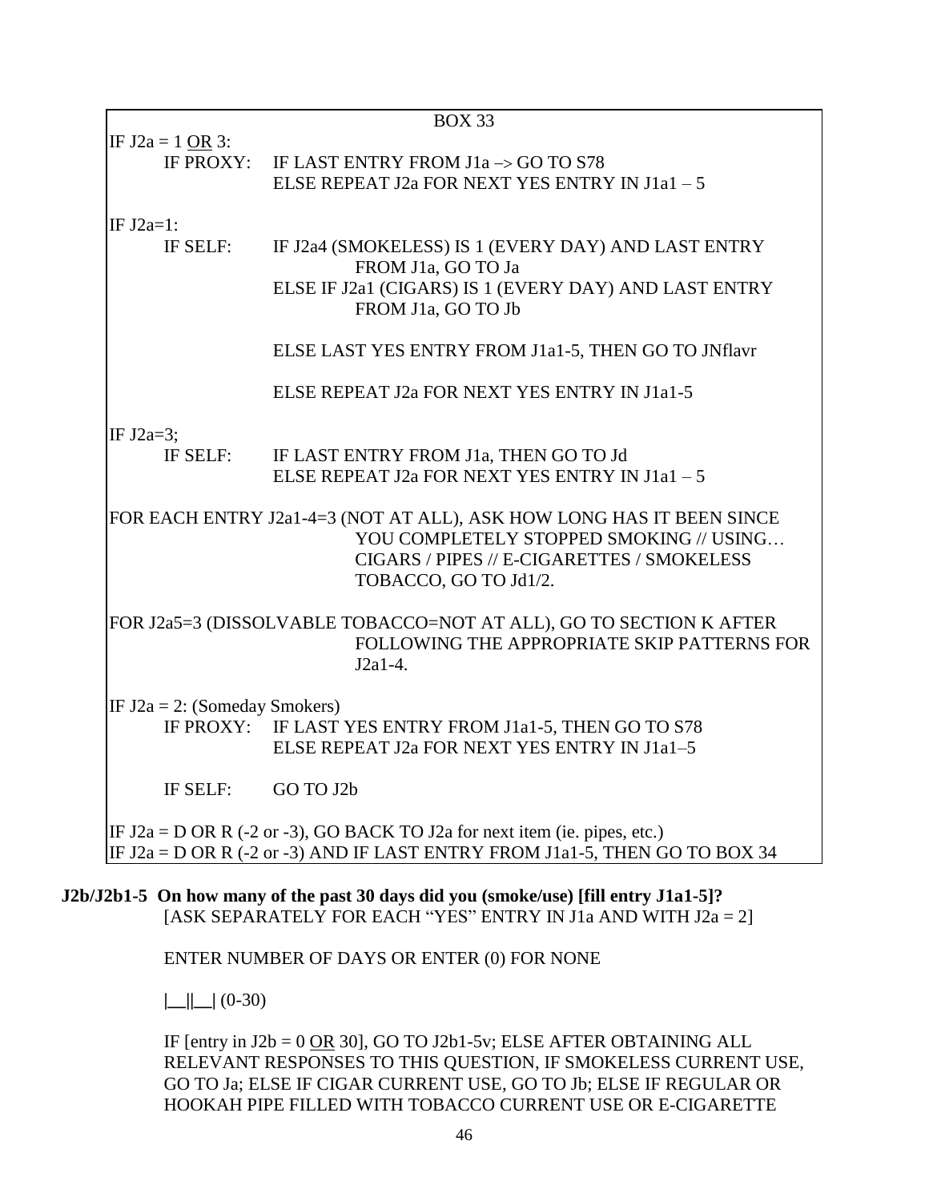BOX 33

IF J2a = 1 <u>OR</u> 3:

IF PROXY: IF LAST ENTRY FROM J1a –> GO TO S78
ELSE REPEAT J2a FOR NEXT YES ENTRY IN J1a1 – 5

IF J2a=1:

IF SELF: IF J2a4 (SMOKELESS) IS 1 (EVERY DAY) AND LAST ENTRY FROM J1a, GO TO Ja
ELSE IF J2a1 (CIGARS) IS 1 (EVERY DAY) AND LAST ENTRY FROM J1a, GO TO Jb

ELSE LAST YES ENTRY FROM J1a1-5, THEN GO TO JNflavr

ELSE REPEAT J2a FOR NEXT YES ENTRY IN J1a1-5

IF J2a=3;

IF SELF: IF LAST ENTRY FROM J1a, THEN GO TO Jd
ELSE REPEAT J2a FOR NEXT YES ENTRY IN J1a1 – 5

FOR EACH ENTRY J2a1-4=3 (NOT AT ALL), ASK HOW LONG HAS IT BEEN SINCE YOU COMPLETELY STOPPED SMOKING // USING… CIGARS / PIPES // E-CIGARETTES / SMOKELESS TOBACCO, GO TO Jd1/2.

FOR J2a5=3 (DISSOLVABLE TOBACCO=NOT AT ALL), GO TO SECTION K AFTER FOLLOWING THE APPROPRIATE SKIP PATTERNS FOR J2a1-4.

IF J2a = 2: (Someday Smokers)

IF PROXY: IF LAST YES ENTRY FROM J1a1-5, THEN GO TO S78
ELSE REPEAT J2a FOR NEXT YES ENTRY IN J1a1–5

IF SELF: GO TO J2b

IF J2a = D OR R (-2 or -3), GO BACK TO J2a for next item (ie. pipes, etc.)
IF J2a = D OR R (-2 or -3) AND IF LAST ENTRY FROM J1a1-5, THEN GO TO BOX 34

**J2b/J2b1-5 On how many of the past 30 days did you (smoke/use) [fill entry J1a1-5]?**
[ASK SEPARATELY FOR EACH "YES" ENTRY IN J1a AND WITH J2a = 2]

ENTER NUMBER OF DAYS OR ENTER (0) FOR NONE

|__||__| (0-30)

IF [entry in J2b = 0 <u>OR</u> 30], GO TO J2b1-5v; ELSE AFTER OBTAINING ALL RELEVANT RESPONSES TO THIS QUESTION, IF SMOKELESS CURRENT USE, GO TO Ja; ELSE IF CIGAR CURRENT USE, GO TO Jb; ELSE IF REGULAR OR HOOKAH PIPE FILLED WITH TOBACCO CURRENT USE OR E-CIGARETTE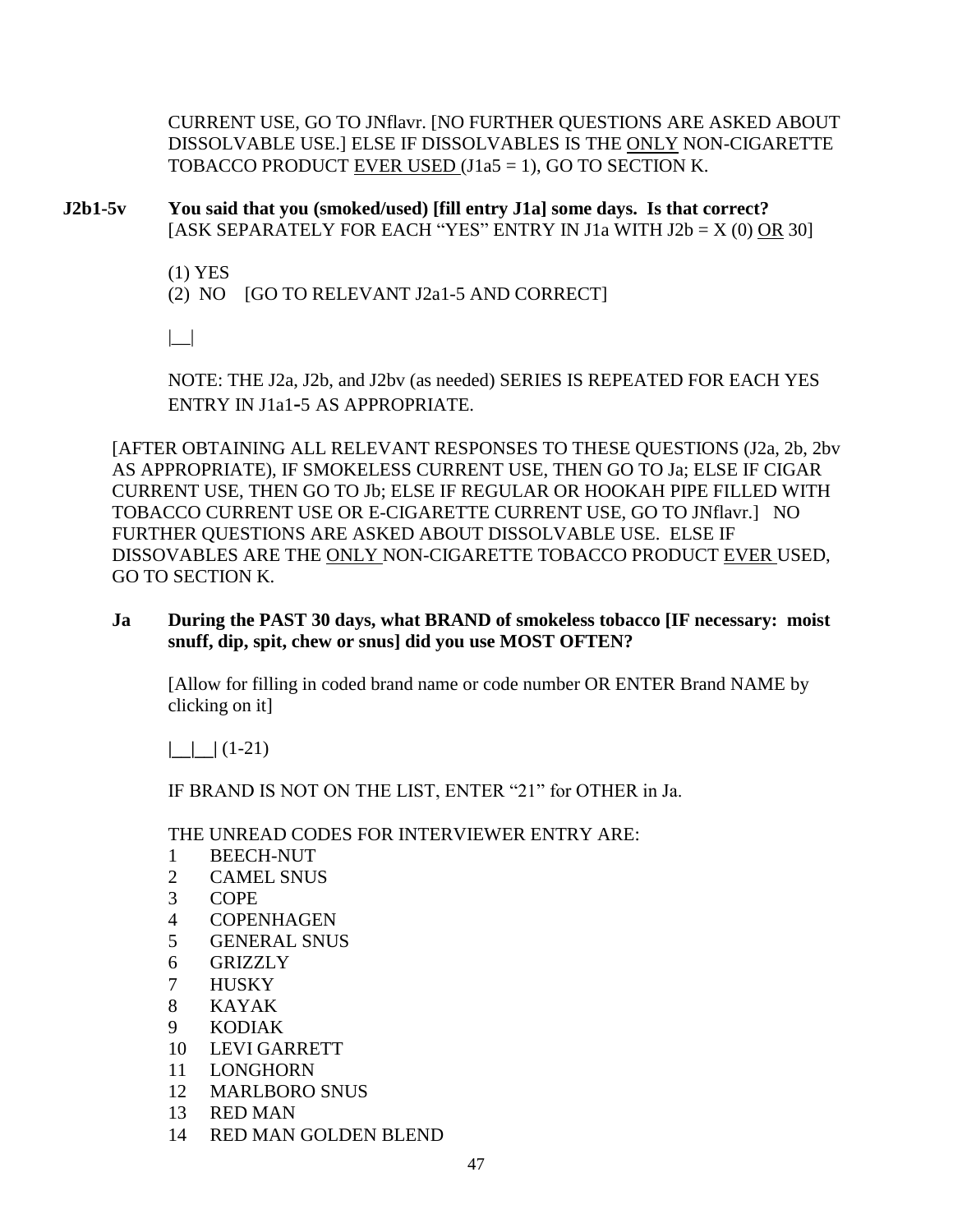CURRENT USE, GO TO JNflavr. [NO FURTHER QUESTIONS ARE ASKED ABOUT DISSOLVABLE USE.] ELSE IF DISSOLVABLES IS THE ONLY NON-CIGARETTE TOBACCO PRODUCT EVER USED (J1a5 = 1), GO TO SECTION K.

**J2b1-5v** **You said that you (smoked/used) [fill entry J1a] some days. Is that correct?** [ASK SEPARATELY FOR EACH "YES" ENTRY IN J1a WITH J2b = X (0) OR 30]

(1) YES
(2) NO [GO TO RELEVANT J2a1-5 AND CORRECT]

|__|

NOTE: THE J2a, J2b, and J2bv (as needed) SERIES IS REPEATED FOR EACH YES ENTRY IN J1a1-5 AS APPROPRIATE.

[AFTER OBTAINING ALL RELEVANT RESPONSES TO THESE QUESTIONS (J2a, 2b, 2bv AS APPROPRIATE), IF SMOKELESS CURRENT USE, THEN GO TO Ja; ELSE IF CIGAR CURRENT USE, THEN GO TO Jb; ELSE IF REGULAR OR HOOKAH PIPE FILLED WITH TOBACCO CURRENT USE OR E-CIGARETTE CURRENT USE, GO TO JNflavr.] NO FURTHER QUESTIONS ARE ASKED ABOUT DISSOLVABLE USE. ELSE IF DISSOVABLES ARE THE ONLY NON-CIGARETTE TOBACCO PRODUCT EVER USED, GO TO SECTION K.

**Ja** **During the PAST 30 days, what BRAND of smokeless tobacco [IF necessary: moist snuff, dip, spit, chew or snus] did you use MOST OFTEN?**

[Allow for filling in coded brand name or code number OR ENTER Brand NAME by clicking on it]

|__|__| (1-21)

IF BRAND IS NOT ON THE LIST, ENTER "21" for OTHER in Ja.

THE UNREAD CODES FOR INTERVIEWER ENTRY ARE:

1 BEECH-NUT
2 CAMEL SNUS
3 COPE
4 COPENHAGEN
5 GENERAL SNUS
6 GRIZZLY
7 HUSKY
8 KAYAK
9 KODIAK
10 LEVI GARRETT
11 LONGHORN
12 MARLBORO SNUS
13 RED MAN
14 RED MAN GOLDEN BLEND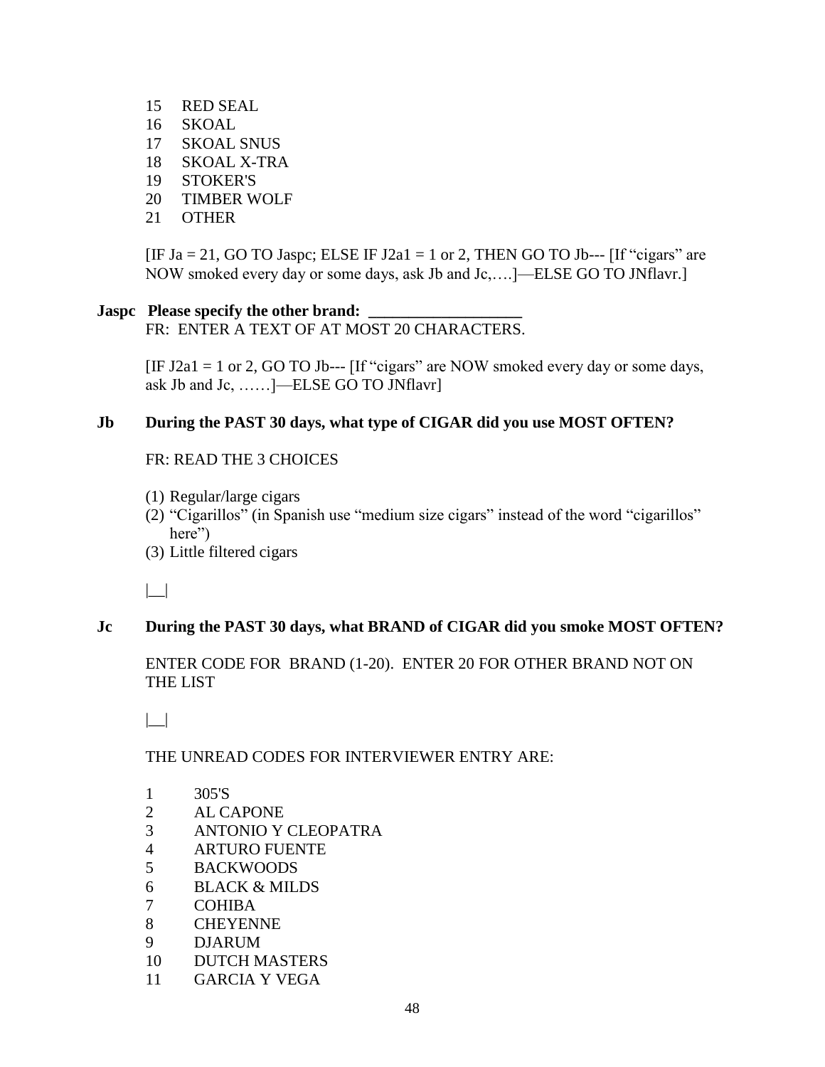15 RED SEAL
16 SKOAL
17 SKOAL SNUS
18 SKOAL X-TRA
19 STOKER'S
20 TIMBER WOLF
21 OTHER

[IF Ja = 21, GO TO Jaspc; ELSE IF J2a1 = 1 or 2, THEN GO TO Jb--- [If "cigars" are NOW smoked every day or some days, ask Jb and Jc,….]—ELSE GO TO JNflavr.]

**Jaspc Please specify the other brand: \_\_\_\_\_\_\_\_\_\_\_\_\_\_\_\_\_\_\_**

FR: ENTER A TEXT OF AT MOST 20 CHARACTERS.

[IF J2a1 = 1 or 2, GO TO Jb--- [If "cigars" are NOW smoked every day or some days, ask Jb and Jc, ……]—ELSE GO TO JNflavr]

**Jb During the PAST 30 days, what type of CIGAR did you use MOST OFTEN?**

FR: READ THE 3 CHOICES

(1) Regular/large cigars
(2) "Cigarillos" (in Spanish use "medium size cigars" instead of the word "cigarillos" here")
(3) Little filtered cigars

|\_\_|

**Jc During the PAST 30 days, what BRAND of CIGAR did you smoke MOST OFTEN?**

ENTER CODE FOR BRAND (1-20). ENTER 20 FOR OTHER BRAND NOT ON THE LIST

|\_\_|

THE UNREAD CODES FOR INTERVIEWER ENTRY ARE:

1 305'S
2 AL CAPONE
3 ANTONIO Y CLEOPATRA
4 ARTURO FUENTE
5 BACKWOODS
6 BLACK & MILDS
7 COHIBA
8 CHEYENNE
9 DJARUM
10 DUTCH MASTERS
11 GARCIA Y VEGA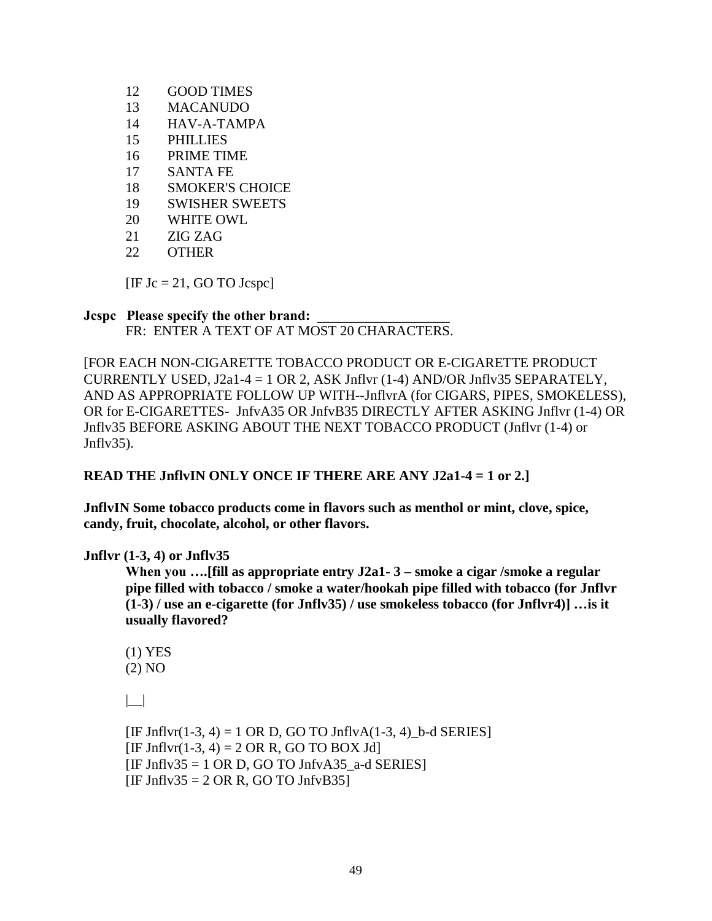12 GOOD TIMES
13 MACANUDO
14 HAV-A-TAMPA
15 PHILLIES
16 PRIME TIME
17 SANTA FE
18 SMOKER'S CHOICE
19 SWISHER SWEETS
20 WHITE OWL
21 ZIG ZAG
22 OTHER

[IF Jc = 21, GO TO Jcspc]

**Jcspc Please specify the other brand: ___________________**
FR: ENTER A TEXT OF AT MOST 20 CHARACTERS.

[FOR EACH NON-CIGARETTE TOBACCO PRODUCT OR E-CIGARETTE PRODUCT CURRENTLY USED, J2a1-4 = 1 OR 2, ASK Jnflvr (1-4) AND/OR Jnflv35 SEPARATELY, AND AS APPROPRIATE FOLLOW UP WITH--JnflvrA (for CIGARS, PIPES, SMOKELESS), OR for E-CIGARETTES- JnfvA35 OR JnfvB35 DIRECTLY AFTER ASKING Jnflvr (1-4) OR Jnflv35 BEFORE ASKING ABOUT THE NEXT TOBACCO PRODUCT (Jnflvr (1-4) or Jnflv35).

**READ THE JnflvIN ONLY ONCE IF THERE ARE ANY J2a1-4 = 1 or 2.]**

**JnflvIN Some tobacco products come in flavors such as menthol or mint, clove, spice, candy, fruit, chocolate, alcohol, or other flavors.**

**Jnflvr (1-3, 4) or Jnflv35**

**When you ….[fill as appropriate entry J2a1- 3 – smoke a cigar /smoke a regular pipe filled with tobacco / smoke a water/hookah pipe filled with tobacco (for Jnflvr (1-3) / use an e-cigarette (for Jnflv35) / use smokeless tobacco (for Jnflvr4)] …is it usually flavored?**

(1) YES
(2) NO

|__|

[IF Jnflvr(1-3, 4) = 1 OR D, GO TO JnflvA(1-3, 4)_b-d SERIES]
[IF Jnflvr(1-3, 4) = 2 OR R, GO TO BOX Jd]
[IF Jnflv35 = 1 OR D, GO TO JnfvA35_a-d SERIES]
[IF Jnflv35 = 2 OR R, GO TO JnfvB35]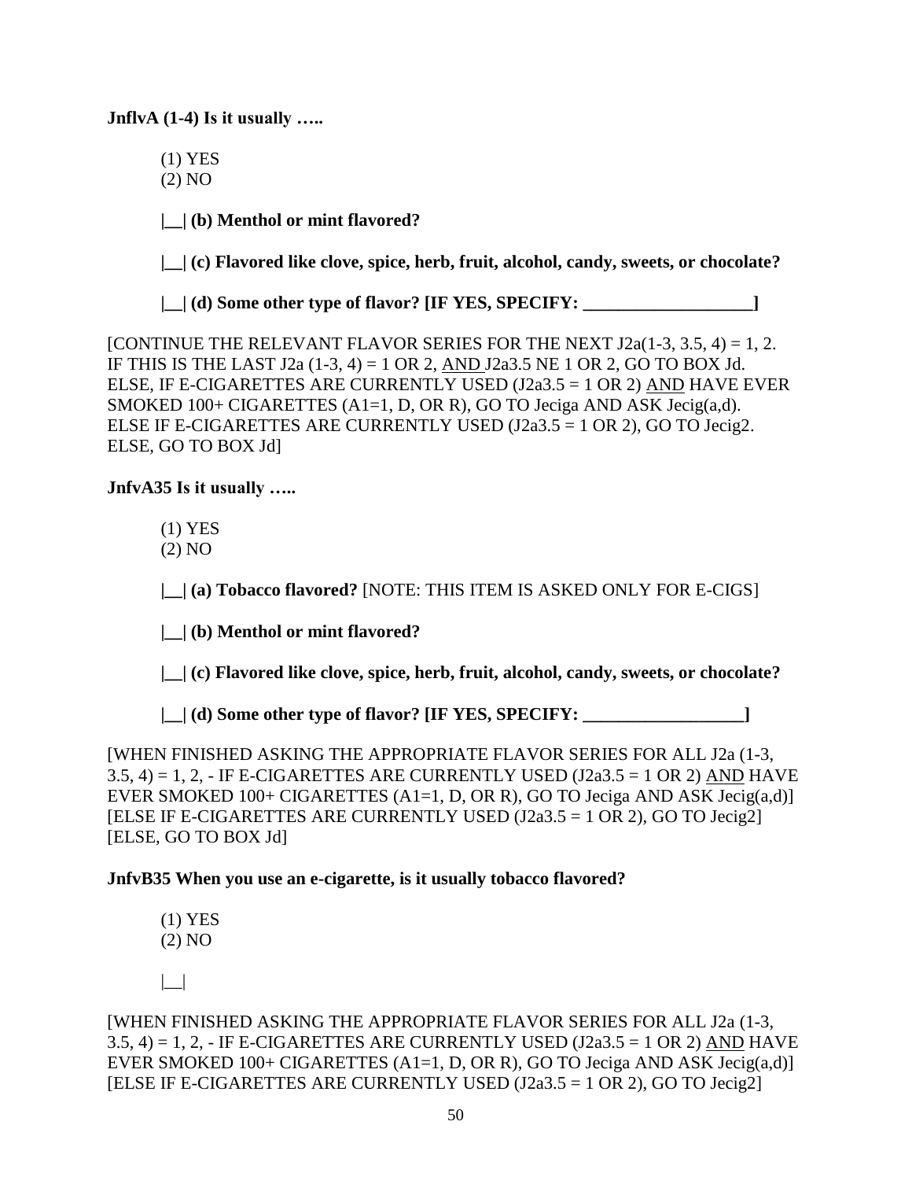**JnflvA (1-4) Is it usually …..**

(1) YES
(2) NO

**|__| (b) Menthol or mint flavored?**

**|__| (c) Flavored like clove, spice, herb, fruit, alcohol, candy, sweets, or chocolate?**

**|__| (d) Some other type of flavor? [IF YES, SPECIFY: ___________________]**

[CONTINUE THE RELEVANT FLAVOR SERIES FOR THE NEXT J2a(1-3, 3.5, 4) = 1, 2. IF THIS IS THE LAST J2a (1-3, 4) = 1 OR 2, AND J2a3.5 NE 1 OR 2, GO TO BOX Jd. ELSE, IF E-CIGARETTES ARE CURRENTLY USED (J2a3.5 = 1 OR 2) AND HAVE EVER SMOKED 100+ CIGARETTES (A1=1, D, OR R), GO TO Jeciga AND ASK Jecig(a,d). ELSE IF E-CIGARETTES ARE CURRENTLY USED (J2a3.5 = 1 OR 2), GO TO Jecig2. ELSE, GO TO BOX Jd]

**JnfvA35 Is it usually …..**

(1) YES
(2) NO

**|__| (a) Tobacco flavored?** [NOTE: THIS ITEM IS ASKED ONLY FOR E-CIGS]

**|__| (b) Menthol or mint flavored?**

**|__| (c) Flavored like clove, spice, herb, fruit, alcohol, candy, sweets, or chocolate?**

**|__| (d) Some other type of flavor? [IF YES, SPECIFY: __________________]**

[WHEN FINISHED ASKING THE APPROPRIATE FLAVOR SERIES FOR ALL J2a (1-3, 3.5, 4) = 1, 2, - IF E-CIGARETTES ARE CURRENTLY USED (J2a3.5 = 1 OR 2) AND HAVE EVER SMOKED 100+ CIGARETTES (A1=1, D, OR R), GO TO Jeciga AND ASK Jecig(a,d)]
[ELSE IF E-CIGARETTES ARE CURRENTLY USED (J2a3.5 = 1 OR 2), GO TO Jecig2]
[ELSE, GO TO BOX Jd]

**JnfvB35 When you use an e-cigarette, is it usually tobacco flavored?**

(1) YES
(2) NO

|__|

[WHEN FINISHED ASKING THE APPROPRIATE FLAVOR SERIES FOR ALL J2a (1-3, 3.5, 4) = 1, 2, - IF E-CIGARETTES ARE CURRENTLY USED (J2a3.5 = 1 OR 2) AND HAVE EVER SMOKED 100+ CIGARETTES (A1=1, D, OR R), GO TO Jeciga AND ASK Jecig(a,d)]
[ELSE IF E-CIGARETTES ARE CURRENTLY USED (J2a3.5 = 1 OR 2), GO TO Jecig2]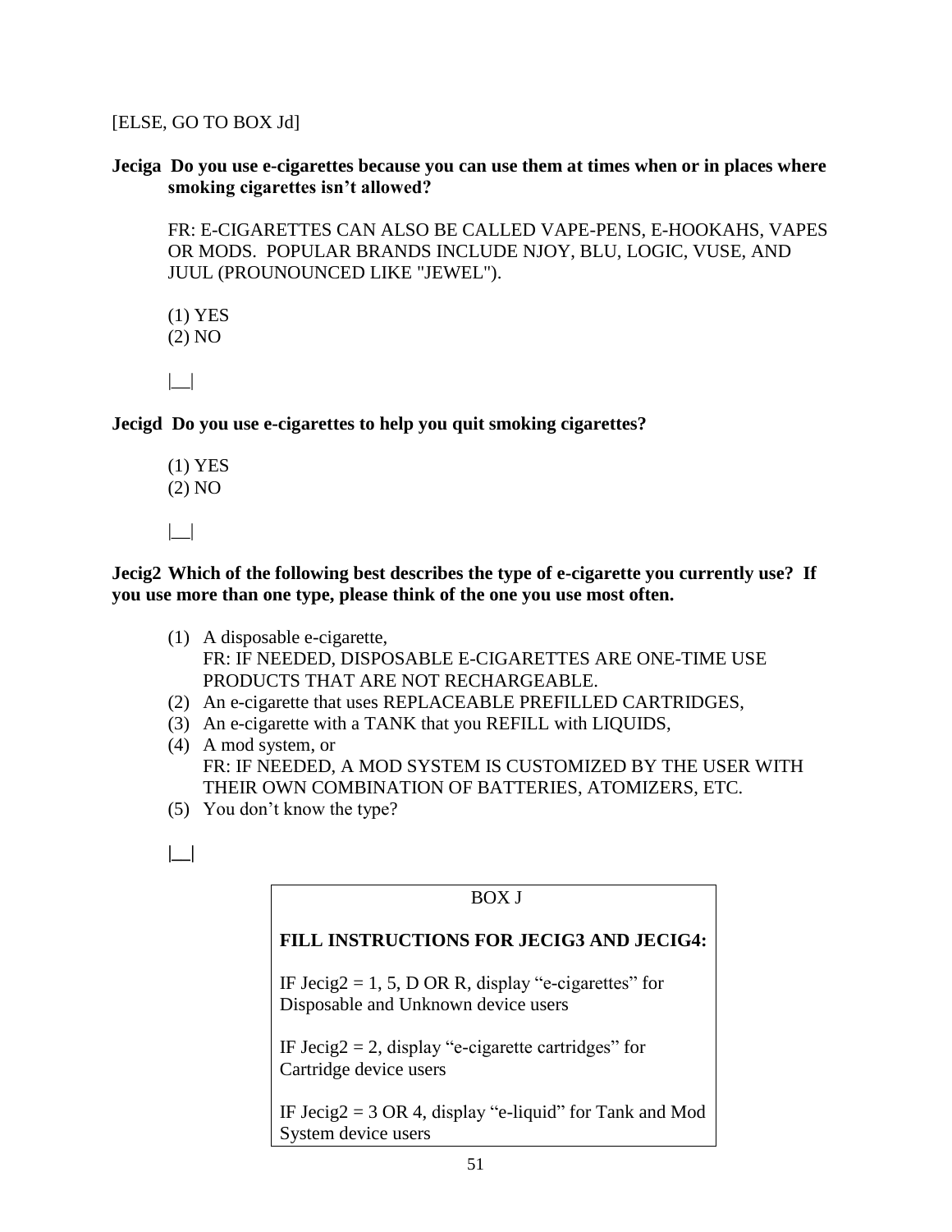[ELSE, GO TO BOX Jd]

**Jeciga Do you use e-cigarettes because you can use them at times when or in places where smoking cigarettes isn't allowed?**

FR: E-CIGARETTES CAN ALSO BE CALLED VAPE-PENS, E-HOOKAHS, VAPES OR MODS. POPULAR BRANDS INCLUDE NJOY, BLU, LOGIC, VUSE, AND JUUL (PROUNOUNCED LIKE "JEWEL").

(1) YES
(2) NO

|__|

**Jecigd Do you use e-cigarettes to help you quit smoking cigarettes?**

(1) YES
(2) NO

|__|

**Jecig2 Which of the following best describes the type of e-cigarette you currently use? If you use more than one type, please think of the one you use most often.**

(1) A disposable e-cigarette,
    FR: IF NEEDED, DISPOSABLE E-CIGARETTES ARE ONE-TIME USE PRODUCTS THAT ARE NOT RECHARGEABLE.
(2) An e-cigarette that uses REPLACEABLE PREFILLED CARTRIDGES,
(3) An e-cigarette with a TANK that you REFILL with LIQUIDS,
(4) A mod system, or
    FR: IF NEEDED, A MOD SYSTEM IS CUSTOMIZED BY THE USER WITH THEIR OWN COMBINATION OF BATTERIES, ATOMIZERS, ETC.
(5) You don't know the type?

|__|

BOX J

**FILL INSTRUCTIONS FOR JECIG3 AND JECIG4:**

IF Jecig2 = 1, 5, D OR R, display "e-cigarettes" for Disposable and Unknown device users

IF Jecig2 = 2, display "e-cigarette cartridges" for Cartridge device users

IF Jecig2 = 3 OR 4, display "e-liquid" for Tank and Mod System device users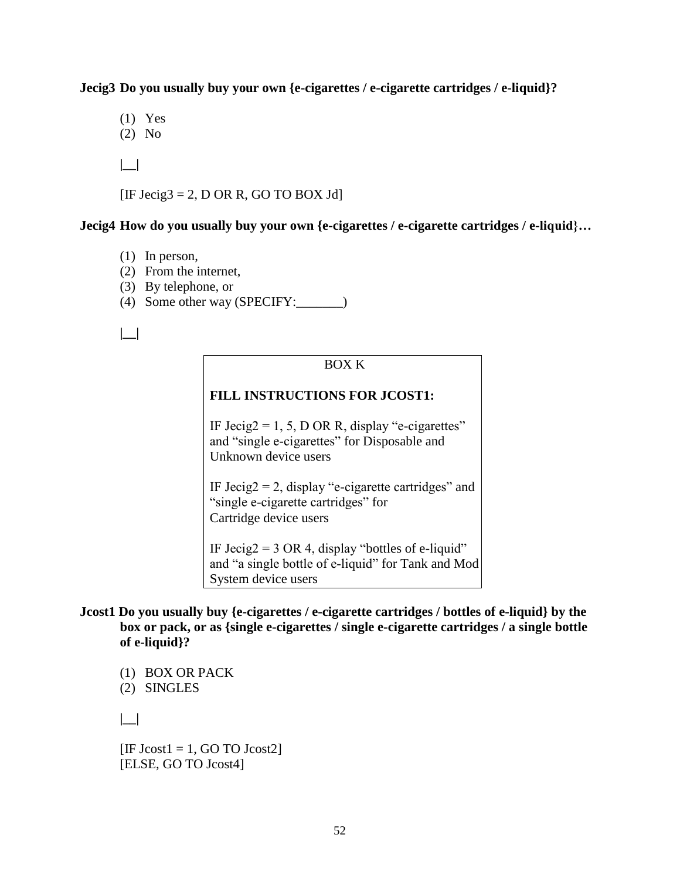**Jecig3 Do you usually buy your own {e-cigarettes / e-cigarette cartridges / e-liquid}?**

(1) Yes
(2) No

|__|

[IF Jecig3 = 2, D OR R, GO TO BOX Jd]

**Jecig4 How do you usually buy your own {e-cigarettes / e-cigarette cartridges / e-liquid}…**

(1) In person,
(2) From the internet,
(3) By telephone, or
(4) Some other way (SPECIFY:_______)

|__|

BOX K

**FILL INSTRUCTIONS FOR JCOST1:**

IF Jecig2 = 1, 5, D OR R, display "e-cigarettes" and "single e-cigarettes" for Disposable and Unknown device users

IF Jecig2 = 2, display "e-cigarette cartridges" and "single e-cigarette cartridges" for Cartridge device users

IF Jecig2 = 3 OR 4, display "bottles of e-liquid" and "a single bottle of e-liquid" for Tank and Mod System device users

**Jcost1 Do you usually buy {e-cigarettes / e-cigarette cartridges / bottles of e-liquid} by the box or pack, or as {single e-cigarettes / single e-cigarette cartridges / a single bottle of e-liquid}?**

(1) BOX OR PACK
(2) SINGLES

|__|

[IF Jcost1 = 1, GO TO Jcost2]
[ELSE, GO TO Jcost4]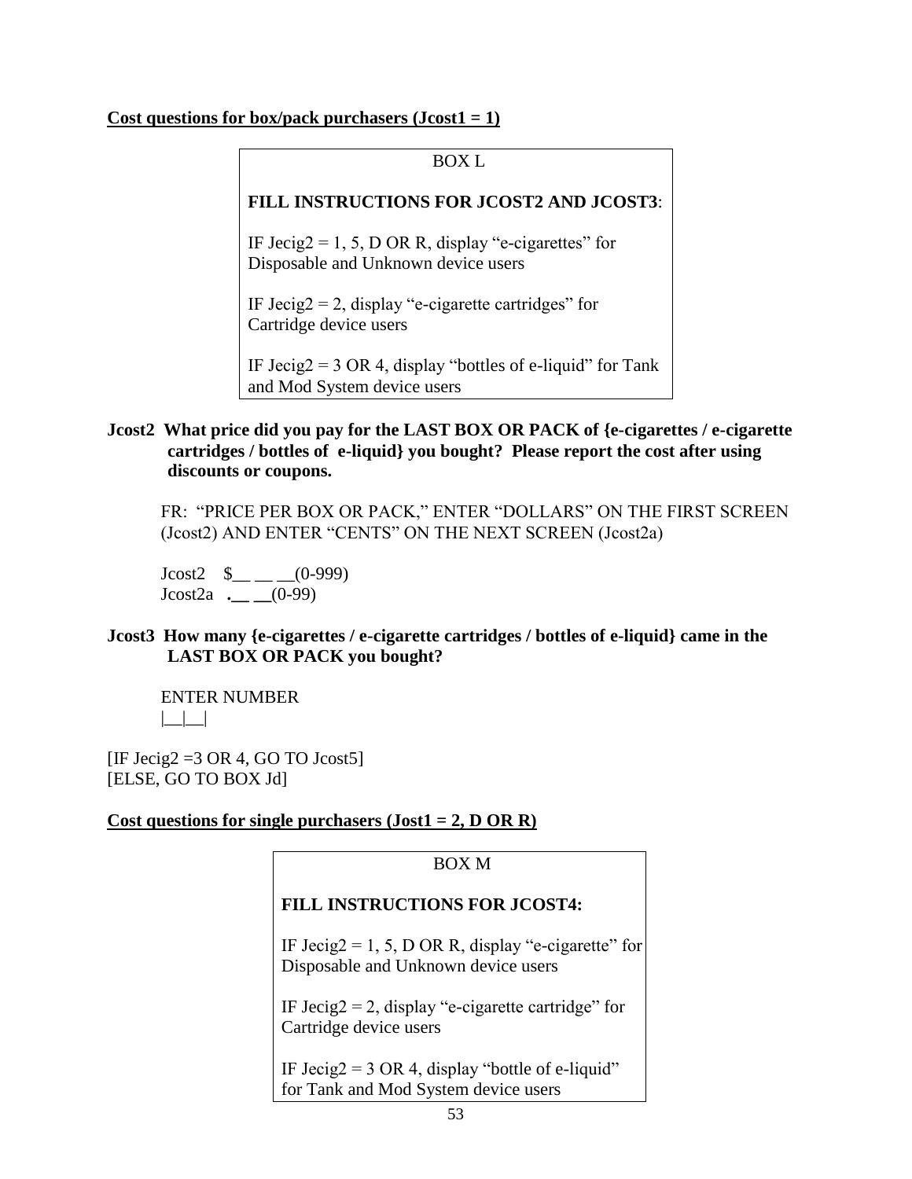**Cost questions for box/pack purchasers (Jcost1 = 1)**

> BOX L
>
> **FILL INSTRUCTIONS FOR JCOST2 AND JCOST3**:
>
> IF Jecig2 = 1, 5, D OR R, display "e-cigarettes" for Disposable and Unknown device users
>
> IF Jecig2 = 2, display "e-cigarette cartridges" for Cartridge device users
>
> IF Jecig2 = 3 OR 4, display "bottles of e-liquid" for Tank and Mod System device users

**Jcost2 What price did you pay for the LAST BOX OR PACK of {e-cigarettes / e-cigarette cartridges / bottles of e-liquid} you bought? Please report the cost after using discounts or coupons.**

FR: "PRICE PER BOX OR PACK," ENTER "DOLLARS" ON THE FIRST SCREEN (Jcost2) AND ENTER "CENTS" ON THE NEXT SCREEN (Jcost2a)

Jcost2 $__ __ __(0-999)
Jcost2a .__ __(0-99)

**Jcost3 How many {e-cigarettes / e-cigarette cartridges / bottles of e-liquid} came in the LAST BOX OR PACK you bought?**

ENTER NUMBER
|__|__|

[IF Jecig2 =3 OR 4, GO TO Jcost5]
[ELSE, GO TO BOX Jd]

**Cost questions for single purchasers (Jost1 = 2, D OR R)**

> BOX M
>
> **FILL INSTRUCTIONS FOR JCOST4:**
>
> IF Jecig2 = 1, 5, D OR R, display "e-cigarette" for Disposable and Unknown device users
>
> IF Jecig2 = 2, display "e-cigarette cartridge" for Cartridge device users
>
> IF Jecig2 = 3 OR 4, display "bottle of e-liquid" for Tank and Mod System device users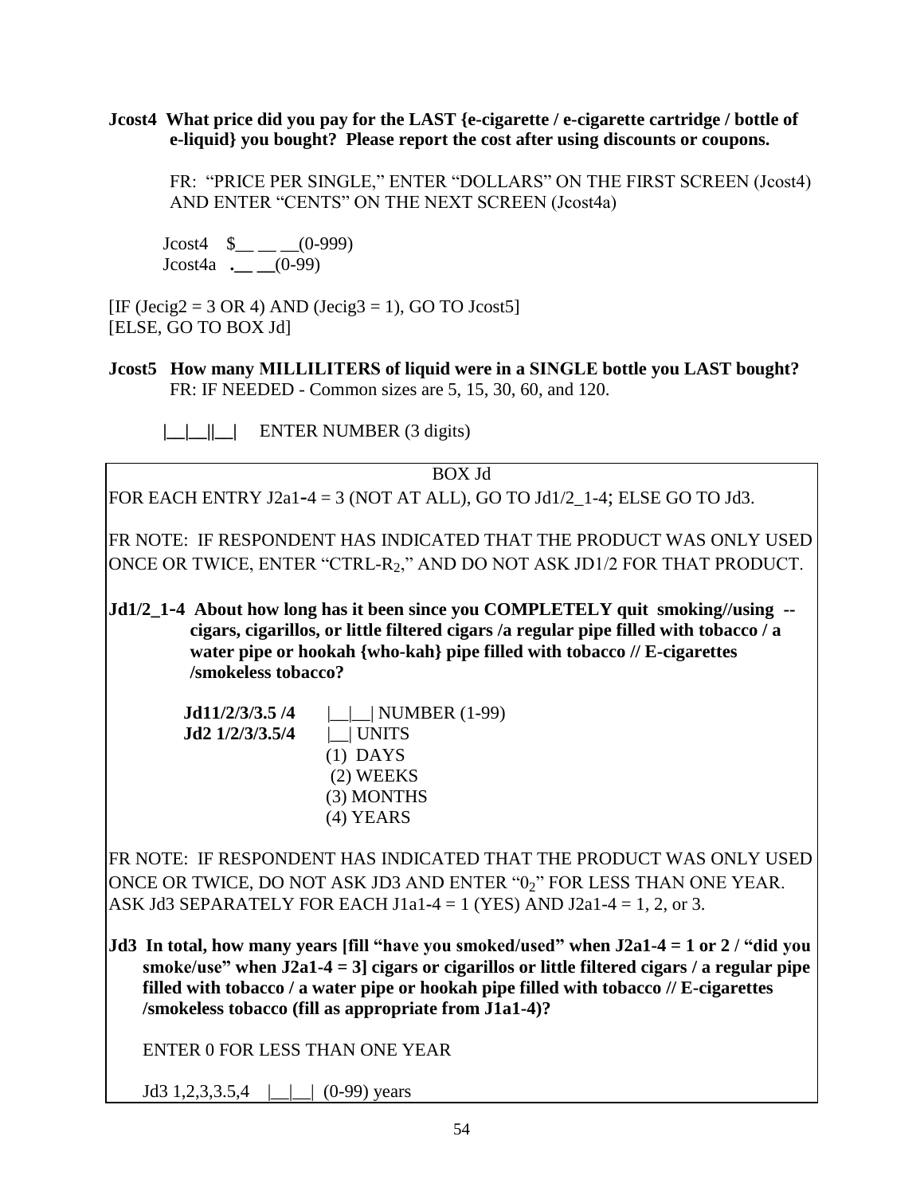**Jcost4 What price did you pay for the LAST {e-cigarette / e-cigarette cartridge / bottle of e-liquid} you bought? Please report the cost after using discounts or coupons.**

FR: "PRICE PER SINGLE," ENTER "DOLLARS" ON THE FIRST SCREEN (Jcost4) AND ENTER "CENTS" ON THE NEXT SCREEN (Jcost4a)

Jcost4 $__ __ __(0-999)
Jcost4a .__ __(0-99)

[IF (Jecig2 = 3 OR 4) AND (Jecig3 = 1), GO TO Jcost5]
[ELSE, GO TO BOX Jd]

**Jcost5 How many MILLILITERS of liquid were in a SINGLE bottle you LAST bought?**
FR: IF NEEDED - Common sizes are 5, 15, 30, 60, and 120.

|__|__||__| ENTER NUMBER (3 digits)

---

BOX Jd

FOR EACH ENTRY J2a1-4 = 3 (NOT AT ALL), GO TO Jd1/2_1-4; ELSE GO TO Jd3.

FR NOTE: IF RESPONDENT HAS INDICATED THAT THE PRODUCT WAS ONLY USED ONCE OR TWICE, ENTER "CTRL-$R_2$," AND DO NOT ASK JD1/2 FOR THAT PRODUCT.

**Jd1/2_1-4 About how long has it been since you COMPLETELY quit smoking//using -- cigars, cigarillos, or little filtered cigars /a regular pipe filled with tobacco / a water pipe or hookah {who-kah} pipe filled with tobacco // E-cigarettes /smokeless tobacco?**

**Jd11/2/3/3.5 /4** |__|__| NUMBER (1-99)
**Jd2 1/2/3/3.5/4** |__| UNITS
(1) DAYS
(2) WEEKS
(3) MONTHS
(4) YEARS

FR NOTE: IF RESPONDENT HAS INDICATED THAT THE PRODUCT WAS ONLY USED ONCE OR TWICE, DO NOT ASK JD3 AND ENTER "$0_2$" FOR LESS THAN ONE YEAR. ASK Jd3 SEPARATELY FOR EACH J1a1-4 = 1 (YES) AND J2a1-4 = 1, 2, or 3.

**Jd3 In total, how many years [fill "have you smoked/used" when J2a1-4 = 1 or 2 / "did you smoke/use" when J2a1-4 = 3] cigars or cigarillos or little filtered cigars / a regular pipe filled with tobacco / a water pipe or hookah pipe filled with tobacco // E-cigarettes /smokeless tobacco (fill as appropriate from J1a1-4)?**

ENTER 0 FOR LESS THAN ONE YEAR

Jd3 1,2,3,3.5,4 |__|__| (0-99) years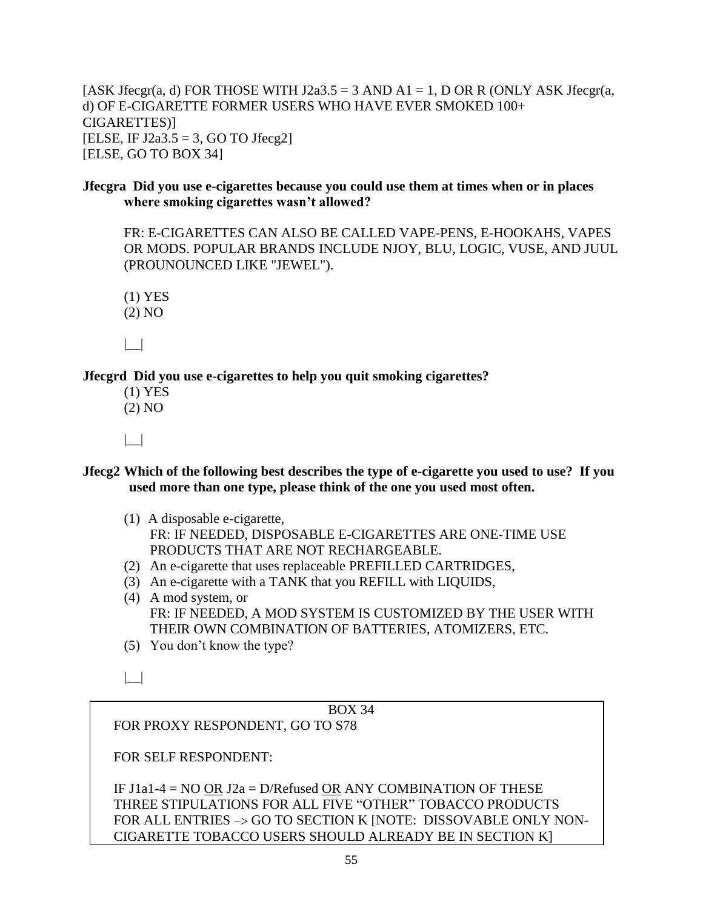[ASK Jfecgr(a, d) FOR THOSE WITH J2a3.5 = 3 AND A1 = 1, D OR R (ONLY ASK Jfecgr(a, d) OF E-CIGARETTE FORMER USERS WHO HAVE EVER SMOKED 100+ CIGARETTES)]
[ELSE, IF J2a3.5 = 3, GO TO Jfecg2]
[ELSE, GO TO BOX 34]

**Jfecgra Did you use e-cigarettes because you could use them at times when or in places where smoking cigarettes wasn't allowed?**

FR: E-CIGARETTES CAN ALSO BE CALLED VAPE-PENS, E-HOOKAHS, VAPES OR MODS. POPULAR BRANDS INCLUDE NJOY, BLU, LOGIC, VUSE, AND JUUL (PROUNOUNCED LIKE "JEWEL").

(1) YES
(2) NO

|__|

**Jfecgrd Did you use e-cigarettes to help you quit smoking cigarettes?**

(1) YES
(2) NO

|__|

**Jfecg2 Which of the following best describes the type of e-cigarette you used to use? If you used more than one type, please think of the one you used most often.**

(1) A disposable e-cigarette,
FR: IF NEEDED, DISPOSABLE E-CIGARETTES ARE ONE-TIME USE PRODUCTS THAT ARE NOT RECHARGEABLE.
(2) An e-cigarette that uses replaceable PREFILLED CARTRIDGES,
(3) An e-cigarette with a TANK that you REFILL with LIQUIDS,
(4) A mod system, or
FR: IF NEEDED, A MOD SYSTEM IS CUSTOMIZED BY THE USER WITH THEIR OWN COMBINATION OF BATTERIES, ATOMIZERS, ETC.
(5) You don't know the type?

|__|

BOX 34

FOR PROXY RESPONDENT, GO TO S78

FOR SELF RESPONDENT:

IF J1a1-4 = NO OR J2a = D/Refused OR ANY COMBINATION OF THESE THREE STIPULATIONS FOR ALL FIVE "OTHER" TOBACCO PRODUCTS FOR ALL ENTRIES –> GO TO SECTION K [NOTE: DISSOVABLE ONLY NON-CIGARETTE TOBACCO USERS SHOULD ALREADY BE IN SECTION K]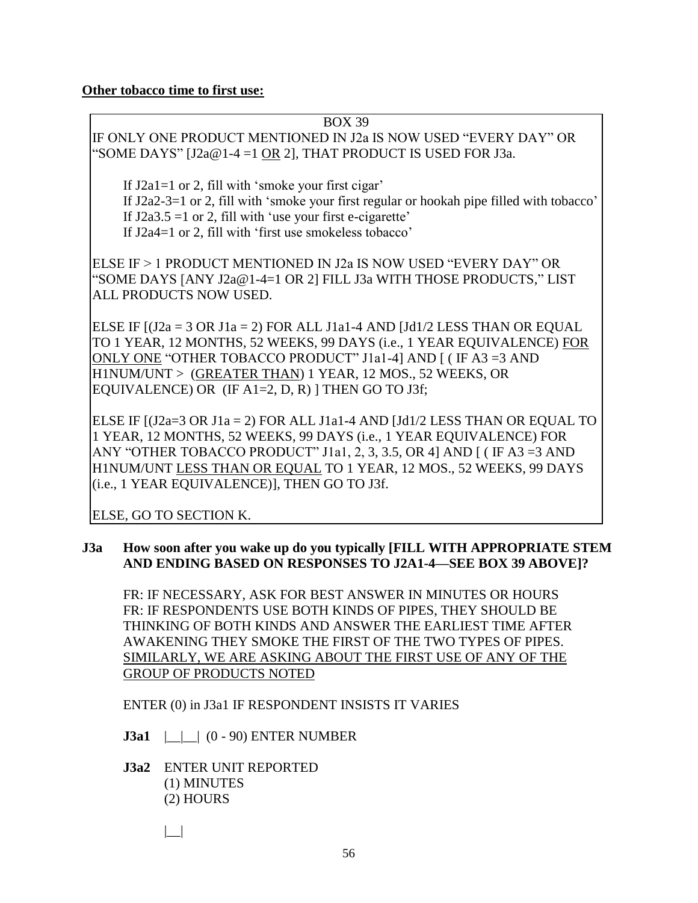**Other tobacco time to first use:**

BOX 39

IF ONLY ONE PRODUCT MENTIONED IN J2a IS NOW USED "EVERY DAY" OR "SOME DAYS" [J2a@1-4 =1 OR 2], THAT PRODUCT IS USED FOR J3a.

> If J2a1=1 or 2, fill with 'smoke your first cigar'
> If J2a2-3=1 or 2, fill with 'smoke your first regular or hookah pipe filled with tobacco'
> If J2a3.5 =1 or 2, fill with 'use your first e-cigarette'
> If J2a4=1 or 2, fill with 'first use smokeless tobacco'

ELSE IF > 1 PRODUCT MENTIONED IN J2a IS NOW USED "EVERY DAY" OR "SOME DAYS [ANY J2a@1-4=1 OR 2] FILL J3a WITH THOSE PRODUCTS," LIST ALL PRODUCTS NOW USED.

ELSE IF [(J2a = 3 OR J1a = 2) FOR ALL J1a1-4 AND [Jd1/2 LESS THAN OR EQUAL TO 1 YEAR, 12 MONTHS, 52 WEEKS, 99 DAYS (i.e., 1 YEAR EQUIVALENCE) FOR ONLY ONE "OTHER TOBACCO PRODUCT" J1a1-4] AND [ ( IF A3 =3 AND H1NUM/UNT > (GREATER THAN) 1 YEAR, 12 MOS., 52 WEEKS, OR EQUIVALENCE) OR (IF A1=2, D, R) ] THEN GO TO J3f;

ELSE IF [(J2a=3 OR J1a = 2) FOR ALL J1a1-4 AND [Jd1/2 LESS THAN OR EQUAL TO 1 YEAR, 12 MONTHS, 52 WEEKS, 99 DAYS (i.e., 1 YEAR EQUIVALENCE) FOR ANY "OTHER TOBACCO PRODUCT" J1a1, 2, 3, 3.5, OR 4] AND [ ( IF A3 =3 AND H1NUM/UNT LESS THAN OR EQUAL TO 1 YEAR, 12 MOS., 52 WEEKS, 99 DAYS (i.e., 1 YEAR EQUIVALENCE)], THEN GO TO J3f.

ELSE, GO TO SECTION K.

**J3a How soon after you wake up do you typically [FILL WITH APPROPRIATE STEM AND ENDING BASED ON RESPONSES TO J2A1-4—SEE BOX 39 ABOVE]?**

FR: IF NECESSARY, ASK FOR BEST ANSWER IN MINUTES OR HOURS
FR: IF RESPONDENTS USE BOTH KINDS OF PIPES, THEY SHOULD BE THINKING OF BOTH KINDS AND ANSWER THE EARLIEST TIME AFTER AWAKENING THEY SMOKE THE FIRST OF THE TWO TYPES OF PIPES. SIMILARLY, WE ARE ASKING ABOUT THE FIRST USE OF ANY OF THE GROUP OF PRODUCTS NOTED

ENTER (0) in J3a1 IF RESPONDENT INSISTS IT VARIES

**J3a1** |__|__| (0 - 90) ENTER NUMBER

**J3a2** ENTER UNIT REPORTED
(1) MINUTES
(2) HOURS

|__|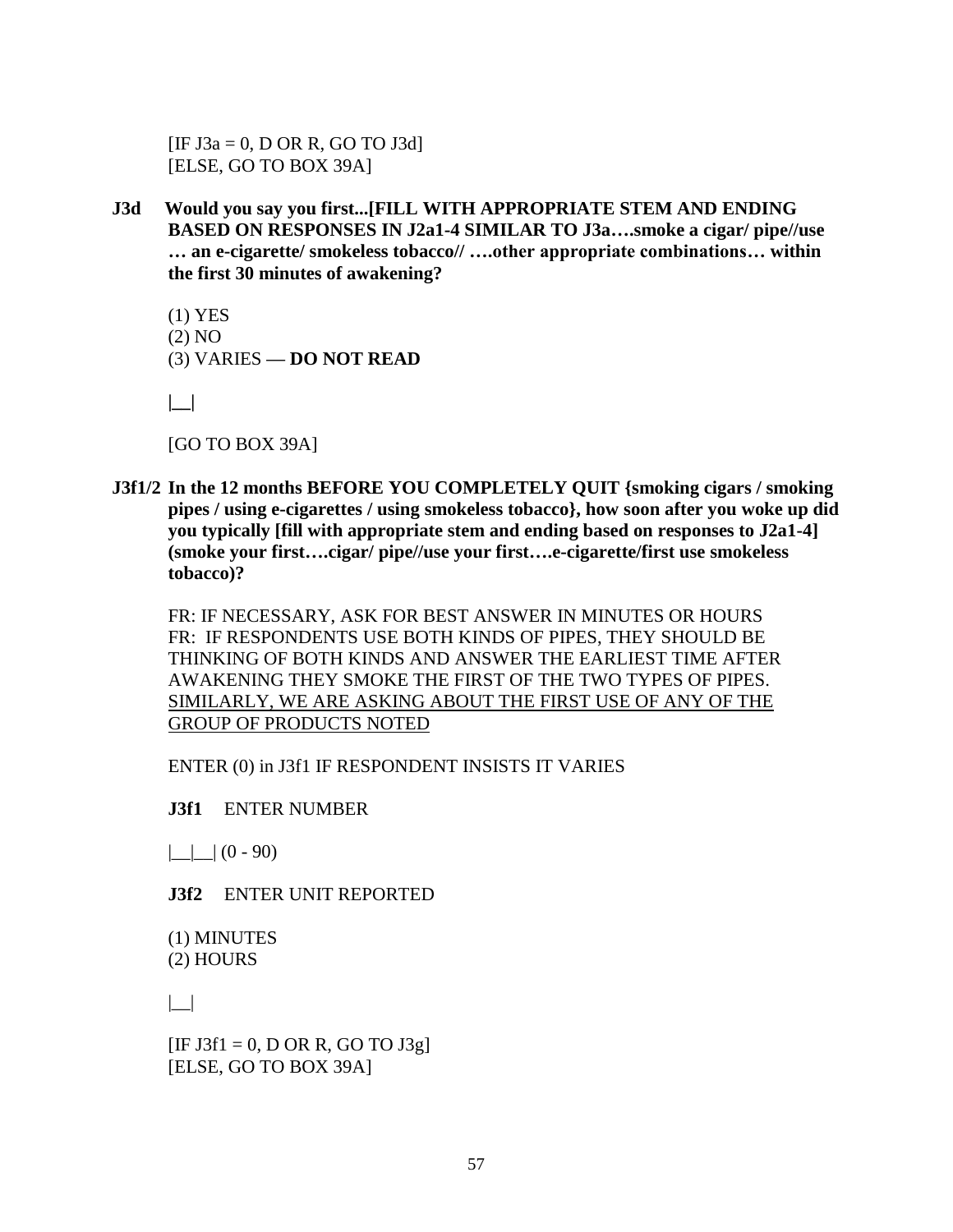[IF J3a = 0, D OR R, GO TO J3d]
[ELSE, GO TO BOX 39A]

**J3d Would you say you first...[FILL WITH APPROPRIATE STEM AND ENDING BASED ON RESPONSES IN J2a1-4 SIMILAR TO J3a….smoke a cigar/ pipe//use … an e-cigarette/ smokeless tobacco// ….other appropriate combinations… within the first 30 minutes of awakening?**

(1) YES
(2) NO
(3) VARIES — **DO NOT READ**

**|__|**

[GO TO BOX 39A]

**J3f1/2 In the 12 months BEFORE YOU COMPLETELY QUIT {smoking cigars / smoking pipes / using e-cigarettes / using smokeless tobacco}, how soon after you woke up did you typically [fill with appropriate stem and ending based on responses to J2a1-4] (smoke your first….cigar/ pipe//use your first….e-cigarette/first use smokeless tobacco)?**

FR: IF NECESSARY, ASK FOR BEST ANSWER IN MINUTES OR HOURS
FR: IF RESPONDENTS USE BOTH KINDS OF PIPES, THEY SHOULD BE THINKING OF BOTH KINDS AND ANSWER THE EARLIEST TIME AFTER AWAKENING THEY SMOKE THE FIRST OF THE TWO TYPES OF PIPES. <u>SIMILARLY, WE ARE ASKING ABOUT THE FIRST USE OF ANY OF THE GROUP OF PRODUCTS NOTED</u>

ENTER (0) in J3f1 IF RESPONDENT INSISTS IT VARIES

**J3f1** ENTER NUMBER

|__|__| (0 - 90)

**J3f2** ENTER UNIT REPORTED

(1) MINUTES
(2) HOURS

|__|

[IF J3f1 = 0, D OR R, GO TO J3g]
[ELSE, GO TO BOX 39A]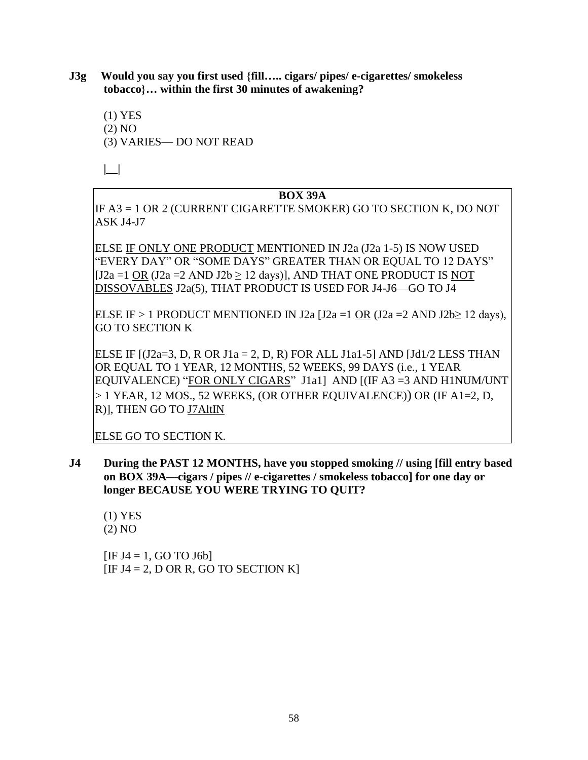**J3g Would you say you first used {fill….. cigars/ pipes/ e-cigarettes/ smokeless tobacco}… within the first 30 minutes of awakening?**

(1) YES
(2) NO
(3) VARIES— DO NOT READ

|__|

**BOX 39A**

IF A3 = 1 OR 2 (CURRENT CIGARETTE SMOKER) GO TO SECTION K, DO NOT ASK J4-J7

ELSE IF ONLY ONE PRODUCT MENTIONED IN J2a (J2a 1-5) IS NOW USED "EVERY DAY" OR "SOME DAYS" GREATER THAN OR EQUAL TO 12 DAYS" [J2a =1 OR (J2a =2 AND J2b ≥ 12 days)], AND THAT ONE PRODUCT IS NOT DISSOVABLES J2a(5), THAT PRODUCT IS USED FOR J4-J6—GO TO J4

ELSE IF > 1 PRODUCT MENTIONED IN J2a [J2a =1 OR (J2a =2 AND J2b≥ 12 days), GO TO SECTION K

ELSE IF [(J2a=3, D, R OR J1a = 2, D, R) FOR ALL J1a1-5] AND [Jd1/2 LESS THAN OR EQUAL TO 1 YEAR, 12 MONTHS, 52 WEEKS, 99 DAYS (i.e., 1 YEAR EQUIVALENCE) "FOR ONLY CIGARS" J1a1] AND [(IF A3 =3 AND H1NUM/UNT > 1 YEAR, 12 MOS., 52 WEEKS, (OR OTHER EQUIVALENCE)) OR (IF A1=2, D, R)], THEN GO TO J7AltIN

ELSE GO TO SECTION K.

**J4 During the PAST 12 MONTHS, have you stopped smoking // using [fill entry based on BOX 39A—cigars / pipes // e-cigarettes / smokeless tobacco] for one day or longer BECAUSE YOU WERE TRYING TO QUIT?**

(1) YES
(2) NO

[IF J4 = 1, GO TO J6b]
[IF J4 = 2, D OR R, GO TO SECTION K]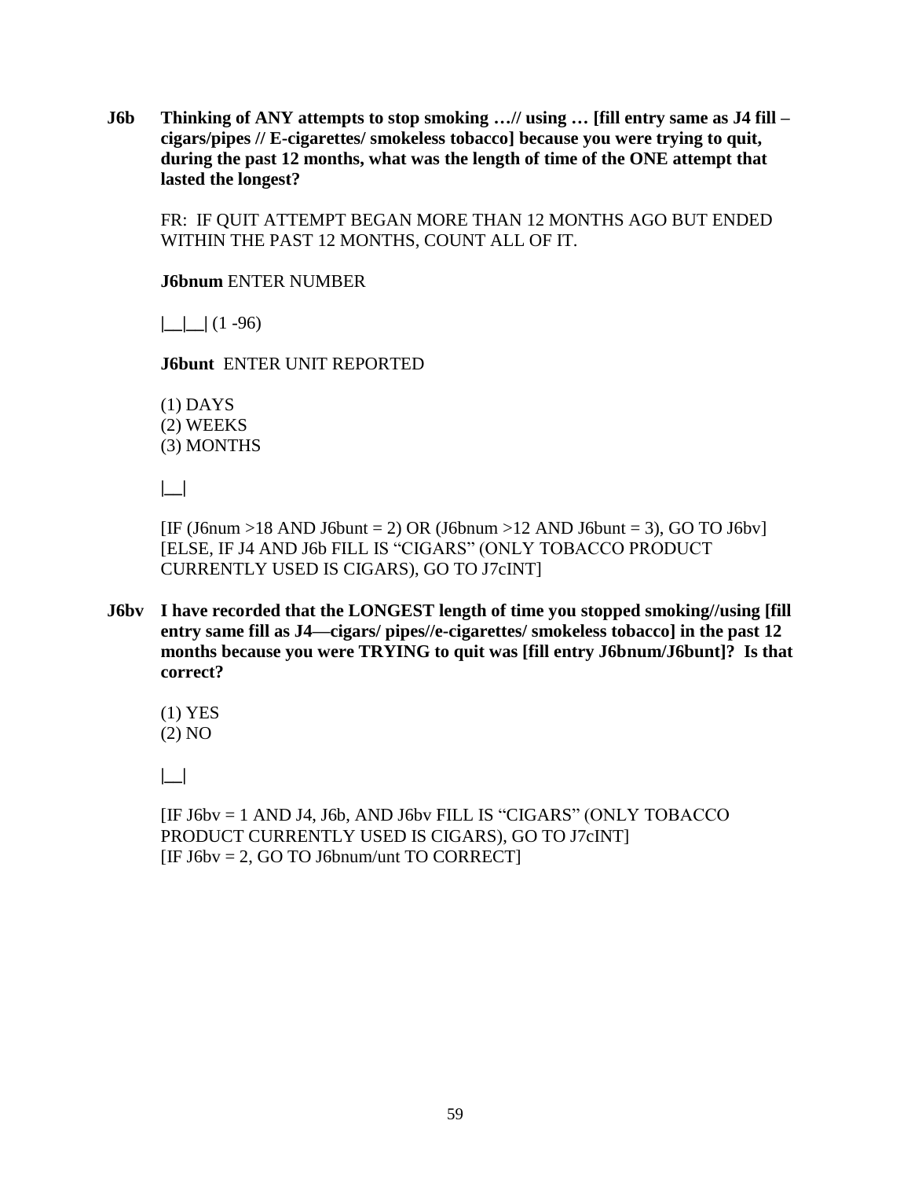**J6b Thinking of ANY attempts to stop smoking …// using … [fill entry same as J4 fill – cigars/pipes // E-cigarettes/ smokeless tobacco] because you were trying to quit, during the past 12 months, what was the length of time of the ONE attempt that lasted the longest?**

FR: IF QUIT ATTEMPT BEGAN MORE THAN 12 MONTHS AGO BUT ENDED WITHIN THE PAST 12 MONTHS, COUNT ALL OF IT.

**J6bnum** ENTER NUMBER

**|\_\_|\_\_|** (1 -96)

**J6bunt** ENTER UNIT REPORTED

(1) DAYS
(2) WEEKS
(3) MONTHS

**|\_\_|**

[IF (J6num >18 AND J6bunt = 2) OR (J6bnum >12 AND J6bunt = 3), GO TO J6bv]
[ELSE, IF J4 AND J6b FILL IS "CIGARS" (ONLY TOBACCO PRODUCT CURRENTLY USED IS CIGARS), GO TO J7cINT]

**J6bv I have recorded that the LONGEST length of time you stopped smoking//using [fill entry same fill as J4—cigars/ pipes//e-cigarettes/ smokeless tobacco] in the past 12 months because you were TRYING to quit was [fill entry J6bnum/J6bunt]? Is that correct?**

(1) YES
(2) NO

**|\_\_|**

[IF J6bv = 1 AND J4, J6b, AND J6bv FILL IS "CIGARS" (ONLY TOBACCO PRODUCT CURRENTLY USED IS CIGARS), GO TO J7cINT]
[IF J6bv = 2, GO TO J6bnum/unt TO CORRECT]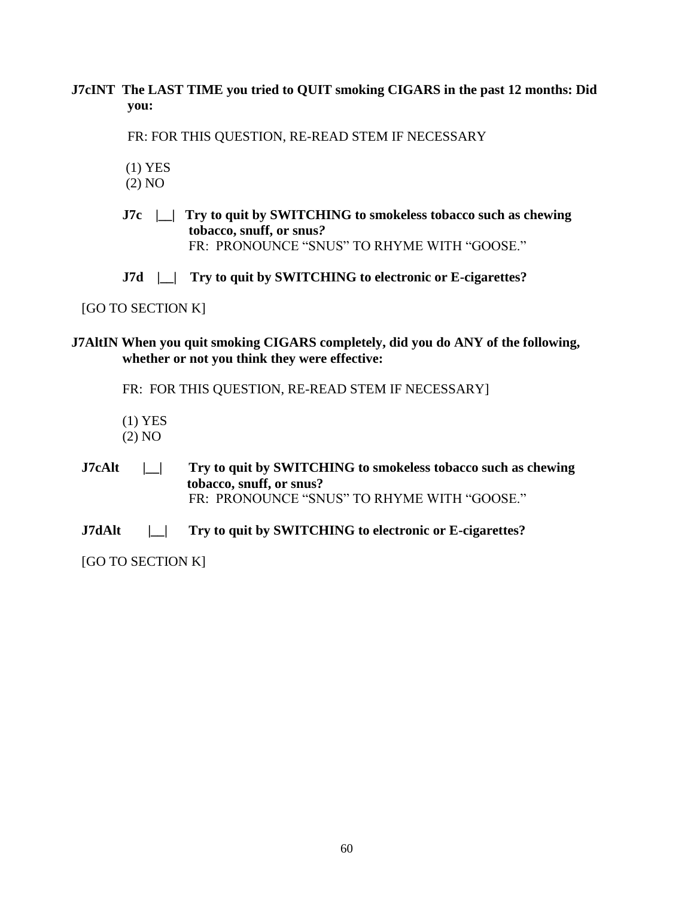**J7cINT The LAST TIME you tried to QUIT smoking CIGARS in the past 12 months: Did you:**

FR: FOR THIS QUESTION, RE-READ STEM IF NECESSARY

(1) YES
(2) NO

**J7c |__| Try to quit by SWITCHING to smokeless tobacco such as chewing tobacco, snuff, or snus?**
FR: PRONOUNCE "SNUS" TO RHYME WITH "GOOSE."

**J7d |__| Try to quit by SWITCHING to electronic or E-cigarettes?**

[GO TO SECTION K]

**J7AltIN When you quit smoking CIGARS completely, did you do ANY of the following, whether or not you think they were effective:**

FR: FOR THIS QUESTION, RE-READ STEM IF NECESSARY]

(1) YES
(2) NO

**J7cAlt |__| Try to quit by SWITCHING to smokeless tobacco such as chewing tobacco, snuff, or snus?**
FR: PRONOUNCE "SNUS" TO RHYME WITH "GOOSE."

**J7dAlt |__| Try to quit by SWITCHING to electronic or E-cigarettes?**

[GO TO SECTION K]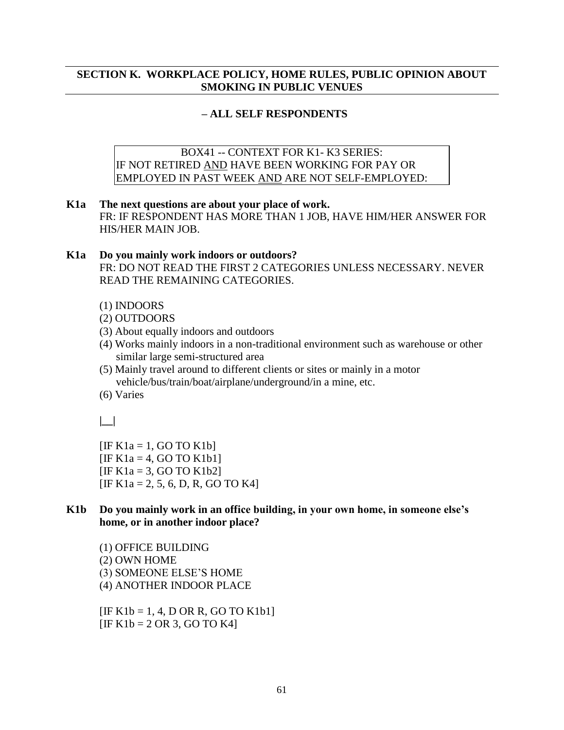## SECTION K. WORKPLACE POLICY, HOME RULES, PUBLIC OPINION ABOUT SMOKING IN PUBLIC VENUES

### – ALL SELF RESPONDENTS

BOX41 -- CONTEXT FOR K1- K3 SERIES:
IF NOT RETIRED AND HAVE BEEN WORKING FOR PAY OR EMPLOYED IN PAST WEEK AND ARE NOT SELF-EMPLOYED:

**K1a The next questions are about your place of work.**
FR: IF RESPONDENT HAS MORE THAN 1 JOB, HAVE HIM/HER ANSWER FOR HIS/HER MAIN JOB.

**K1a Do you mainly work indoors or outdoors?**
FR: DO NOT READ THE FIRST 2 CATEGORIES UNLESS NECESSARY. NEVER READ THE REMAINING CATEGORIES.

(1) INDOORS
(2) OUTDOORS
(3) About equally indoors and outdoors
(4) Works mainly indoors in a non-traditional environment such as warehouse or other similar large semi-structured area
(5) Mainly travel around to different clients or sites or mainly in a motor vehicle/bus/train/boat/airplane/underground/in a mine, etc.
(6) Varies

|__|

[IF K1a = 1, GO TO K1b]
[IF K1a = 4, GO TO K1b1]
[IF K1a = 3, GO TO K1b2]
[IF K1a = 2, 5, 6, D, R, GO TO K4]

**K1b Do you mainly work in an office building, in your own home, in someone else's home, or in another indoor place?**

(1) OFFICE BUILDING
(2) OWN HOME
(3) SOMEONE ELSE'S HOME
(4) ANOTHER INDOOR PLACE

[IF K1b = 1, 4, D OR R, GO TO K1b1]
[IF K1b = 2 OR 3, GO TO K4]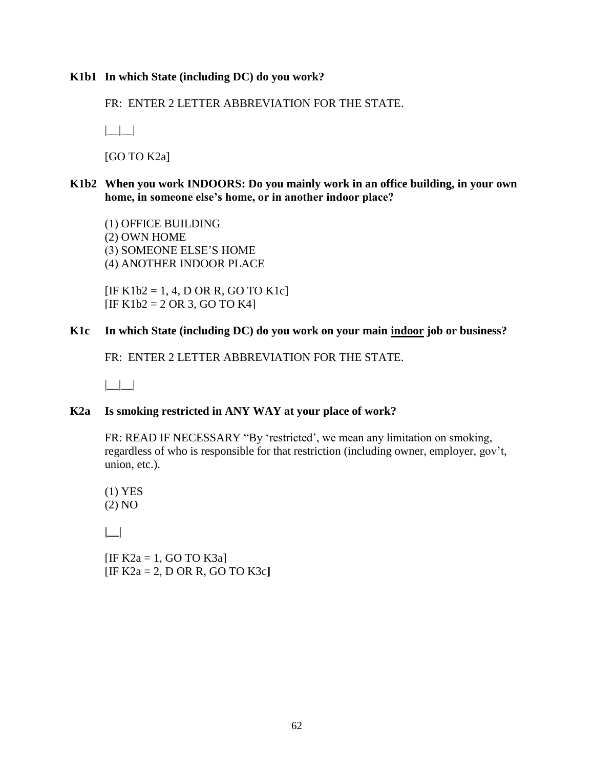**K1b1 In which State (including DC) do you work?**

FR: ENTER 2 LETTER ABBREVIATION FOR THE STATE.

|__|__|

[GO TO K2a]

**K1b2 When you work INDOORS: Do you mainly work in an office building, in your own home, in someone else's home, or in another indoor place?**

(1) OFFICE BUILDING
(2) OWN HOME
(3) SOMEONE ELSE'S HOME
(4) ANOTHER INDOOR PLACE

[IF K1b2 = 1, 4, D OR R, GO TO K1c]
[IF K1b2 = 2 OR 3, GO TO K4]

**K1c In which State (including DC) do you work on your main <u>indoor</u> job or business?**

FR: ENTER 2 LETTER ABBREVIATION FOR THE STATE.

|__|__|

**K2a Is smoking restricted in ANY WAY at your place of work?**

FR: READ IF NECESSARY "By 'restricted', we mean any limitation on smoking, regardless of who is responsible for that restriction (including owner, employer, gov't, union, etc.).

(1) YES
(2) NO

|__|

[IF K2a = 1, GO TO K3a]
[IF K2a = 2, D OR R, GO TO K3c]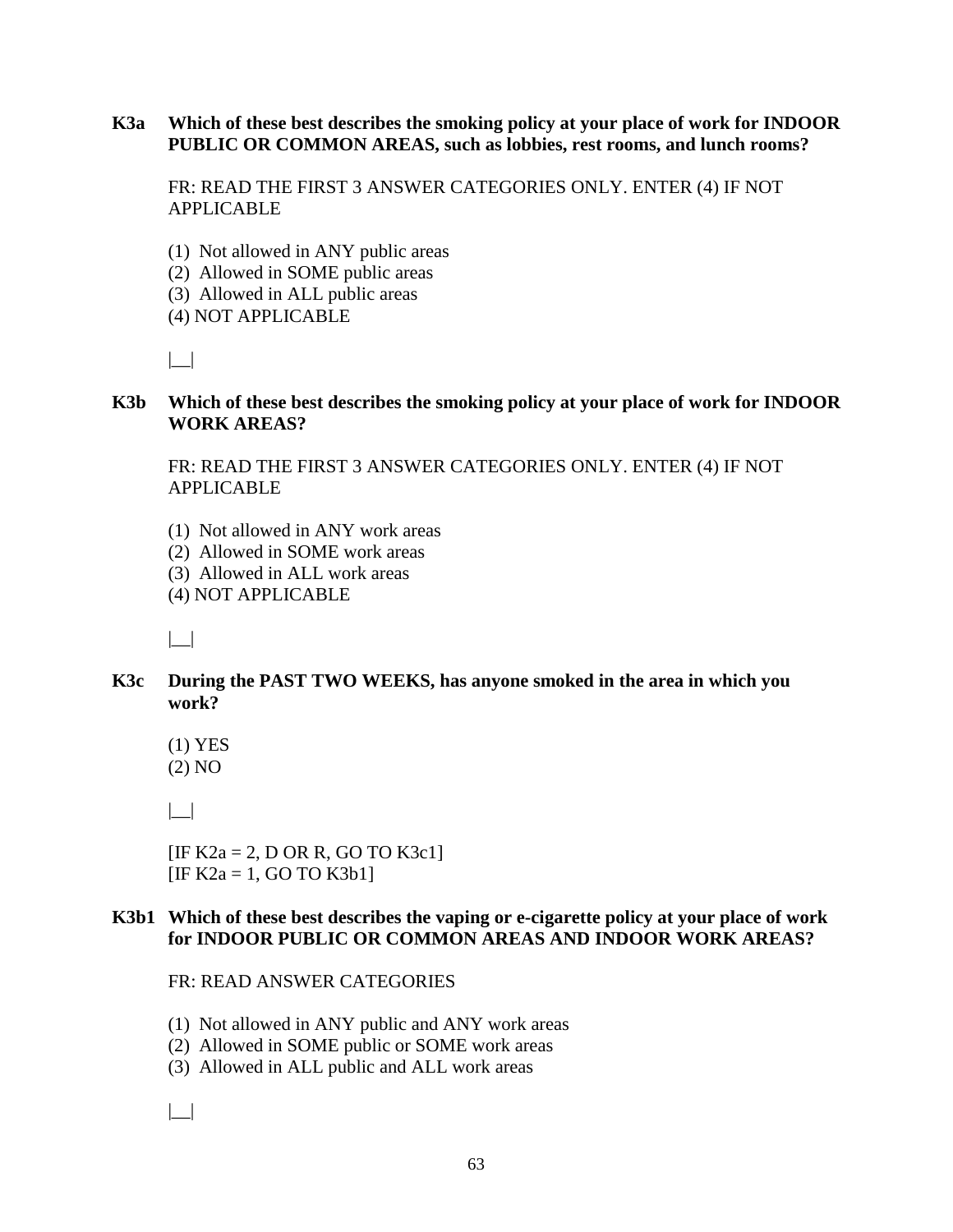**K3a Which of these best describes the smoking policy at your place of work for INDOOR PUBLIC OR COMMON AREAS, such as lobbies, rest rooms, and lunch rooms?**

FR: READ THE FIRST 3 ANSWER CATEGORIES ONLY. ENTER (4) IF NOT APPLICABLE

(1) Not allowed in ANY public areas
(2) Allowed in SOME public areas
(3) Allowed in ALL public areas
(4) NOT APPLICABLE

|__|

**K3b Which of these best describes the smoking policy at your place of work for INDOOR WORK AREAS?**

FR: READ THE FIRST 3 ANSWER CATEGORIES ONLY. ENTER (4) IF NOT APPLICABLE

(1) Not allowed in ANY work areas
(2) Allowed in SOME work areas
(3) Allowed in ALL work areas
(4) NOT APPLICABLE

|__|

**K3c During the PAST TWO WEEKS, has anyone smoked in the area in which you work?**

(1) YES
(2) NO

|__|

[IF K2a = 2, D OR R, GO TO K3c1]
[IF K2a = 1, GO TO K3b1]

**K3b1 Which of these best describes the vaping or e-cigarette policy at your place of work for INDOOR PUBLIC OR COMMON AREAS AND INDOOR WORK AREAS?**

FR: READ ANSWER CATEGORIES

(1) Not allowed in ANY public and ANY work areas
(2) Allowed in SOME public or SOME work areas
(3) Allowed in ALL public and ALL work areas

|__|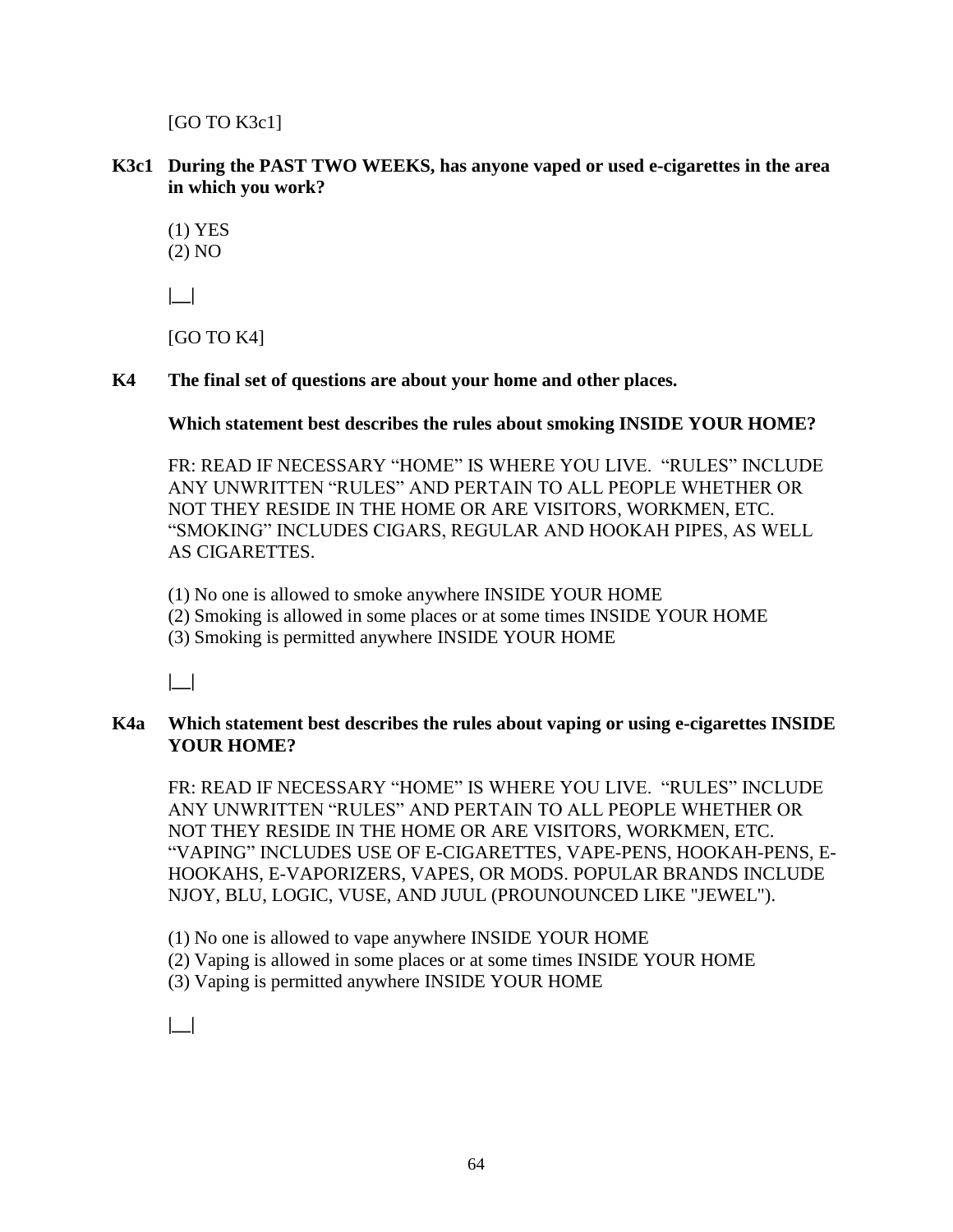[GO TO K3c1]

**K3c1 During the PAST TWO WEEKS, has anyone vaped or used e-cigarettes in the area in which you work?**

(1) YES
(2) NO

|__|

[GO TO K4]

**K4 The final set of questions are about your home and other places.**

**Which statement best describes the rules about smoking INSIDE YOUR HOME?**

FR: READ IF NECESSARY "HOME" IS WHERE YOU LIVE. "RULES" INCLUDE ANY UNWRITTEN "RULES" AND PERTAIN TO ALL PEOPLE WHETHER OR NOT THEY RESIDE IN THE HOME OR ARE VISITORS, WORKMEN, ETC. "SMOKING" INCLUDES CIGARS, REGULAR AND HOOKAH PIPES, AS WELL AS CIGARETTES.

(1) No one is allowed to smoke anywhere INSIDE YOUR HOME
(2) Smoking is allowed in some places or at some times INSIDE YOUR HOME
(3) Smoking is permitted anywhere INSIDE YOUR HOME

|__|

**K4a Which statement best describes the rules about vaping or using e-cigarettes INSIDE YOUR HOME?**

FR: READ IF NECESSARY "HOME" IS WHERE YOU LIVE. "RULES" INCLUDE ANY UNWRITTEN "RULES" AND PERTAIN TO ALL PEOPLE WHETHER OR NOT THEY RESIDE IN THE HOME OR ARE VISITORS, WORKMEN, ETC. "VAPING" INCLUDES USE OF E-CIGARETTES, VAPE-PENS, HOOKAH-PENS, E-HOOKAHS, E-VAPORIZERS, VAPES, OR MODS. POPULAR BRANDS INCLUDE NJOY, BLU, LOGIC, VUSE, AND JUUL (PROUNOUNCED LIKE "JEWEL").

(1) No one is allowed to vape anywhere INSIDE YOUR HOME
(2) Vaping is allowed in some places or at some times INSIDE YOUR HOME
(3) Vaping is permitted anywhere INSIDE YOUR HOME

|__|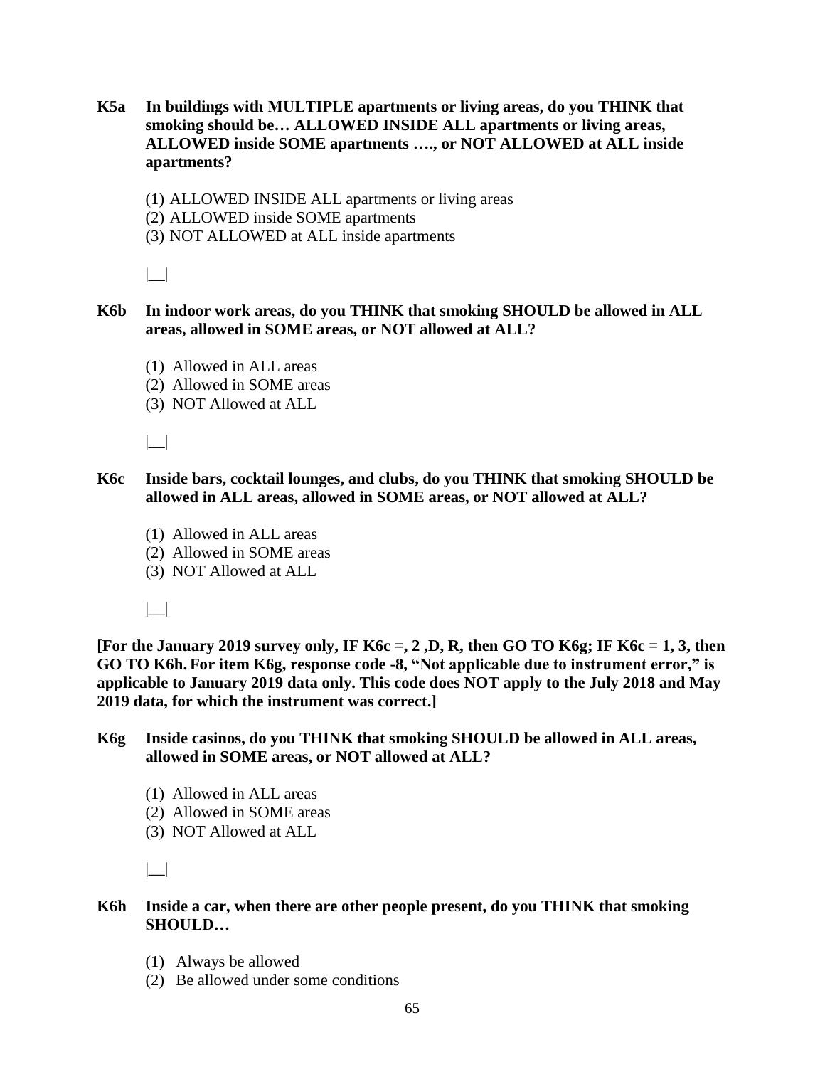**K5a In buildings with MULTIPLE apartments or living areas, do you THINK that smoking should be… ALLOWED INSIDE ALL apartments or living areas, ALLOWED inside SOME apartments …., or NOT ALLOWED at ALL inside apartments?**

(1) ALLOWED INSIDE ALL apartments or living areas
(2) ALLOWED inside SOME apartments
(3) NOT ALLOWED at ALL inside apartments

|__|

**K6b In indoor work areas, do you THINK that smoking SHOULD be allowed in ALL areas, allowed in SOME areas, or NOT allowed at ALL?**

(1) Allowed in ALL areas
(2) Allowed in SOME areas
(3) NOT Allowed at ALL

|__|

**K6c Inside bars, cocktail lounges, and clubs, do you THINK that smoking SHOULD be allowed in ALL areas, allowed in SOME areas, or NOT allowed at ALL?**

(1) Allowed in ALL areas
(2) Allowed in SOME areas
(3) NOT Allowed at ALL

|__|

**[For the January 2019 survey only, IF K6c =, 2 ,D, R, then GO TO K6g; IF K6c = 1, 3, then GO TO K6h. For item K6g, response code -8, "Not applicable due to instrument error," is applicable to January 2019 data only. This code does NOT apply to the July 2018 and May 2019 data, for which the instrument was correct.]**

**K6g Inside casinos, do you THINK that smoking SHOULD be allowed in ALL areas, allowed in SOME areas, or NOT allowed at ALL?**

(1) Allowed in ALL areas
(2) Allowed in SOME areas
(3) NOT Allowed at ALL

|__|

**K6h Inside a car, when there are other people present, do you THINK that smoking SHOULD…**

(1) Always be allowed
(2) Be allowed under some conditions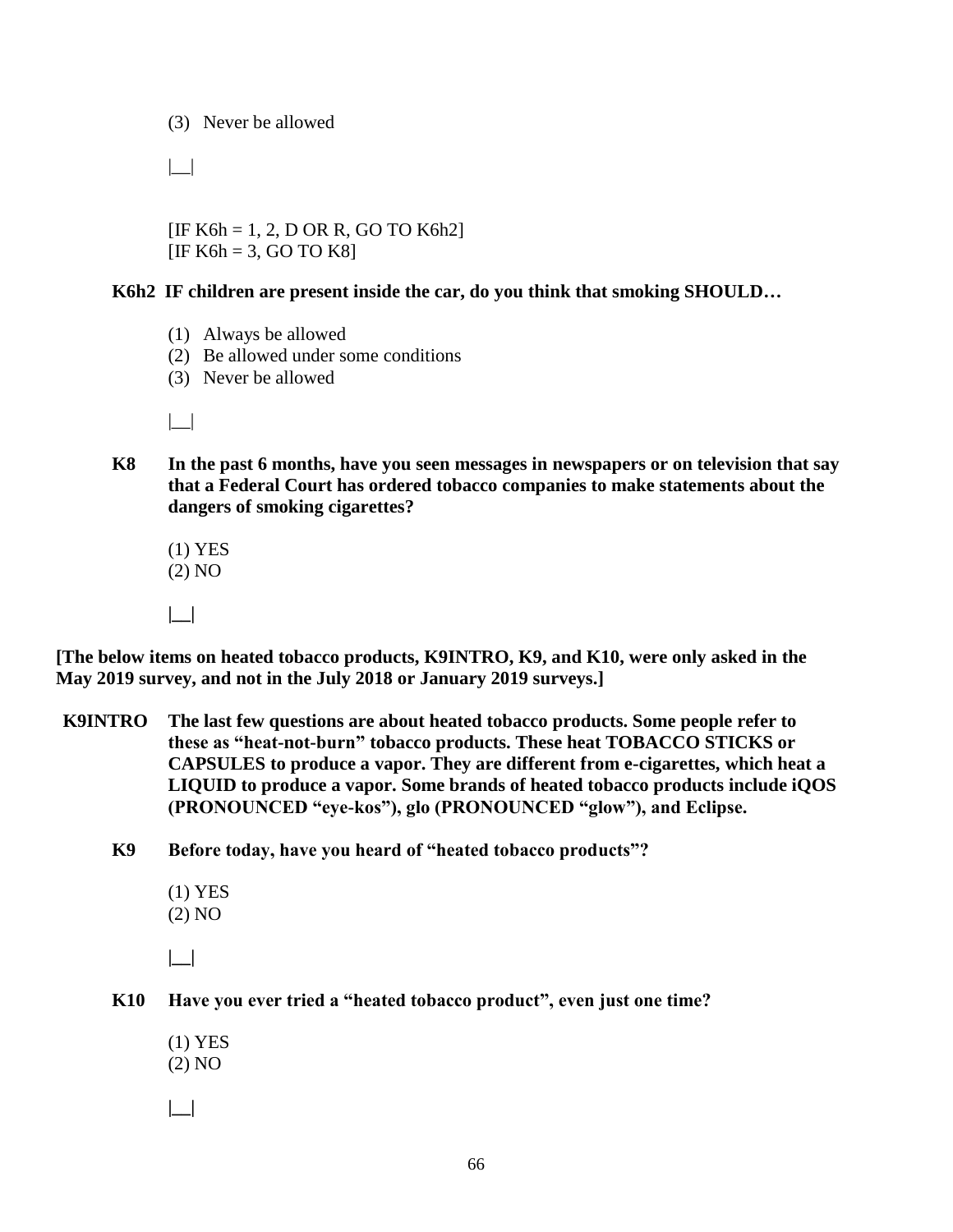(3) Never be allowed

|__|

[IF K6h = 1, 2, D OR R, GO TO K6h2]
[IF K6h = 3, GO TO K8]

**K6h2 IF children are present inside the car, do you think that smoking SHOULD…**

(1) Always be allowed
(2) Be allowed under some conditions
(3) Never be allowed

|__|

**K8 In the past 6 months, have you seen messages in newspapers or on television that say that a Federal Court has ordered tobacco companies to make statements about the dangers of smoking cigarettes?**

(1) YES
(2) NO

|__|

**[The below items on heated tobacco products, K9INTRO, K9, and K10, were only asked in the May 2019 survey, and not in the July 2018 or January 2019 surveys.]**

**K9INTRO The last few questions are about heated tobacco products. Some people refer to these as "heat-not-burn" tobacco products. These heat TOBACCO STICKS or CAPSULES to produce a vapor. They are different from e-cigarettes, which heat a LIQUID to produce a vapor. Some brands of heated tobacco products include iQOS (PRONOUNCED "eye-kos"), glo (PRONOUNCED "glow"), and Eclipse.**

**K9 Before today, have you heard of "heated tobacco products"?**

(1) YES
(2) NO

|__|

**K10 Have you ever tried a "heated tobacco product", even just one time?**

(1) YES
(2) NO

|__|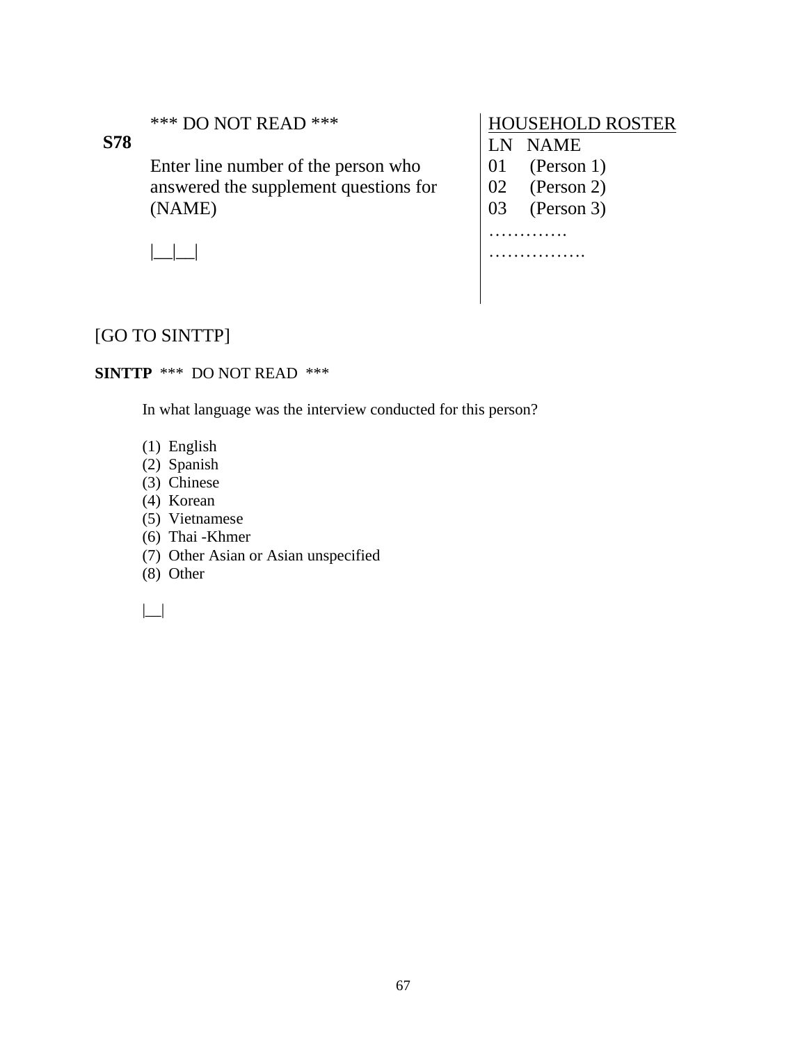**S78**

\*\*\* DO NOT READ \*\*\*

Enter line number of the person who answered the supplement questions for (NAME)

|__|__|

HOUSEHOLD ROSTER

| LN | NAME |
|---|---|
| 01 | (Person 1) |
| 02 | (Person 2) |
| 03 | (Person 3) |
| …………. | |
| ……………. | |

[GO TO SINTTP]

**SINTTP** \*\*\* DO NOT READ \*\*\*

In what language was the interview conducted for this person?

(1) English
(2) Spanish
(3) Chinese
(4) Korean
(5) Vietnamese
(6) Thai -Khmer
(7) Other Asian or Asian unspecified
(8) Other

|__|